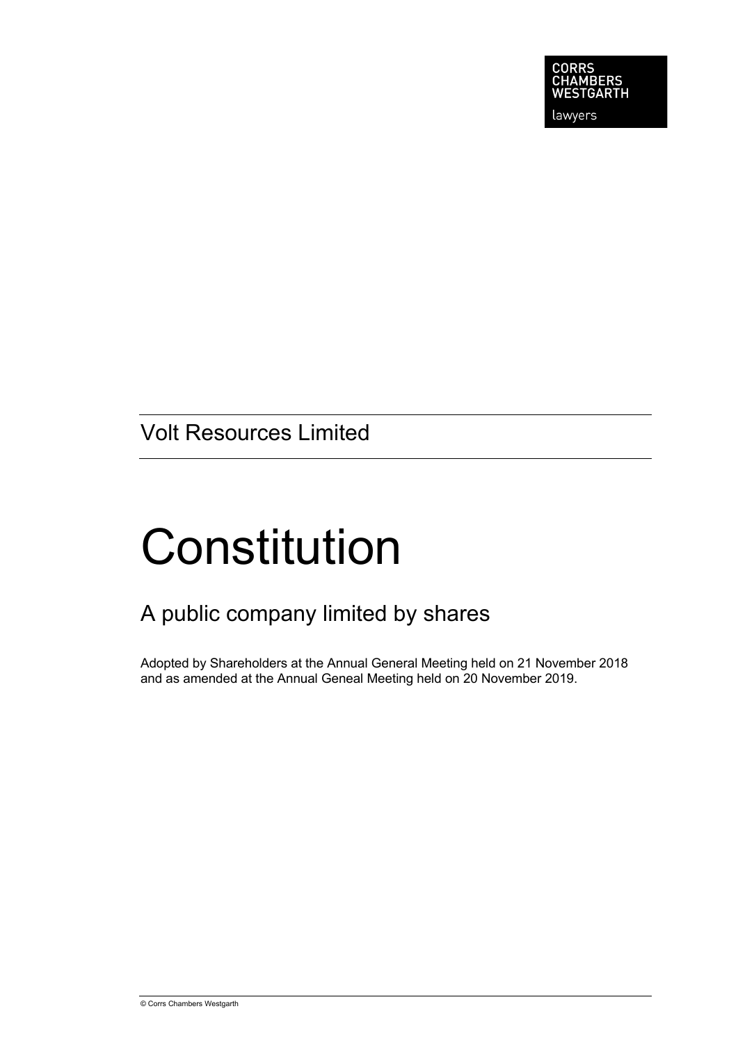CORRS
CHAMBERS
WESTGARTH

lawyers

## Volt Resources Limited

# Constitution

## A public company limited by shares

Adopted by Shareholders at the Annual General Meeting held on 21 November 2018 and as amended at the Annual Geneal Meeting held on 20 November 2019.

© Corrs Chambers Westgarth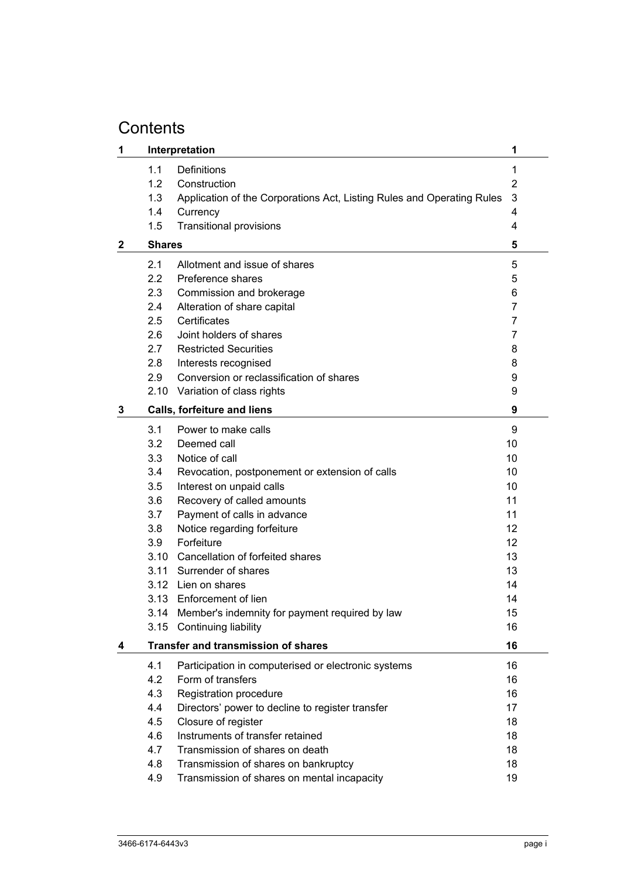# Contents

| | | | |
|---|---|---|---|
| **1** | **Interpretation** | | **1** |
| | 1.1 | Definitions | 1 |
| | 1.2 | Construction | 2 |
| | 1.3 | Application of the Corporations Act, Listing Rules and Operating Rules | 3 |
| | 1.4 | Currency | 4 |
| | 1.5 | Transitional provisions | 4 |
| **2** | **Shares** | | **5** |
| | 2.1 | Allotment and issue of shares | 5 |
| | 2.2 | Preference shares | 5 |
| | 2.3 | Commission and brokerage | 6 |
| | 2.4 | Alteration of share capital | 7 |
| | 2.5 | Certificates | 7 |
| | 2.6 | Joint holders of shares | 7 |
| | 2.7 | Restricted Securities | 8 |
| | 2.8 | Interests recognised | 8 |
| | 2.9 | Conversion or reclassification of shares | 9 |
| | 2.10 | Variation of class rights | 9 |
| **3** | **Calls, forfeiture and liens** | | **9** |
| | 3.1 | Power to make calls | 9 |
| | 3.2 | Deemed call | 10 |
| | 3.3 | Notice of call | 10 |
| | 3.4 | Revocation, postponement or extension of calls | 10 |
| | 3.5 | Interest on unpaid calls | 10 |
| | 3.6 | Recovery of called amounts | 11 |
| | 3.7 | Payment of calls in advance | 11 |
| | 3.8 | Notice regarding forfeiture | 12 |
| | 3.9 | Forfeiture | 12 |
| | 3.10 | Cancellation of forfeited shares | 13 |
| | 3.11 | Surrender of shares | 13 |
| | 3.12 | Lien on shares | 14 |
| | 3.13 | Enforcement of lien | 14 |
| | 3.14 | Member's indemnity for payment required by law | 15 |
| | 3.15 | Continuing liability | 16 |
| **4** | **Transfer and transmission of shares** | | **16** |
| | 4.1 | Participation in computerised or electronic systems | 16 |
| | 4.2 | Form of transfers | 16 |
| | 4.3 | Registration procedure | 16 |
| | 4.4 | Directors' power to decline to register transfer | 17 |
| | 4.5 | Closure of register | 18 |
| | 4.6 | Instruments of transfer retained | 18 |
| | 4.7 | Transmission of shares on death | 18 |
| | 4.8 | Transmission of shares on bankruptcy | 18 |
| | 4.9 | Transmission of shares on mental incapacity | 19 |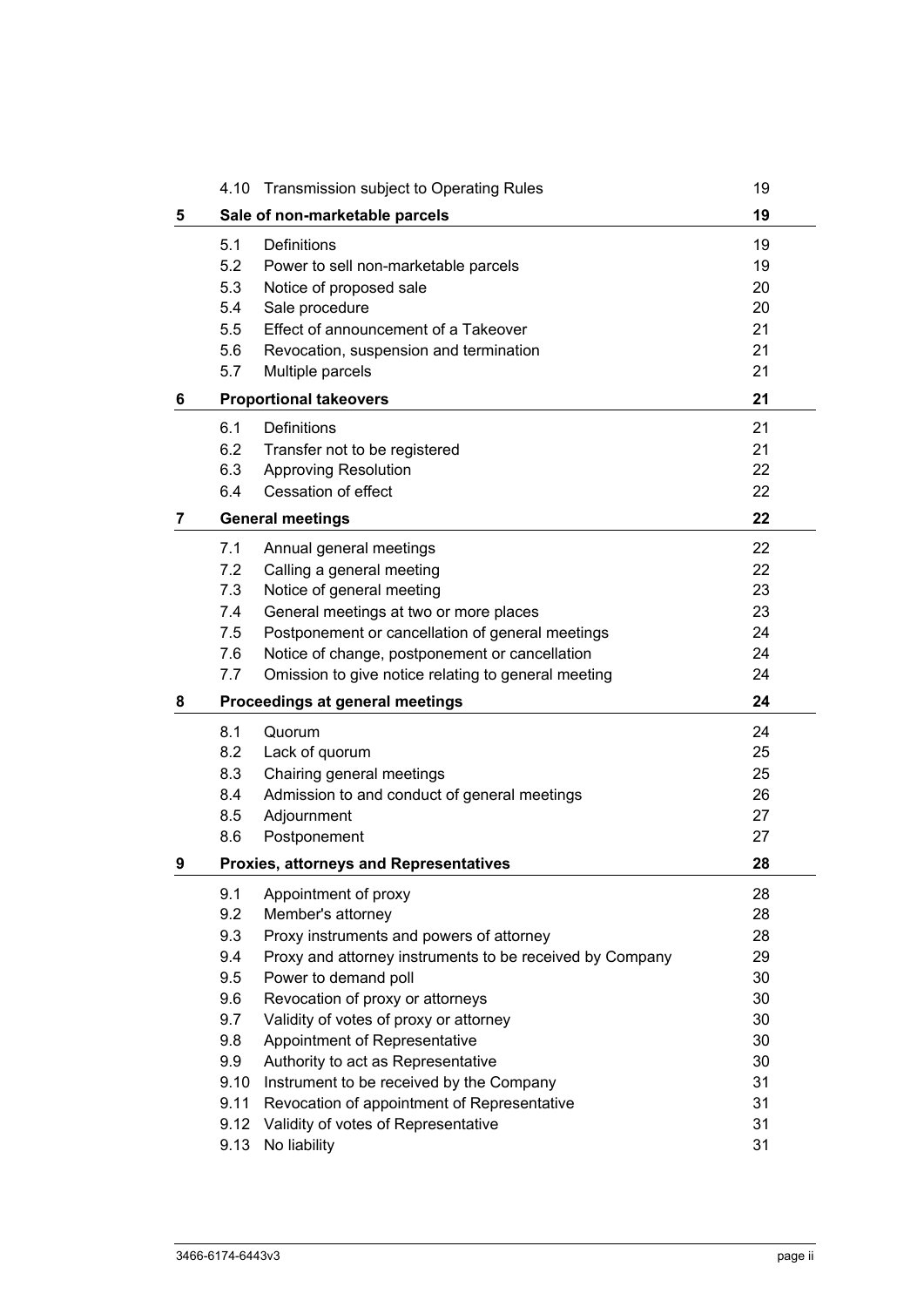| | | | |
|---|---|---|---|
| | 4.10 | Transmission subject to Operating Rules | 19 |
| **5** | **Sale of non-marketable parcels** | | **19** |
| | 5.1 | Definitions | 19 |
| | 5.2 | Power to sell non-marketable parcels | 19 |
| | 5.3 | Notice of proposed sale | 20 |
| | 5.4 | Sale procedure | 20 |
| | 5.5 | Effect of announcement of a Takeover | 21 |
| | 5.6 | Revocation, suspension and termination | 21 |
| | 5.7 | Multiple parcels | 21 |
| **6** | **Proportional takeovers** | | **21** |
| | 6.1 | Definitions | 21 |
| | 6.2 | Transfer not to be registered | 21 |
| | 6.3 | Approving Resolution | 22 |
| | 6.4 | Cessation of effect | 22 |
| **7** | **General meetings** | | **22** |
| | 7.1 | Annual general meetings | 22 |
| | 7.2 | Calling a general meeting | 22 |
| | 7.3 | Notice of general meeting | 23 |
| | 7.4 | General meetings at two or more places | 23 |
| | 7.5 | Postponement or cancellation of general meetings | 24 |
| | 7.6 | Notice of change, postponement or cancellation | 24 |
| | 7.7 | Omission to give notice relating to general meeting | 24 |
| **8** | **Proceedings at general meetings** | | **24** |
| | 8.1 | Quorum | 24 |
| | 8.2 | Lack of quorum | 25 |
| | 8.3 | Chairing general meetings | 25 |
| | 8.4 | Admission to and conduct of general meetings | 26 |
| | 8.5 | Adjournment | 27 |
| | 8.6 | Postponement | 27 |
| **9** | **Proxies, attorneys and Representatives** | | **28** |
| | 9.1 | Appointment of proxy | 28 |
| | 9.2 | Member's attorney | 28 |
| | 9.3 | Proxy instruments and powers of attorney | 28 |
| | 9.4 | Proxy and attorney instruments to be received by Company | 29 |
| | 9.5 | Power to demand poll | 30 |
| | 9.6 | Revocation of proxy or attorneys | 30 |
| | 9.7 | Validity of votes of proxy or attorney | 30 |
| | 9.8 | Appointment of Representative | 30 |
| | 9.9 | Authority to act as Representative | 30 |
| | 9.10 | Instrument to be received by the Company | 31 |
| | 9.11 | Revocation of appointment of Representative | 31 |
| | 9.12 | Validity of votes of Representative | 31 |
| | 9.13 | No liability | 31 |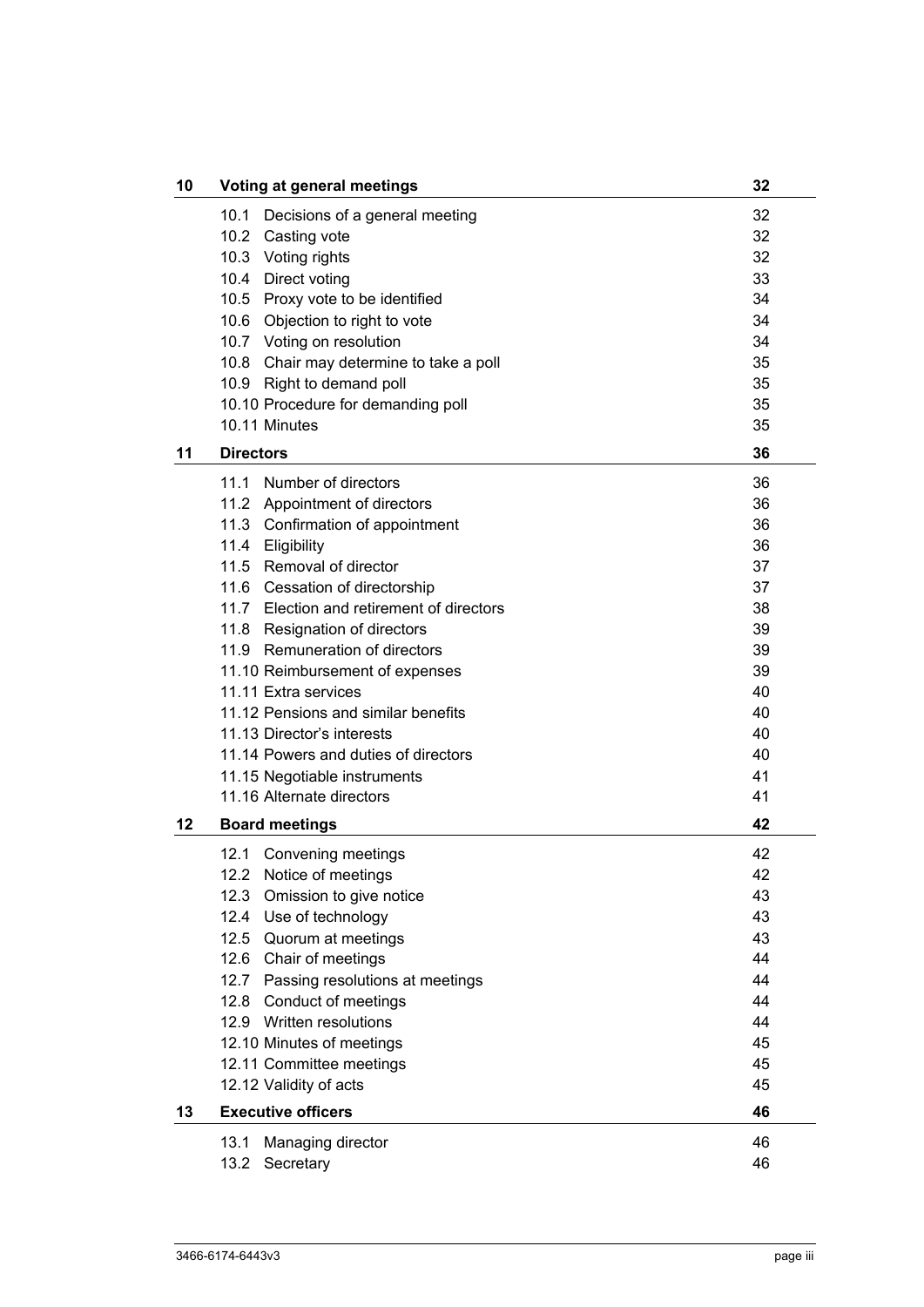| | | |
|---|---|---|
| **10** | **Voting at general meetings** | **32** |
| | 10.1 Decisions of a general meeting | 32 |
| | 10.2 Casting vote | 32 |
| | 10.3 Voting rights | 32 |
| | 10.4 Direct voting | 33 |
| | 10.5 Proxy vote to be identified | 34 |
| | 10.6 Objection to right to vote | 34 |
| | 10.7 Voting on resolution | 34 |
| | 10.8 Chair may determine to take a poll | 35 |
| | 10.9 Right to demand poll | 35 |
| | 10.10 Procedure for demanding poll | 35 |
| | 10.11 Minutes | 35 |
| **11** | **Directors** | **36** |
| | 11.1 Number of directors | 36 |
| | 11.2 Appointment of directors | 36 |
| | 11.3 Confirmation of appointment | 36 |
| | 11.4 Eligibility | 36 |
| | 11.5 Removal of director | 37 |
| | 11.6 Cessation of directorship | 37 |
| | 11.7 Election and retirement of directors | 38 |
| | 11.8 Resignation of directors | 39 |
| | 11.9 Remuneration of directors | 39 |
| | 11.10 Reimbursement of expenses | 39 |
| | 11.11 Extra services | 40 |
| | 11.12 Pensions and similar benefits | 40 |
| | 11.13 Director's interests | 40 |
| | 11.14 Powers and duties of directors | 40 |
| | 11.15 Negotiable instruments | 41 |
| | 11.16 Alternate directors | 41 |
| **12** | **Board meetings** | **42** |
| | 12.1 Convening meetings | 42 |
| | 12.2 Notice of meetings | 42 |
| | 12.3 Omission to give notice | 43 |
| | 12.4 Use of technology | 43 |
| | 12.5 Quorum at meetings | 43 |
| | 12.6 Chair of meetings | 44 |
| | 12.7 Passing resolutions at meetings | 44 |
| | 12.8 Conduct of meetings | 44 |
| | 12.9 Written resolutions | 44 |
| | 12.10 Minutes of meetings | 45 |
| | 12.11 Committee meetings | 45 |
| | 12.12 Validity of acts | 45 |
| **13** | **Executive officers** | **46** |
| | 13.1 Managing director | 46 |
| | 13.2 Secretary | 46 |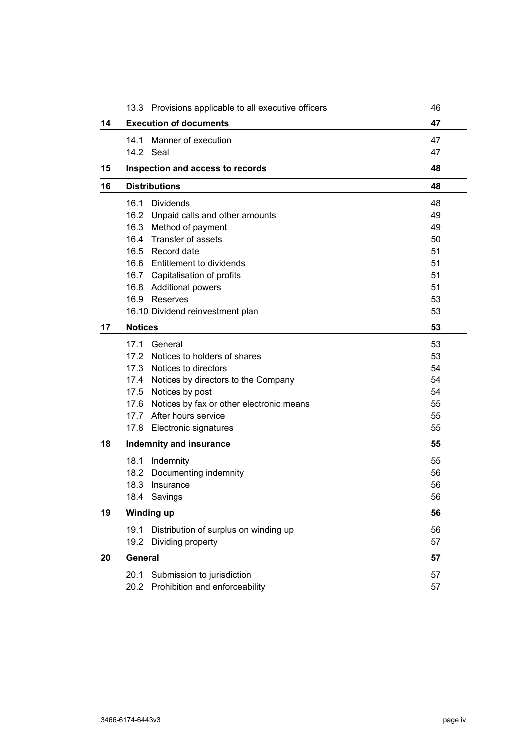| | | |
|---|---|---|
| | 13.3 Provisions applicable to all executive officers | 46 |
| **14** | **Execution of documents** | **47** |
| | 14.1 Manner of execution | 47 |
| | 14.2 Seal | 47 |
| **15** | **Inspection and access to records** | **48** |
| **16** | **Distributions** | **48** |
| | 16.1 Dividends | 48 |
| | 16.2 Unpaid calls and other amounts | 49 |
| | 16.3 Method of payment | 49 |
| | 16.4 Transfer of assets | 50 |
| | 16.5 Record date | 51 |
| | 16.6 Entitlement to dividends | 51 |
| | 16.7 Capitalisation of profits | 51 |
| | 16.8 Additional powers | 51 |
| | 16.9 Reserves | 53 |
| | 16.10 Dividend reinvestment plan | 53 |
| **17** | **Notices** | **53** |
| | 17.1 General | 53 |
| | 17.2 Notices to holders of shares | 53 |
| | 17.3 Notices to directors | 54 |
| | 17.4 Notices by directors to the Company | 54 |
| | 17.5 Notices by post | 54 |
| | 17.6 Notices by fax or other electronic means | 55 |
| | 17.7 After hours service | 55 |
| | 17.8 Electronic signatures | 55 |
| **18** | **Indemnity and insurance** | **55** |
| | 18.1 Indemnity | 55 |
| | 18.2 Documenting indemnity | 56 |
| | 18.3 Insurance | 56 |
| | 18.4 Savings | 56 |
| **19** | **Winding up** | **56** |
| | 19.1 Distribution of surplus on winding up | 56 |
| | 19.2 Dividing property | 57 |
| **20** | **General** | **57** |
| | 20.1 Submission to jurisdiction | 57 |
| | 20.2 Prohibition and enforceability | 57 |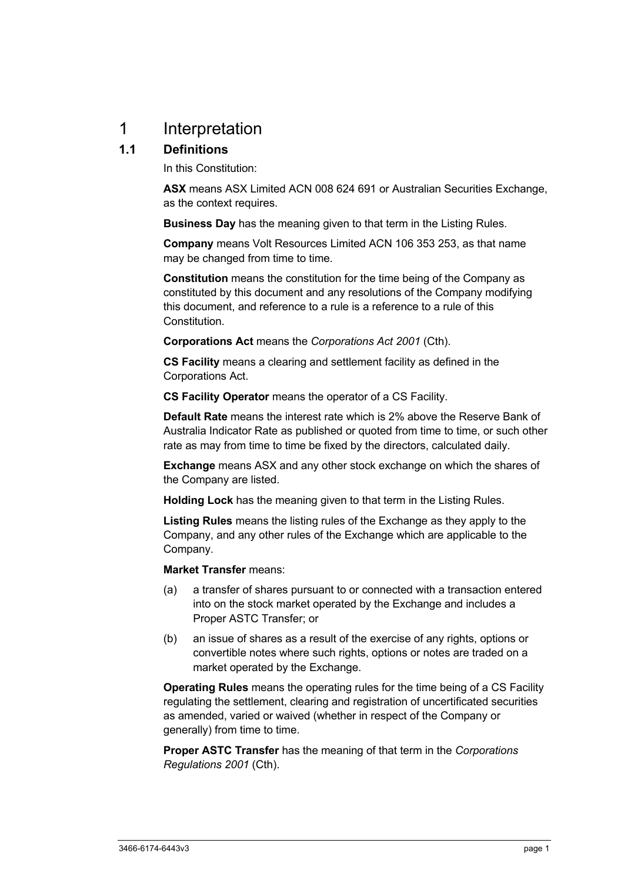# 1 Interpretation

## 1.1 Definitions

In this Constitution:

**ASX** means ASX Limited ACN 008 624 691 or Australian Securities Exchange, as the context requires.

**Business Day** has the meaning given to that term in the Listing Rules.

**Company** means Volt Resources Limited ACN 106 353 253, as that name may be changed from time to time.

**Constitution** means the constitution for the time being of the Company as constituted by this document and any resolutions of the Company modifying this document, and reference to a rule is a reference to a rule of this Constitution.

**Corporations Act** means the *Corporations Act 2001* (Cth).

**CS Facility** means a clearing and settlement facility as defined in the Corporations Act.

**CS Facility Operator** means the operator of a CS Facility.

**Default Rate** means the interest rate which is 2% above the Reserve Bank of Australia Indicator Rate as published or quoted from time to time, or such other rate as may from time to time be fixed by the directors, calculated daily.

**Exchange** means ASX and any other stock exchange on which the shares of the Company are listed.

**Holding Lock** has the meaning given to that term in the Listing Rules.

**Listing Rules** means the listing rules of the Exchange as they apply to the Company, and any other rules of the Exchange which are applicable to the Company.

**Market Transfer** means:

(a) a transfer of shares pursuant to or connected with a transaction entered into on the stock market operated by the Exchange and includes a Proper ASTC Transfer; or

(b) an issue of shares as a result of the exercise of any rights, options or convertible notes where such rights, options or notes are traded on a market operated by the Exchange.

**Operating Rules** means the operating rules for the time being of a CS Facility regulating the settlement, clearing and registration of uncertificated securities as amended, varied or waived (whether in respect of the Company or generally) from time to time.

**Proper ASTC Transfer** has the meaning of that term in the *Corporations Regulations 2001* (Cth).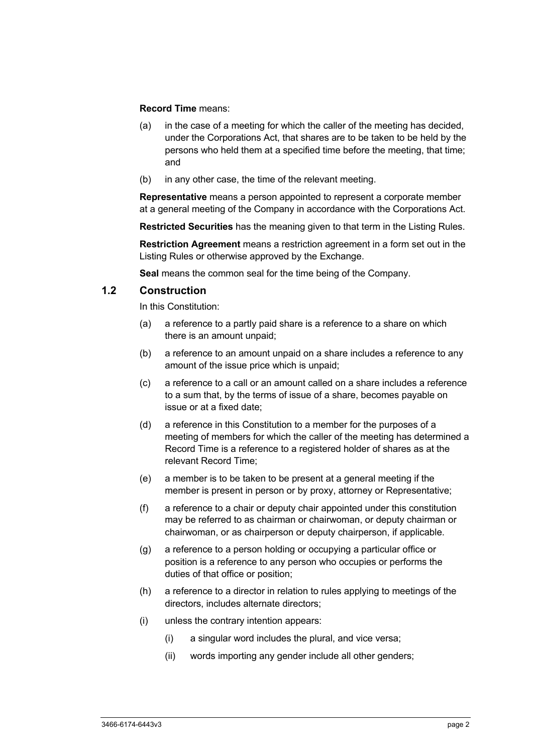**Record Time** means:

(a) in the case of a meeting for which the caller of the meeting has decided, under the Corporations Act, that shares are to be taken to be held by the persons who held them at a specified time before the meeting, that time; and

(b) in any other case, the time of the relevant meeting.

**Representative** means a person appointed to represent a corporate member at a general meeting of the Company in accordance with the Corporations Act.

**Restricted Securities** has the meaning given to that term in the Listing Rules.

**Restriction Agreement** means a restriction agreement in a form set out in the Listing Rules or otherwise approved by the Exchange.

**Seal** means the common seal for the time being of the Company.

## 1.2 Construction

In this Constitution:

(a) a reference to a partly paid share is a reference to a share on which there is an amount unpaid;

(b) a reference to an amount unpaid on a share includes a reference to any amount of the issue price which is unpaid;

(c) a reference to a call or an amount called on a share includes a reference to a sum that, by the terms of issue of a share, becomes payable on issue or at a fixed date;

(d) a reference in this Constitution to a member for the purposes of a meeting of members for which the caller of the meeting has determined a Record Time is a reference to a registered holder of shares as at the relevant Record Time;

(e) a member is to be taken to be present at a general meeting if the member is present in person or by proxy, attorney or Representative;

(f) a reference to a chair or deputy chair appointed under this constitution may be referred to as chairman or chairwoman, or deputy chairman or chairwoman, or as chairperson or deputy chairperson, if applicable.

(g) a reference to a person holding or occupying a particular office or position is a reference to any person who occupies or performs the duties of that office or position;

(h) a reference to a director in relation to rules applying to meetings of the directors, includes alternate directors;

(i) unless the contrary intention appears:

 (i) a singular word includes the plural, and vice versa;

 (ii) words importing any gender include all other genders;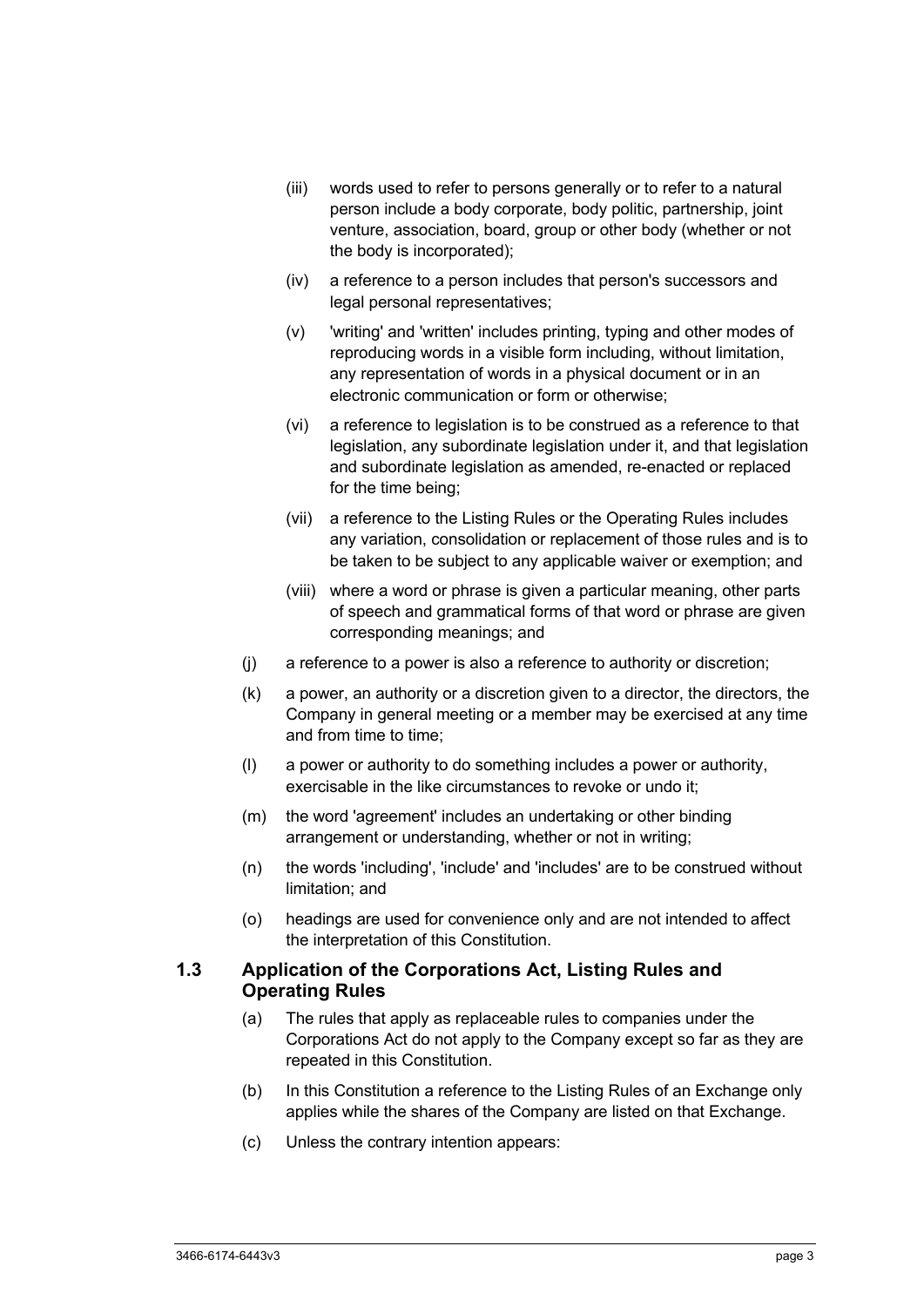- (iii) words used to refer to persons generally or to refer to a natural person include a body corporate, body politic, partnership, joint venture, association, board, group or other body (whether or not the body is incorporated);
- (iv) a reference to a person includes that person's successors and legal personal representatives;
- (v) 'writing' and 'written' includes printing, typing and other modes of reproducing words in a visible form including, without limitation, any representation of words in a physical document or in an electronic communication or form or otherwise;
- (vi) a reference to legislation is to be construed as a reference to that legislation, any subordinate legislation under it, and that legislation and subordinate legislation as amended, re-enacted or replaced for the time being;
- (vii) a reference to the Listing Rules or the Operating Rules includes any variation, consolidation or replacement of those rules and is to be taken to be subject to any applicable waiver or exemption; and
- (viii) where a word or phrase is given a particular meaning, other parts of speech and grammatical forms of that word or phrase are given corresponding meanings; and

(j) a reference to a power is also a reference to authority or discretion;

(k) a power, an authority or a discretion given to a director, the directors, the Company in general meeting or a member may be exercised at any time and from time to time;

(l) a power or authority to do something includes a power or authority, exercisable in the like circumstances to revoke or undo it;

(m) the word 'agreement' includes an undertaking or other binding arrangement or understanding, whether or not in writing;

(n) the words 'including', 'include' and 'includes' are to be construed without limitation; and

(o) headings are used for convenience only and are not intended to affect the interpretation of this Constitution.

### 1.3 Application of the Corporations Act, Listing Rules and Operating Rules

(a) The rules that apply as replaceable rules to companies under the Corporations Act do not apply to the Company except so far as they are repeated in this Constitution.

(b) In this Constitution a reference to the Listing Rules of an Exchange only applies while the shares of the Company are listed on that Exchange.

(c) Unless the contrary intention appears: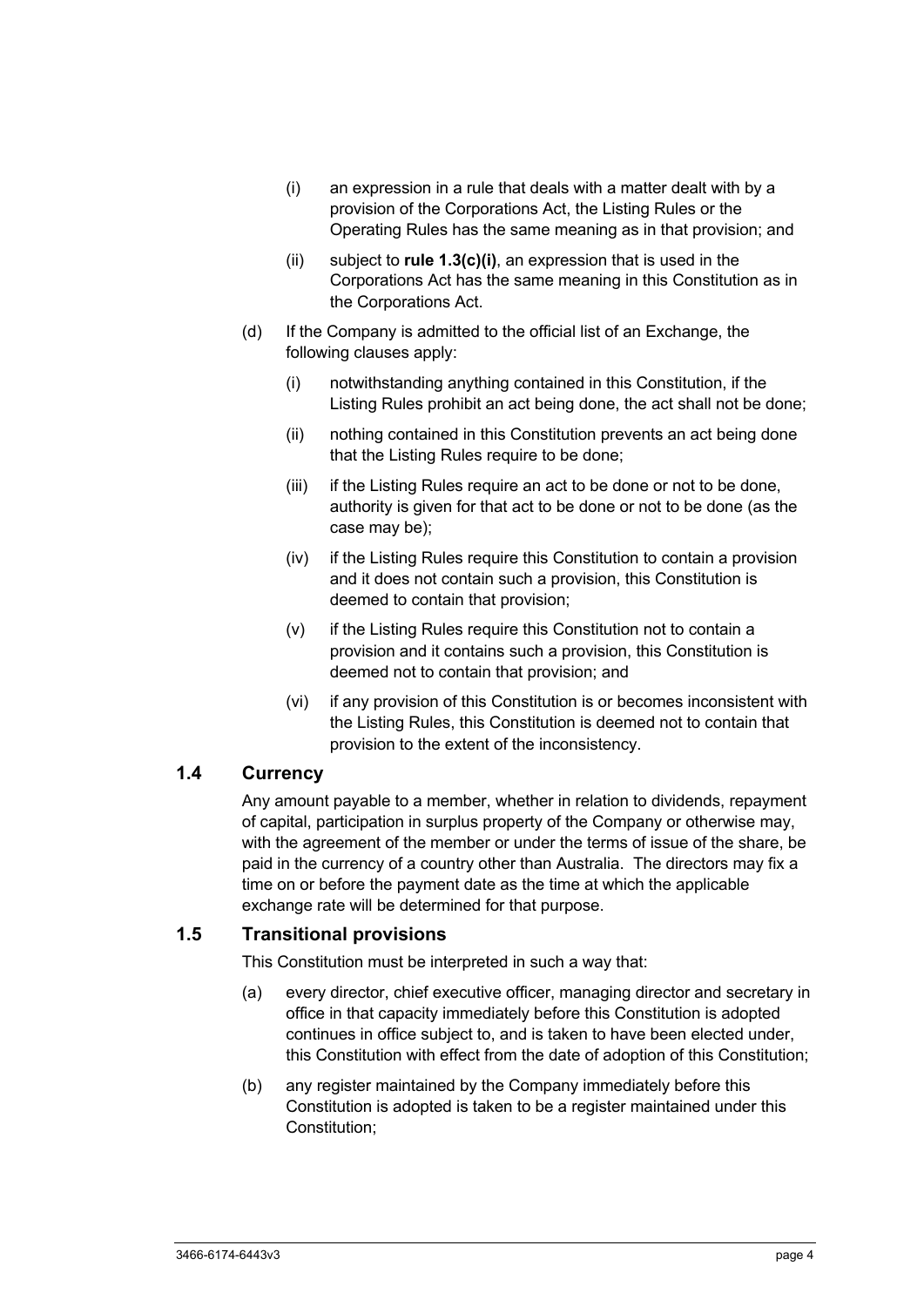(i) an expression in a rule that deals with a matter dealt with by a provision of the Corporations Act, the Listing Rules or the Operating Rules has the same meaning as in that provision; and

(ii) subject to **rule 1.3(c)(i)**, an expression that is used in the Corporations Act has the same meaning in this Constitution as in the Corporations Act.

(d) If the Company is admitted to the official list of an Exchange, the following clauses apply:

(i) notwithstanding anything contained in this Constitution, if the Listing Rules prohibit an act being done, the act shall not be done;

(ii) nothing contained in this Constitution prevents an act being done that the Listing Rules require to be done;

(iii) if the Listing Rules require an act to be done or not to be done, authority is given for that act to be done or not to be done (as the case may be);

(iv) if the Listing Rules require this Constitution to contain a provision and it does not contain such a provision, this Constitution is deemed to contain that provision;

(v) if the Listing Rules require this Constitution not to contain a provision and it contains such a provision, this Constitution is deemed not to contain that provision; and

(vi) if any provision of this Constitution is or becomes inconsistent with the Listing Rules, this Constitution is deemed not to contain that provision to the extent of the inconsistency.

### 1.4 Currency

Any amount payable to a member, whether in relation to dividends, repayment of capital, participation in surplus property of the Company or otherwise may, with the agreement of the member or under the terms of issue of the share, be paid in the currency of a country other than Australia. The directors may fix a time on or before the payment date as the time at which the applicable exchange rate will be determined for that purpose.

### 1.5 Transitional provisions

This Constitution must be interpreted in such a way that:

(a) every director, chief executive officer, managing director and secretary in office in that capacity immediately before this Constitution is adopted continues in office subject to, and is taken to have been elected under, this Constitution with effect from the date of adoption of this Constitution;

(b) any register maintained by the Company immediately before this Constitution is adopted is taken to be a register maintained under this Constitution;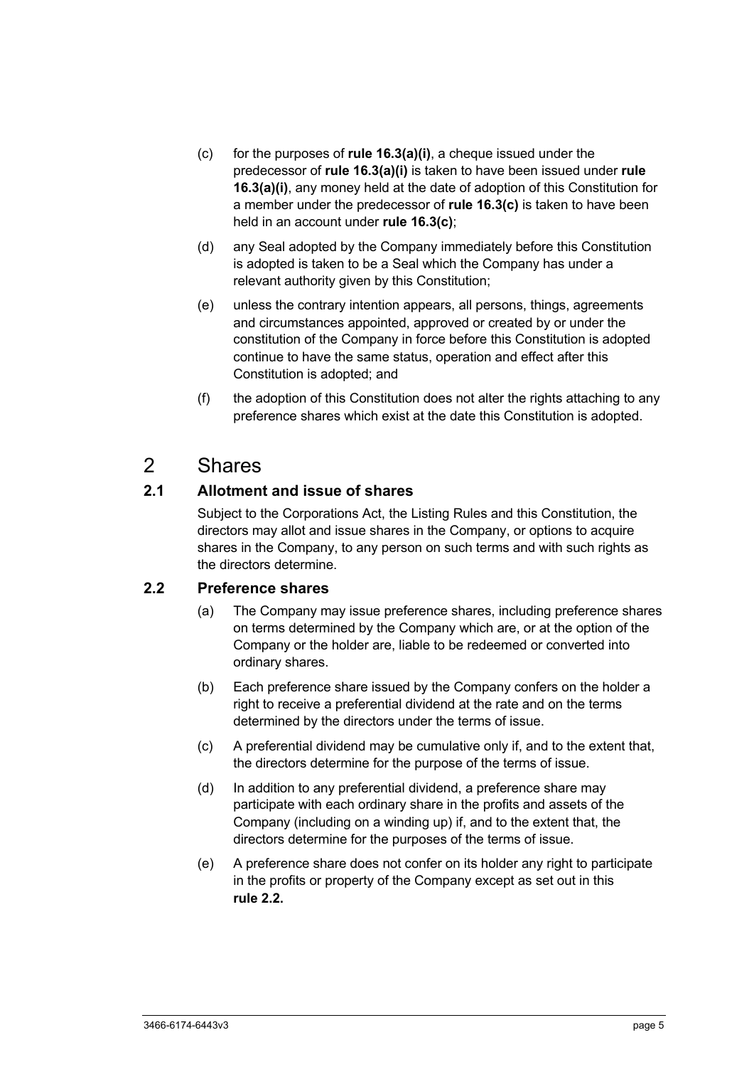(c) for the purposes of **rule 16.3(a)(i)**, a cheque issued under the predecessor of **rule 16.3(a)(i)** is taken to have been issued under **rule 16.3(a)(i)**, any money held at the date of adoption of this Constitution for a member under the predecessor of **rule 16.3(c)** is taken to have been held in an account under **rule 16.3(c)**;

(d) any Seal adopted by the Company immediately before this Constitution is adopted is taken to be a Seal which the Company has under a relevant authority given by this Constitution;

(e) unless the contrary intention appears, all persons, things, agreements and circumstances appointed, approved or created by or under the constitution of the Company in force before this Constitution is adopted continue to have the same status, operation and effect after this Constitution is adopted; and

(f) the adoption of this Constitution does not alter the rights attaching to any preference shares which exist at the date this Constitution is adopted.

# 2 Shares

## 2.1 Allotment and issue of shares

Subject to the Corporations Act, the Listing Rules and this Constitution, the directors may allot and issue shares in the Company, or options to acquire shares in the Company, to any person on such terms and with such rights as the directors determine.

## 2.2 Preference shares

(a) The Company may issue preference shares, including preference shares on terms determined by the Company which are, or at the option of the Company or the holder are, liable to be redeemed or converted into ordinary shares.

(b) Each preference share issued by the Company confers on the holder a right to receive a preferential dividend at the rate and on the terms determined by the directors under the terms of issue.

(c) A preferential dividend may be cumulative only if, and to the extent that, the directors determine for the purpose of the terms of issue.

(d) In addition to any preferential dividend, a preference share may participate with each ordinary share in the profits and assets of the Company (including on a winding up) if, and to the extent that, the directors determine for the purposes of the terms of issue.

(e) A preference share does not confer on its holder any right to participate in the profits or property of the Company except as set out in this **rule 2.2.**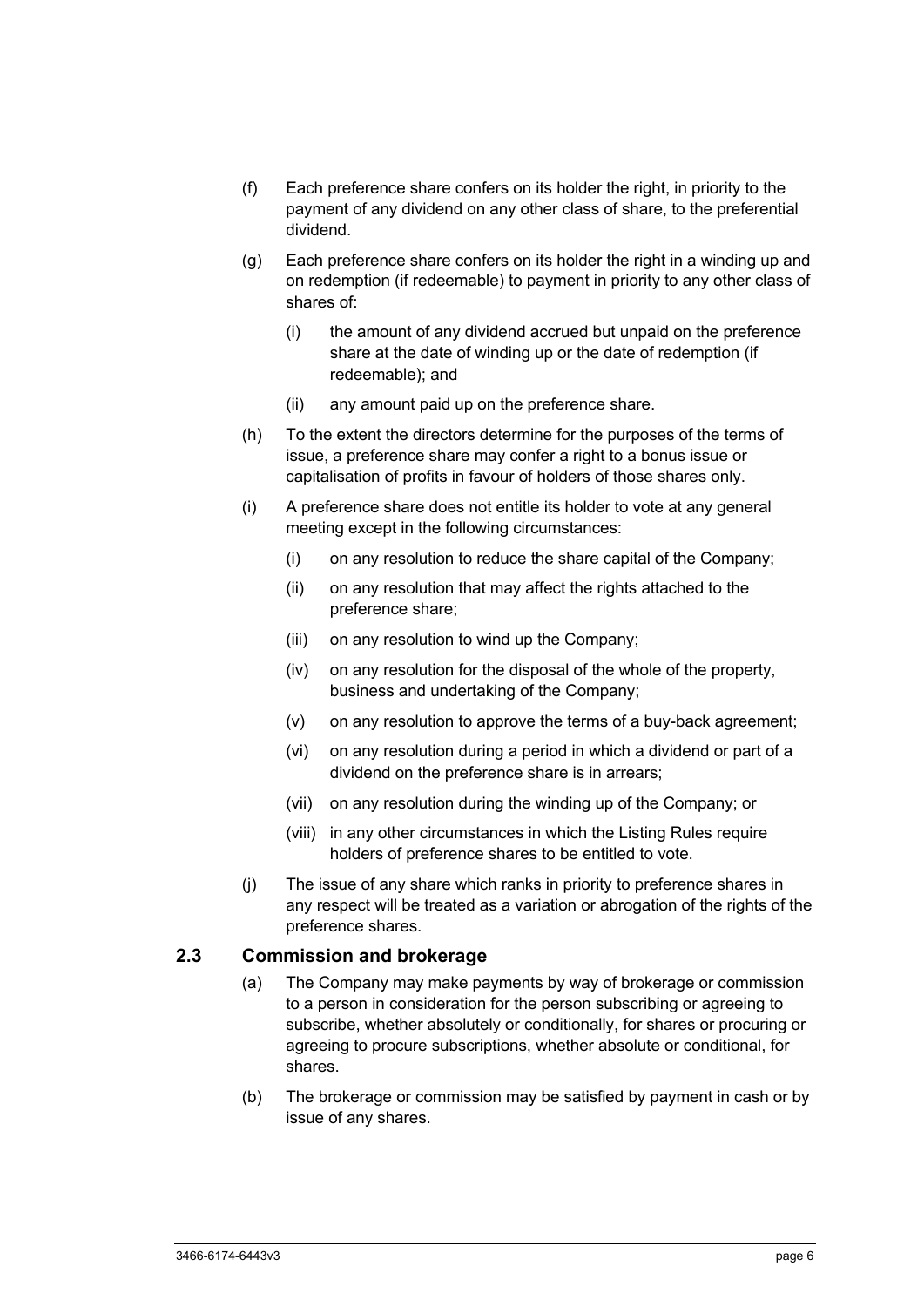(f) Each preference share confers on its holder the right, in priority to the payment of any dividend on any other class of share, to the preferential dividend.

(g) Each preference share confers on its holder the right in a winding up and on redemption (if redeemable) to payment in priority to any other class of shares of:

   (i) the amount of any dividend accrued but unpaid on the preference share at the date of winding up or the date of redemption (if redeemable); and

   (ii) any amount paid up on the preference share.

(h) To the extent the directors determine for the purposes of the terms of issue, a preference share may confer a right to a bonus issue or capitalisation of profits in favour of holders of those shares only.

(i) A preference share does not entitle its holder to vote at any general meeting except in the following circumstances:

   (i) on any resolution to reduce the share capital of the Company;

   (ii) on any resolution that may affect the rights attached to the preference share;

   (iii) on any resolution to wind up the Company;

   (iv) on any resolution for the disposal of the whole of the property, business and undertaking of the Company;

   (v) on any resolution to approve the terms of a buy-back agreement;

   (vi) on any resolution during a period in which a dividend or part of a dividend on the preference share is in arrears;

   (vii) on any resolution during the winding up of the Company; or

   (viii) in any other circumstances in which the Listing Rules require holders of preference shares to be entitled to vote.

(j) The issue of any share which ranks in priority to preference shares in any respect will be treated as a variation or abrogation of the rights of the preference shares.

## 2.3 Commission and brokerage

(a) The Company may make payments by way of brokerage or commission to a person in consideration for the person subscribing or agreeing to subscribe, whether absolutely or conditionally, for shares or procuring or agreeing to procure subscriptions, whether absolute or conditional, for shares.

(b) The brokerage or commission may be satisfied by payment in cash or by issue of any shares.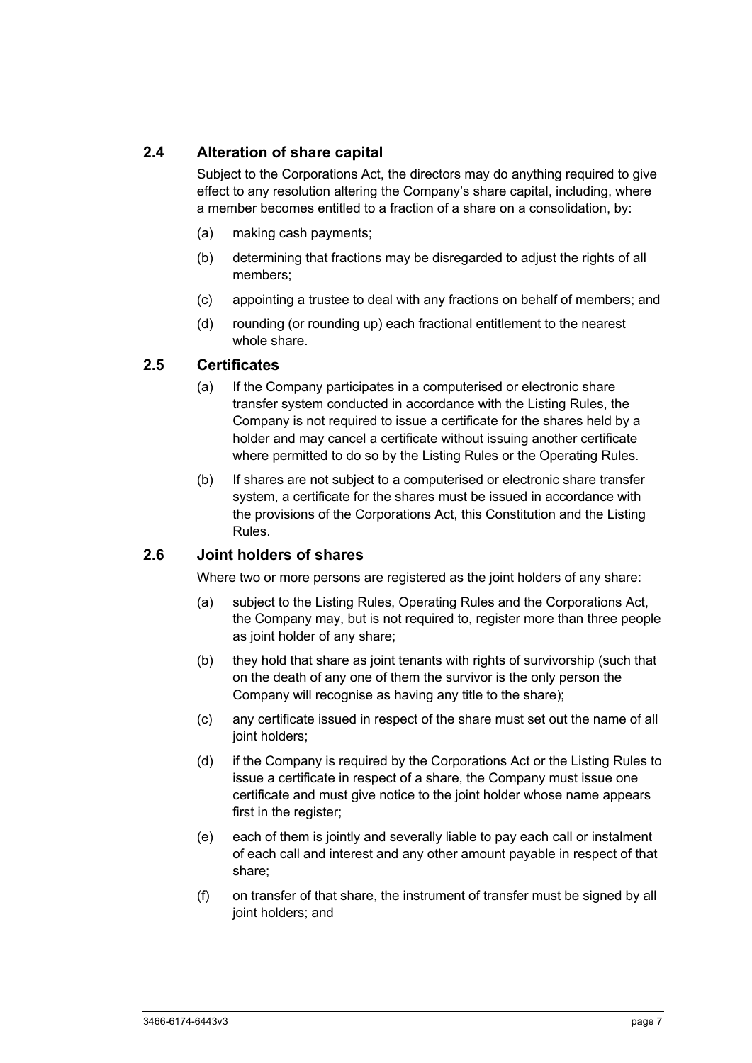### 2.4 Alteration of share capital

Subject to the Corporations Act, the directors may do anything required to give effect to any resolution altering the Company's share capital, including, where a member becomes entitled to a fraction of a share on a consolidation, by:

(a) making cash payments;

(b) determining that fractions may be disregarded to adjust the rights of all members;

(c) appointing a trustee to deal with any fractions on behalf of members; and

(d) rounding (or rounding up) each fractional entitlement to the nearest whole share.

### 2.5 Certificates

(a) If the Company participates in a computerised or electronic share transfer system conducted in accordance with the Listing Rules, the Company is not required to issue a certificate for the shares held by a holder and may cancel a certificate without issuing another certificate where permitted to do so by the Listing Rules or the Operating Rules.

(b) If shares are not subject to a computerised or electronic share transfer system, a certificate for the shares must be issued in accordance with the provisions of the Corporations Act, this Constitution and the Listing Rules.

### 2.6 Joint holders of shares

Where two or more persons are registered as the joint holders of any share:

(a) subject to the Listing Rules, Operating Rules and the Corporations Act, the Company may, but is not required to, register more than three people as joint holder of any share;

(b) they hold that share as joint tenants with rights of survivorship (such that on the death of any one of them the survivor is the only person the Company will recognise as having any title to the share);

(c) any certificate issued in respect of the share must set out the name of all joint holders;

(d) if the Company is required by the Corporations Act or the Listing Rules to issue a certificate in respect of a share, the Company must issue one certificate and must give notice to the joint holder whose name appears first in the register;

(e) each of them is jointly and severally liable to pay each call or instalment of each call and interest and any other amount payable in respect of that share;

(f) on transfer of that share, the instrument of transfer must be signed by all joint holders; and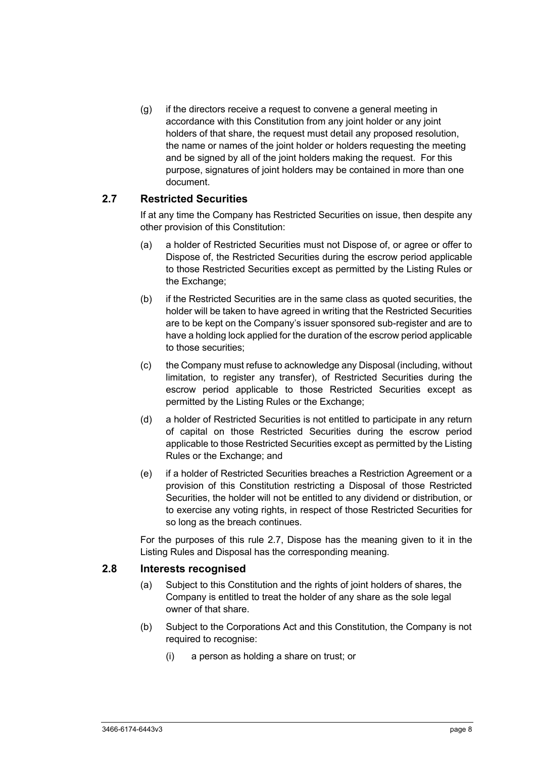(g) if the directors receive a request to convene a general meeting in accordance with this Constitution from any joint holder or any joint holders of that share, the request must detail any proposed resolution, the name or names of the joint holder or holders requesting the meeting and be signed by all of the joint holders making the request. For this purpose, signatures of joint holders may be contained in more than one document.

## 2.7 Restricted Securities

If at any time the Company has Restricted Securities on issue, then despite any other provision of this Constitution:

(a) a holder of Restricted Securities must not Dispose of, or agree or offer to Dispose of, the Restricted Securities during the escrow period applicable to those Restricted Securities except as permitted by the Listing Rules or the Exchange;

(b) if the Restricted Securities are in the same class as quoted securities, the holder will be taken to have agreed in writing that the Restricted Securities are to be kept on the Company's issuer sponsored sub-register and are to have a holding lock applied for the duration of the escrow period applicable to those securities;

(c) the Company must refuse to acknowledge any Disposal (including, without limitation, to register any transfer), of Restricted Securities during the escrow period applicable to those Restricted Securities except as permitted by the Listing Rules or the Exchange;

(d) a holder of Restricted Securities is not entitled to participate in any return of capital on those Restricted Securities during the escrow period applicable to those Restricted Securities except as permitted by the Listing Rules or the Exchange; and

(e) if a holder of Restricted Securities breaches a Restriction Agreement or a provision of this Constitution restricting a Disposal of those Restricted Securities, the holder will not be entitled to any dividend or distribution, or to exercise any voting rights, in respect of those Restricted Securities for so long as the breach continues.

For the purposes of this rule 2.7, Dispose has the meaning given to it in the Listing Rules and Disposal has the corresponding meaning.

## 2.8 Interests recognised

(a) Subject to this Constitution and the rights of joint holders of shares, the Company is entitled to treat the holder of any share as the sole legal owner of that share.

(b) Subject to the Corporations Act and this Constitution, the Company is not required to recognise:

(i) a person as holding a share on trust; or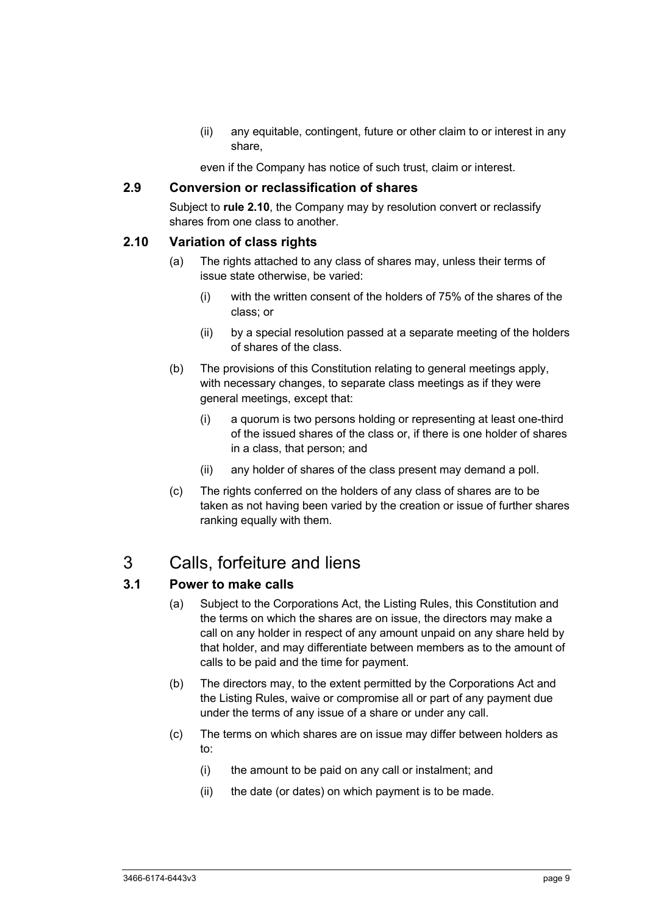(ii) any equitable, contingent, future or other claim to or interest in any share,

even if the Company has notice of such trust, claim or interest.

### 2.9 Conversion or reclassification of shares

Subject to **rule 2.10**, the Company may by resolution convert or reclassify shares from one class to another.

### 2.10 Variation of class rights

(a) The rights attached to any class of shares may, unless their terms of issue state otherwise, be varied:

(i) with the written consent of the holders of 75% of the shares of the class; or

(ii) by a special resolution passed at a separate meeting of the holders of shares of the class.

(b) The provisions of this Constitution relating to general meetings apply, with necessary changes, to separate class meetings as if they were general meetings, except that:

(i) a quorum is two persons holding or representing at least one-third of the issued shares of the class or, if there is one holder of shares in a class, that person; and

(ii) any holder of shares of the class present may demand a poll.

(c) The rights conferred on the holders of any class of shares are to be taken as not having been varied by the creation or issue of further shares ranking equally with them.

## 3 Calls, forfeiture and liens

### 3.1 Power to make calls

(a) Subject to the Corporations Act, the Listing Rules, this Constitution and the terms on which the shares are on issue, the directors may make a call on any holder in respect of any amount unpaid on any share held by that holder, and may differentiate between members as to the amount of calls to be paid and the time for payment.

(b) The directors may, to the extent permitted by the Corporations Act and the Listing Rules, waive or compromise all or part of any payment due under the terms of any issue of a share or under any call.

(c) The terms on which shares are on issue may differ between holders as to:

(i) the amount to be paid on any call or instalment; and

(ii) the date (or dates) on which payment is to be made.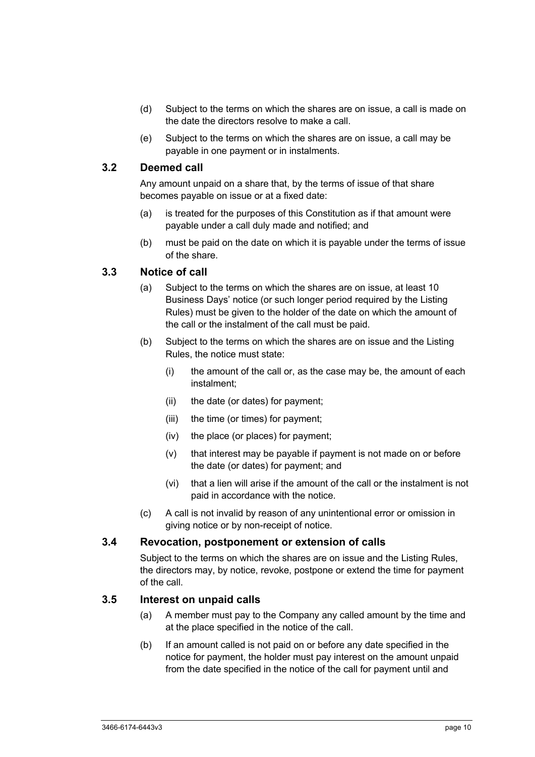(d) Subject to the terms on which the shares are on issue, a call is made on the date the directors resolve to make a call.

(e) Subject to the terms on which the shares are on issue, a call may be payable in one payment or in instalments.

### 3.2 Deemed call

Any amount unpaid on a share that, by the terms of issue of that share becomes payable on issue or at a fixed date:

(a) is treated for the purposes of this Constitution as if that amount were payable under a call duly made and notified; and

(b) must be paid on the date on which it is payable under the terms of issue of the share.

### 3.3 Notice of call

(a) Subject to the terms on which the shares are on issue, at least 10 Business Days' notice (or such longer period required by the Listing Rules) must be given to the holder of the date on which the amount of the call or the instalment of the call must be paid.

(b) Subject to the terms on which the shares are on issue and the Listing Rules, the notice must state:

(i) the amount of the call or, as the case may be, the amount of each instalment;

(ii) the date (or dates) for payment;

(iii) the time (or times) for payment;

(iv) the place (or places) for payment;

(v) that interest may be payable if payment is not made on or before the date (or dates) for payment; and

(vi) that a lien will arise if the amount of the call or the instalment is not paid in accordance with the notice.

(c) A call is not invalid by reason of any unintentional error or omission in giving notice or by non-receipt of notice.

### 3.4 Revocation, postponement or extension of calls

Subject to the terms on which the shares are on issue and the Listing Rules, the directors may, by notice, revoke, postpone or extend the time for payment of the call.

### 3.5 Interest on unpaid calls

(a) A member must pay to the Company any called amount by the time and at the place specified in the notice of the call.

(b) If an amount called is not paid on or before any date specified in the notice for payment, the holder must pay interest on the amount unpaid from the date specified in the notice of the call for payment until and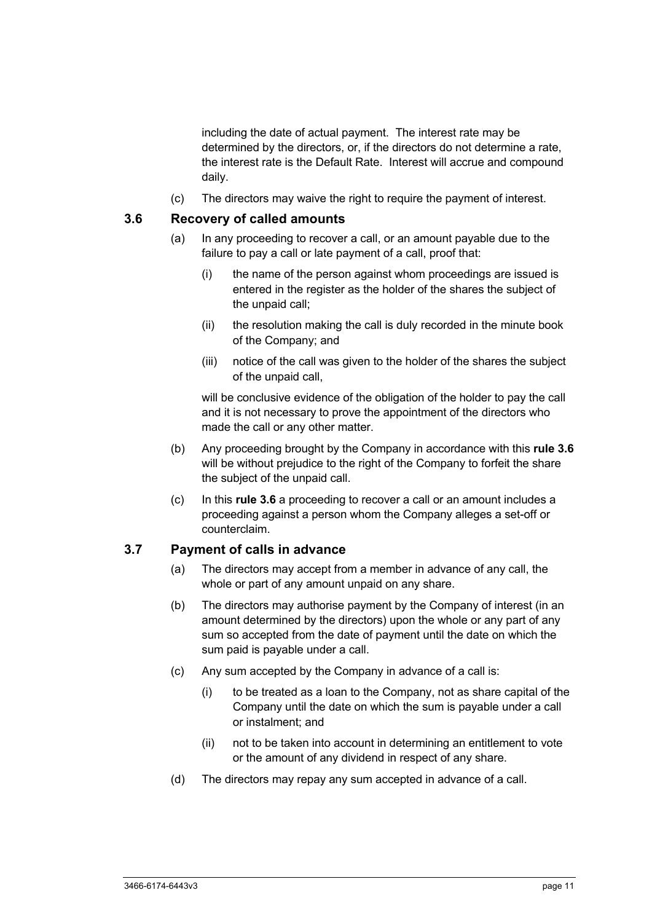including the date of actual payment. The interest rate may be determined by the directors, or, if the directors do not determine a rate, the interest rate is the Default Rate. Interest will accrue and compound daily.

(c) The directors may waive the right to require the payment of interest.

### 3.6 Recovery of called amounts

(a) In any proceeding to recover a call, or an amount payable due to the failure to pay a call or late payment of a call, proof that:

(i) the name of the person against whom proceedings are issued is entered in the register as the holder of the shares the subject of the unpaid call;

(ii) the resolution making the call is duly recorded in the minute book of the Company; and

(iii) notice of the call was given to the holder of the shares the subject of the unpaid call,

will be conclusive evidence of the obligation of the holder to pay the call and it is not necessary to prove the appointment of the directors who made the call or any other matter.

(b) Any proceeding brought by the Company in accordance with this **rule 3.6** will be without prejudice to the right of the Company to forfeit the share the subject of the unpaid call.

(c) In this **rule 3.6** a proceeding to recover a call or an amount includes a proceeding against a person whom the Company alleges a set-off or counterclaim.

### 3.7 Payment of calls in advance

(a) The directors may accept from a member in advance of any call, the whole or part of any amount unpaid on any share.

(b) The directors may authorise payment by the Company of interest (in an amount determined by the directors) upon the whole or any part of any sum so accepted from the date of payment until the date on which the sum paid is payable under a call.

(c) Any sum accepted by the Company in advance of a call is:

(i) to be treated as a loan to the Company, not as share capital of the Company until the date on which the sum is payable under a call or instalment; and

(ii) not to be taken into account in determining an entitlement to vote or the amount of any dividend in respect of any share.

(d) The directors may repay any sum accepted in advance of a call.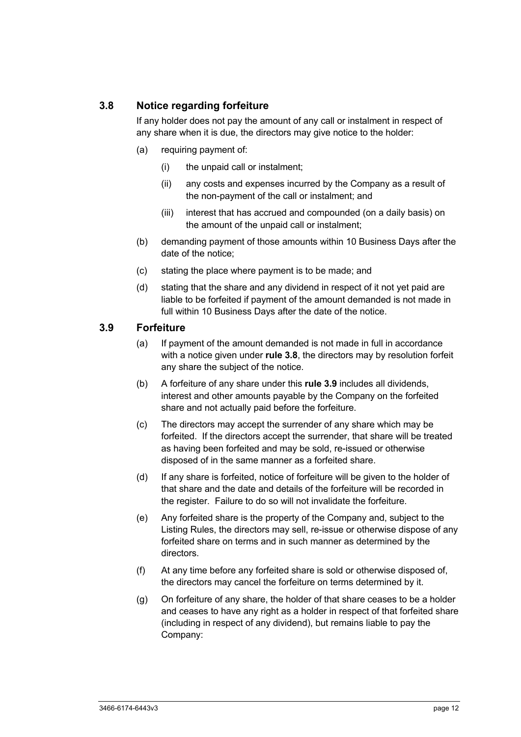### 3.8 Notice regarding forfeiture

If any holder does not pay the amount of any call or instalment in respect of any share when it is due, the directors may give notice to the holder:

(a) requiring payment of:

  (i) the unpaid call or instalment;

  (ii) any costs and expenses incurred by the Company as a result of the non-payment of the call or instalment; and

  (iii) interest that has accrued and compounded (on a daily basis) on the amount of the unpaid call or instalment;

(b) demanding payment of those amounts within 10 Business Days after the date of the notice;

(c) stating the place where payment is to be made; and

(d) stating that the share and any dividend in respect of it not yet paid are liable to be forfeited if payment of the amount demanded is not made in full within 10 Business Days after the date of the notice.

### 3.9 Forfeiture

(a) If payment of the amount demanded is not made in full in accordance with a notice given under **rule 3.8**, the directors may by resolution forfeit any share the subject of the notice.

(b) A forfeiture of any share under this **rule 3.9** includes all dividends, interest and other amounts payable by the Company on the forfeited share and not actually paid before the forfeiture.

(c) The directors may accept the surrender of any share which may be forfeited. If the directors accept the surrender, that share will be treated as having been forfeited and may be sold, re-issued or otherwise disposed of in the same manner as a forfeited share.

(d) If any share is forfeited, notice of forfeiture will be given to the holder of that share and the date and details of the forfeiture will be recorded in the register. Failure to do so will not invalidate the forfeiture.

(e) Any forfeited share is the property of the Company and, subject to the Listing Rules, the directors may sell, re-issue or otherwise dispose of any forfeited share on terms and in such manner as determined by the directors.

(f) At any time before any forfeited share is sold or otherwise disposed of, the directors may cancel the forfeiture on terms determined by it.

(g) On forfeiture of any share, the holder of that share ceases to be a holder and ceases to have any right as a holder in respect of that forfeited share (including in respect of any dividend), but remains liable to pay the Company: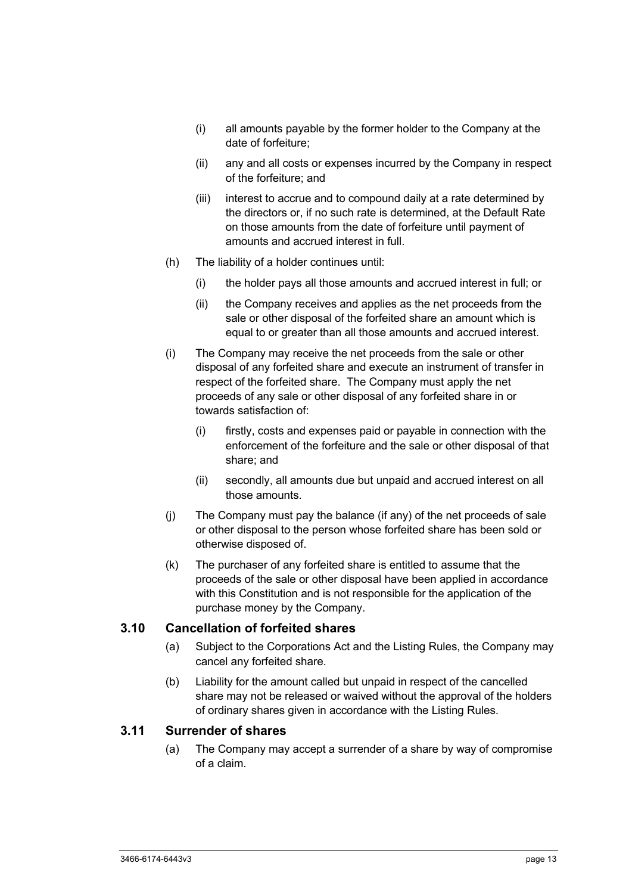- (i) all amounts payable by the former holder to the Company at the date of forfeiture;
- (ii) any and all costs or expenses incurred by the Company in respect of the forfeiture; and
- (iii) interest to accrue and to compound daily at a rate determined by the directors or, if no such rate is determined, at the Default Rate on those amounts from the date of forfeiture until payment of amounts and accrued interest in full.

(h) The liability of a holder continues until:

- (i) the holder pays all those amounts and accrued interest in full; or
- (ii) the Company receives and applies as the net proceeds from the sale or other disposal of the forfeited share an amount which is equal to or greater than all those amounts and accrued interest.

(i) The Company may receive the net proceeds from the sale or other disposal of any forfeited share and execute an instrument of transfer in respect of the forfeited share. The Company must apply the net proceeds of any sale or other disposal of any forfeited share in or towards satisfaction of:

- (i) firstly, costs and expenses paid or payable in connection with the enforcement of the forfeiture and the sale or other disposal of that share; and
- (ii) secondly, all amounts due but unpaid and accrued interest on all those amounts.

(j) The Company must pay the balance (if any) of the net proceeds of sale or other disposal to the person whose forfeited share has been sold or otherwise disposed of.

(k) The purchaser of any forfeited share is entitled to assume that the proceeds of the sale or other disposal have been applied in accordance with this Constitution and is not responsible for the application of the purchase money by the Company.

## 3.10 Cancellation of forfeited shares

(a) Subject to the Corporations Act and the Listing Rules, the Company may cancel any forfeited share.

(b) Liability for the amount called but unpaid in respect of the cancelled share may not be released or waived without the approval of the holders of ordinary shares given in accordance with the Listing Rules.

## 3.11 Surrender of shares

(a) The Company may accept a surrender of a share by way of compromise of a claim.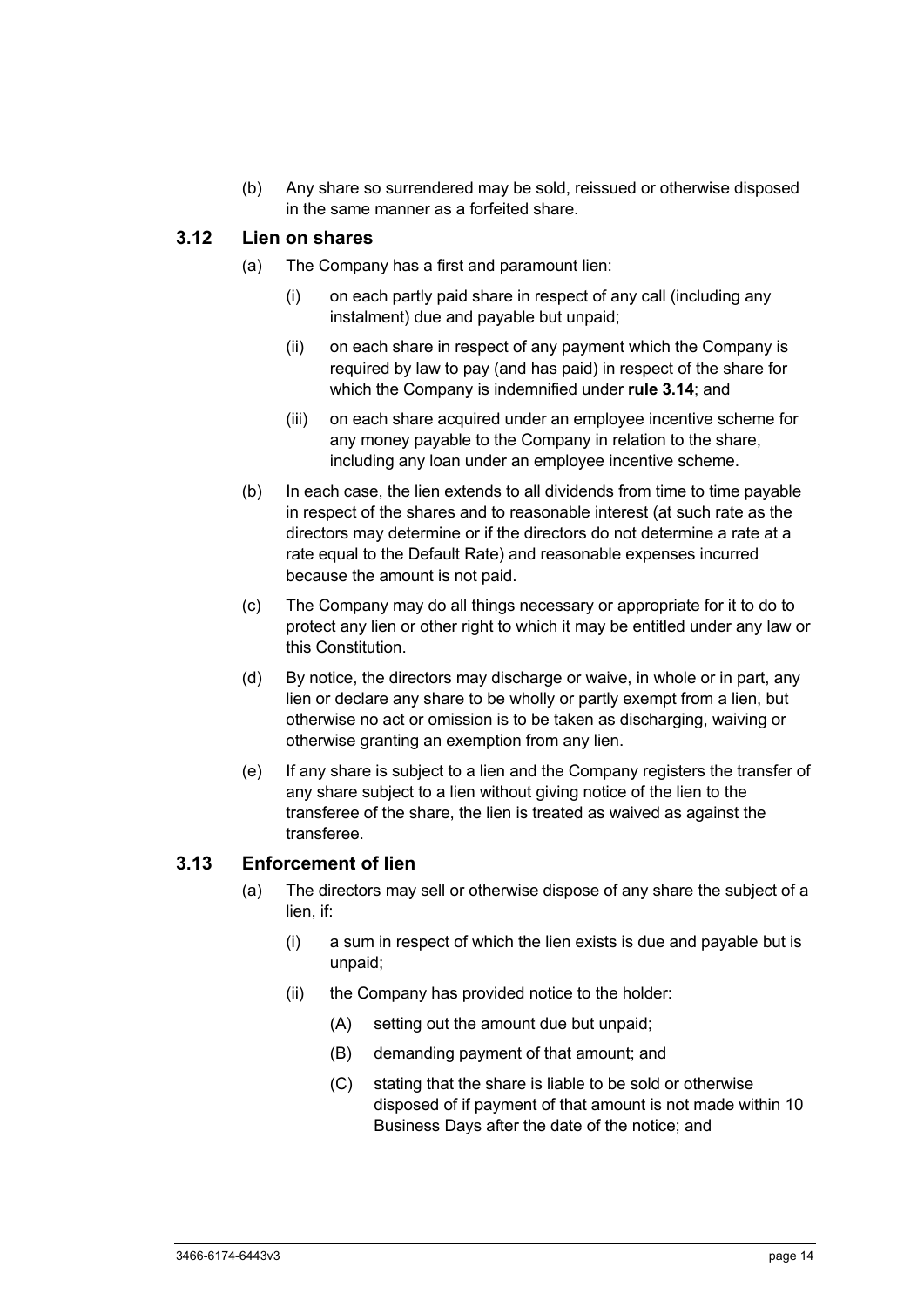(b) Any share so surrendered may be sold, reissued or otherwise disposed in the same manner as a forfeited share.

### 3.12 Lien on shares

(a) The Company has a first and paramount lien:

(i) on each partly paid share in respect of any call (including any instalment) due and payable but unpaid;

(ii) on each share in respect of any payment which the Company is required by law to pay (and has paid) in respect of the share for which the Company is indemnified under **rule 3.14**; and

(iii) on each share acquired under an employee incentive scheme for any money payable to the Company in relation to the share, including any loan under an employee incentive scheme.

(b) In each case, the lien extends to all dividends from time to time payable in respect of the shares and to reasonable interest (at such rate as the directors may determine or if the directors do not determine a rate at a rate equal to the Default Rate) and reasonable expenses incurred because the amount is not paid.

(c) The Company may do all things necessary or appropriate for it to do to protect any lien or other right to which it may be entitled under any law or this Constitution.

(d) By notice, the directors may discharge or waive, in whole or in part, any lien or declare any share to be wholly or partly exempt from a lien, but otherwise no act or omission is to be taken as discharging, waiving or otherwise granting an exemption from any lien.

(e) If any share is subject to a lien and the Company registers the transfer of any share subject to a lien without giving notice of the lien to the transferee of the share, the lien is treated as waived as against the transferee.

### 3.13 Enforcement of lien

(a) The directors may sell or otherwise dispose of any share the subject of a lien, if:

(i) a sum in respect of which the lien exists is due and payable but is unpaid;

(ii) the Company has provided notice to the holder:

(A) setting out the amount due but unpaid;

(B) demanding payment of that amount; and

(C) stating that the share is liable to be sold or otherwise disposed of if payment of that amount is not made within 10 Business Days after the date of the notice; and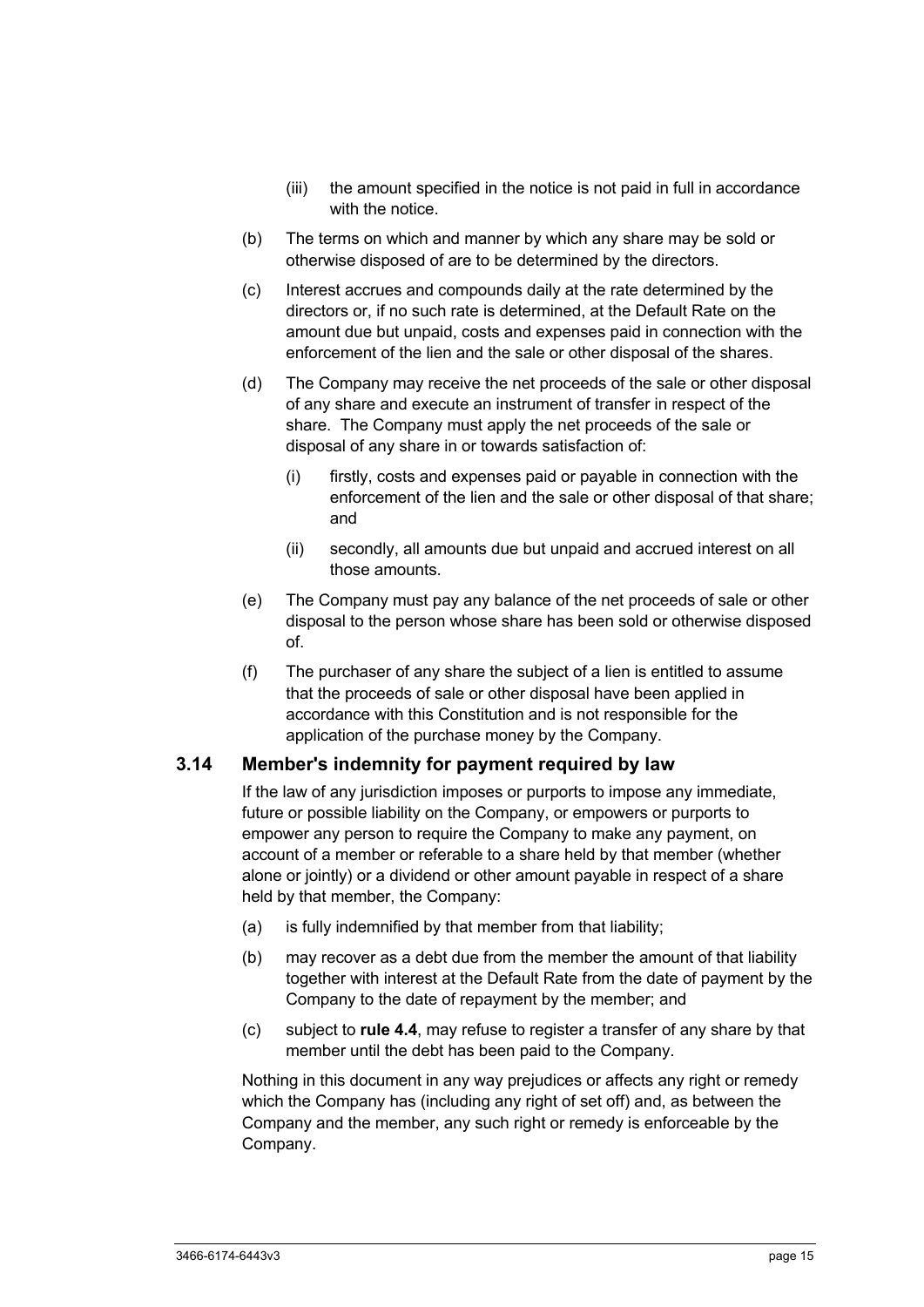(iii) the amount specified in the notice is not paid in full in accordance with the notice.

(b) The terms on which and manner by which any share may be sold or otherwise disposed of are to be determined by the directors.

(c) Interest accrues and compounds daily at the rate determined by the directors or, if no such rate is determined, at the Default Rate on the amount due but unpaid, costs and expenses paid in connection with the enforcement of the lien and the sale or other disposal of the shares.

(d) The Company may receive the net proceeds of the sale or other disposal of any share and execute an instrument of transfer in respect of the share. The Company must apply the net proceeds of the sale or disposal of any share in or towards satisfaction of:

(i) firstly, costs and expenses paid or payable in connection with the enforcement of the lien and the sale or other disposal of that share; and

(ii) secondly, all amounts due but unpaid and accrued interest on all those amounts.

(e) The Company must pay any balance of the net proceeds of sale or other disposal to the person whose share has been sold or otherwise disposed of.

(f) The purchaser of any share the subject of a lien is entitled to assume that the proceeds of sale or other disposal have been applied in accordance with this Constitution and is not responsible for the application of the purchase money by the Company.

### 3.14 Member's indemnity for payment required by law

If the law of any jurisdiction imposes or purports to impose any immediate, future or possible liability on the Company, or empowers or purports to empower any person to require the Company to make any payment, on account of a member or referable to a share held by that member (whether alone or jointly) or a dividend or other amount payable in respect of a share held by that member, the Company:

(a) is fully indemnified by that member from that liability;

(b) may recover as a debt due from the member the amount of that liability together with interest at the Default Rate from the date of payment by the Company to the date of repayment by the member; and

(c) subject to **rule 4.4**, may refuse to register a transfer of any share by that member until the debt has been paid to the Company.

Nothing in this document in any way prejudices or affects any right or remedy which the Company has (including any right of set off) and, as between the Company and the member, any such right or remedy is enforceable by the Company.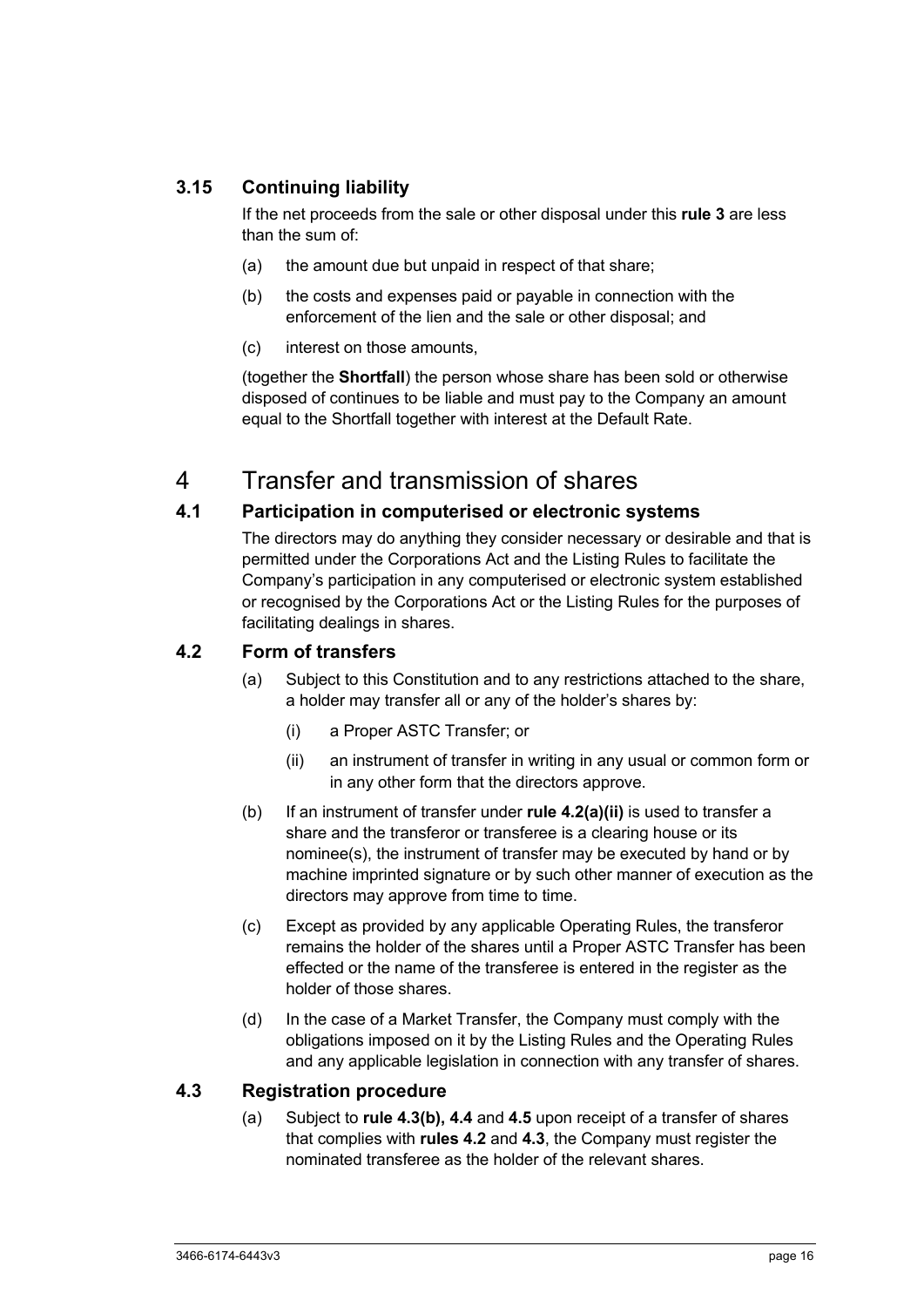### 3.15 Continuing liability

If the net proceeds from the sale or other disposal under this **rule 3** are less than the sum of:

(a) the amount due but unpaid in respect of that share;

(b) the costs and expenses paid or payable in connection with the enforcement of the lien and the sale or other disposal; and

(c) interest on those amounts,

(together the **Shortfall**) the person whose share has been sold or otherwise disposed of continues to be liable and must pay to the Company an amount equal to the Shortfall together with interest at the Default Rate.

# 4 Transfer and transmission of shares

### 4.1 Participation in computerised or electronic systems

The directors may do anything they consider necessary or desirable and that is permitted under the Corporations Act and the Listing Rules to facilitate the Company's participation in any computerised or electronic system established or recognised by the Corporations Act or the Listing Rules for the purposes of facilitating dealings in shares.

### 4.2 Form of transfers

(a) Subject to this Constitution and to any restrictions attached to the share, a holder may transfer all or any of the holder's shares by:

(i) a Proper ASTC Transfer; or

(ii) an instrument of transfer in writing in any usual or common form or in any other form that the directors approve.

(b) If an instrument of transfer under **rule 4.2(a)(ii)** is used to transfer a share and the transferor or transferee is a clearing house or its nominee(s), the instrument of transfer may be executed by hand or by machine imprinted signature or by such other manner of execution as the directors may approve from time to time.

(c) Except as provided by any applicable Operating Rules, the transferor remains the holder of the shares until a Proper ASTC Transfer has been effected or the name of the transferee is entered in the register as the holder of those shares.

(d) In the case of a Market Transfer, the Company must comply with the obligations imposed on it by the Listing Rules and the Operating Rules and any applicable legislation in connection with any transfer of shares.

### 4.3 Registration procedure

(a) Subject to **rule 4.3(b), 4.4** and **4.5** upon receipt of a transfer of shares that complies with **rules 4.2** and **4.3**, the Company must register the nominated transferee as the holder of the relevant shares.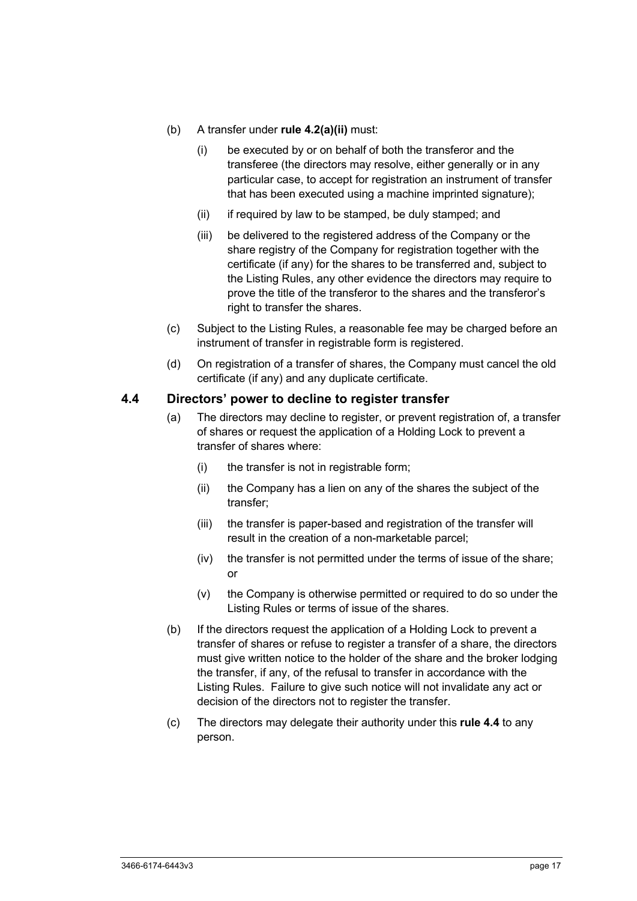(b) A transfer under **rule 4.2(a)(ii)** must:

(i) be executed by or on behalf of both the transferor and the transferee (the directors may resolve, either generally or in any particular case, to accept for registration an instrument of transfer that has been executed using a machine imprinted signature);

(ii) if required by law to be stamped, be duly stamped; and

(iii) be delivered to the registered address of the Company or the share registry of the Company for registration together with the certificate (if any) for the shares to be transferred and, subject to the Listing Rules, any other evidence the directors may require to prove the title of the transferor to the shares and the transferor's right to transfer the shares.

(c) Subject to the Listing Rules, a reasonable fee may be charged before an instrument of transfer in registrable form is registered.

(d) On registration of a transfer of shares, the Company must cancel the old certificate (if any) and any duplicate certificate.

## 4.4 Directors' power to decline to register transfer

(a) The directors may decline to register, or prevent registration of, a transfer of shares or request the application of a Holding Lock to prevent a transfer of shares where:

(i) the transfer is not in registrable form;

(ii) the Company has a lien on any of the shares the subject of the transfer;

(iii) the transfer is paper-based and registration of the transfer will result in the creation of a non-marketable parcel;

(iv) the transfer is not permitted under the terms of issue of the share; or

(v) the Company is otherwise permitted or required to do so under the Listing Rules or terms of issue of the shares.

(b) If the directors request the application of a Holding Lock to prevent a transfer of shares or refuse to register a transfer of a share, the directors must give written notice to the holder of the share and the broker lodging the transfer, if any, of the refusal to transfer in accordance with the Listing Rules. Failure to give such notice will not invalidate any act or decision of the directors not to register the transfer.

(c) The directors may delegate their authority under this **rule 4.4** to any person.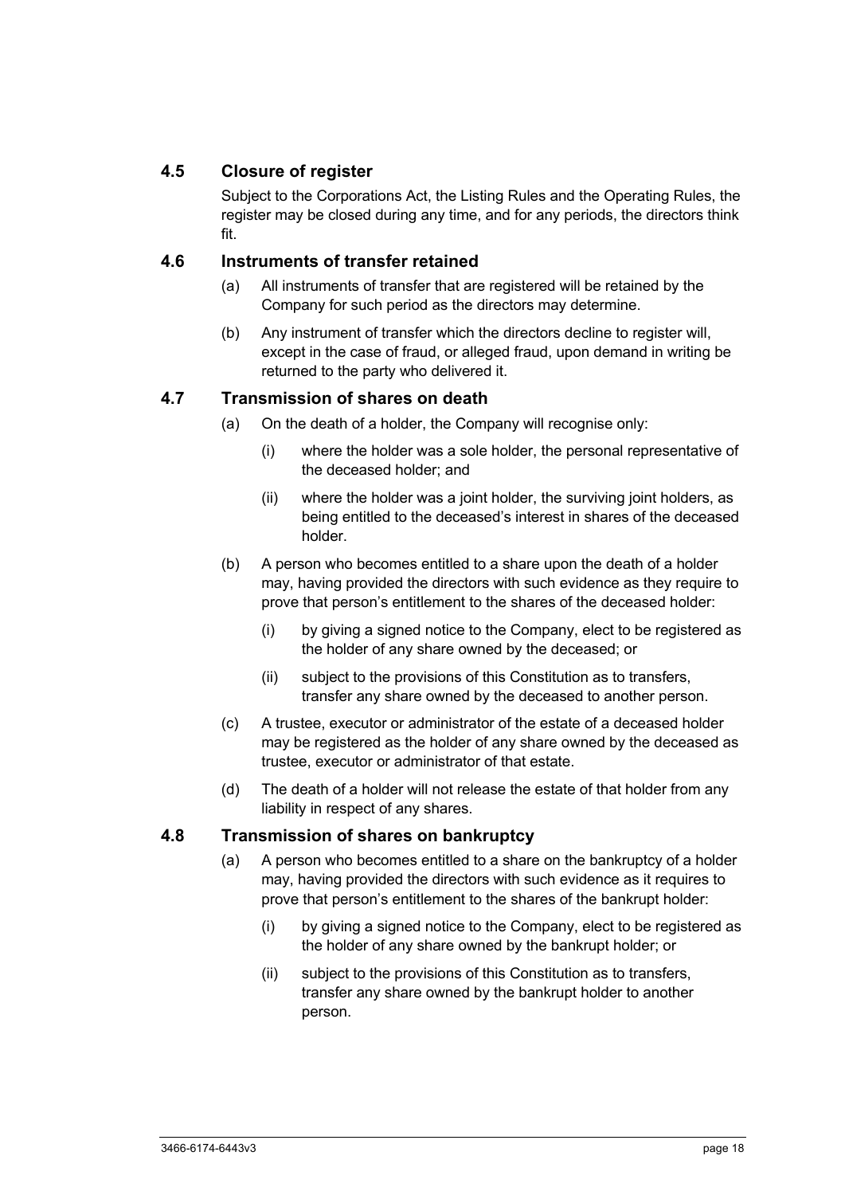### 4.5 Closure of register

Subject to the Corporations Act, the Listing Rules and the Operating Rules, the register may be closed during any time, and for any periods, the directors think fit.

### 4.6 Instruments of transfer retained

(a) All instruments of transfer that are registered will be retained by the Company for such period as the directors may determine.

(b) Any instrument of transfer which the directors decline to register will, except in the case of fraud, or alleged fraud, upon demand in writing be returned to the party who delivered it.

### 4.7 Transmission of shares on death

(a) On the death of a holder, the Company will recognise only:

(i) where the holder was a sole holder, the personal representative of the deceased holder; and

(ii) where the holder was a joint holder, the surviving joint holders, as being entitled to the deceased's interest in shares of the deceased holder.

(b) A person who becomes entitled to a share upon the death of a holder may, having provided the directors with such evidence as they require to prove that person's entitlement to the shares of the deceased holder:

(i) by giving a signed notice to the Company, elect to be registered as the holder of any share owned by the deceased; or

(ii) subject to the provisions of this Constitution as to transfers, transfer any share owned by the deceased to another person.

(c) A trustee, executor or administrator of the estate of a deceased holder may be registered as the holder of any share owned by the deceased as trustee, executor or administrator of that estate.

(d) The death of a holder will not release the estate of that holder from any liability in respect of any shares.

### 4.8 Transmission of shares on bankruptcy

(a) A person who becomes entitled to a share on the bankruptcy of a holder may, having provided the directors with such evidence as it requires to prove that person's entitlement to the shares of the bankrupt holder:

(i) by giving a signed notice to the Company, elect to be registered as the holder of any share owned by the bankrupt holder; or

(ii) subject to the provisions of this Constitution as to transfers, transfer any share owned by the bankrupt holder to another person.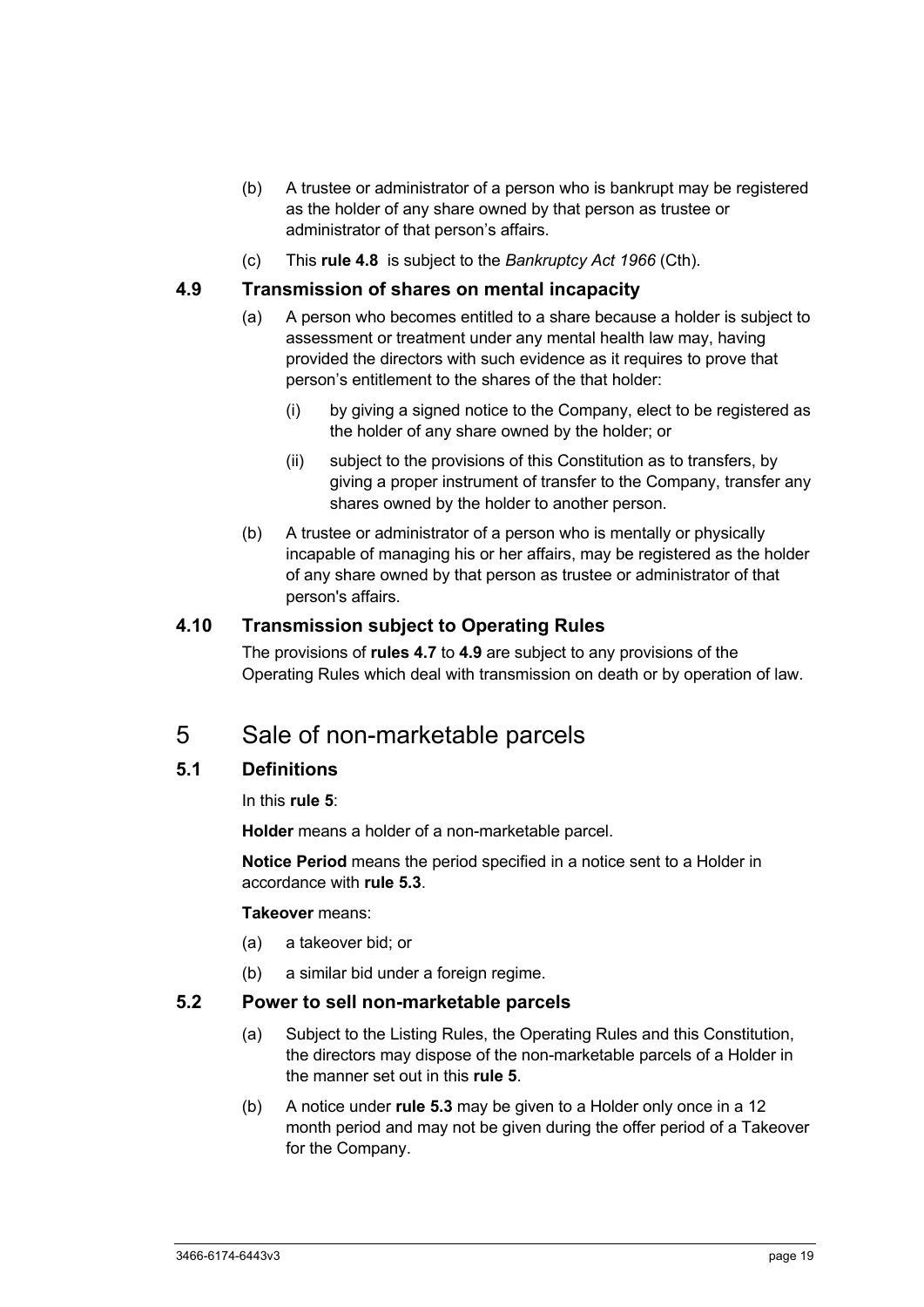(b) A trustee or administrator of a person who is bankrupt may be registered as the holder of any share owned by that person as trustee or administrator of that person's affairs.

(c) This **rule 4.8** is subject to the *Bankruptcy Act 1966* (Cth).

### 4.9 Transmission of shares on mental incapacity

(a) A person who becomes entitled to a share because a holder is subject to assessment or treatment under any mental health law may, having provided the directors with such evidence as it requires to prove that person's entitlement to the shares of the that holder:

   (i) by giving a signed notice to the Company, elect to be registered as the holder of any share owned by the holder; or

   (ii) subject to the provisions of this Constitution as to transfers, by giving a proper instrument of transfer to the Company, transfer any shares owned by the holder to another person.

(b) A trustee or administrator of a person who is mentally or physically incapable of managing his or her affairs, may be registered as the holder of any share owned by that person as trustee or administrator of that person's affairs.

### 4.10 Transmission subject to Operating Rules

The provisions of **rules 4.7** to **4.9** are subject to any provisions of the Operating Rules which deal with transmission on death or by operation of law.

## 5 Sale of non-marketable parcels

### 5.1 Definitions

In this **rule 5**:

**Holder** means a holder of a non-marketable parcel.

**Notice Period** means the period specified in a notice sent to a Holder in accordance with **rule 5.3**.

**Takeover** means:

(a) a takeover bid; or

(b) a similar bid under a foreign regime.

### 5.2 Power to sell non-marketable parcels

(a) Subject to the Listing Rules, the Operating Rules and this Constitution, the directors may dispose of the non-marketable parcels of a Holder in the manner set out in this **rule 5**.

(b) A notice under **rule 5.3** may be given to a Holder only once in a 12 month period and may not be given during the offer period of a Takeover for the Company.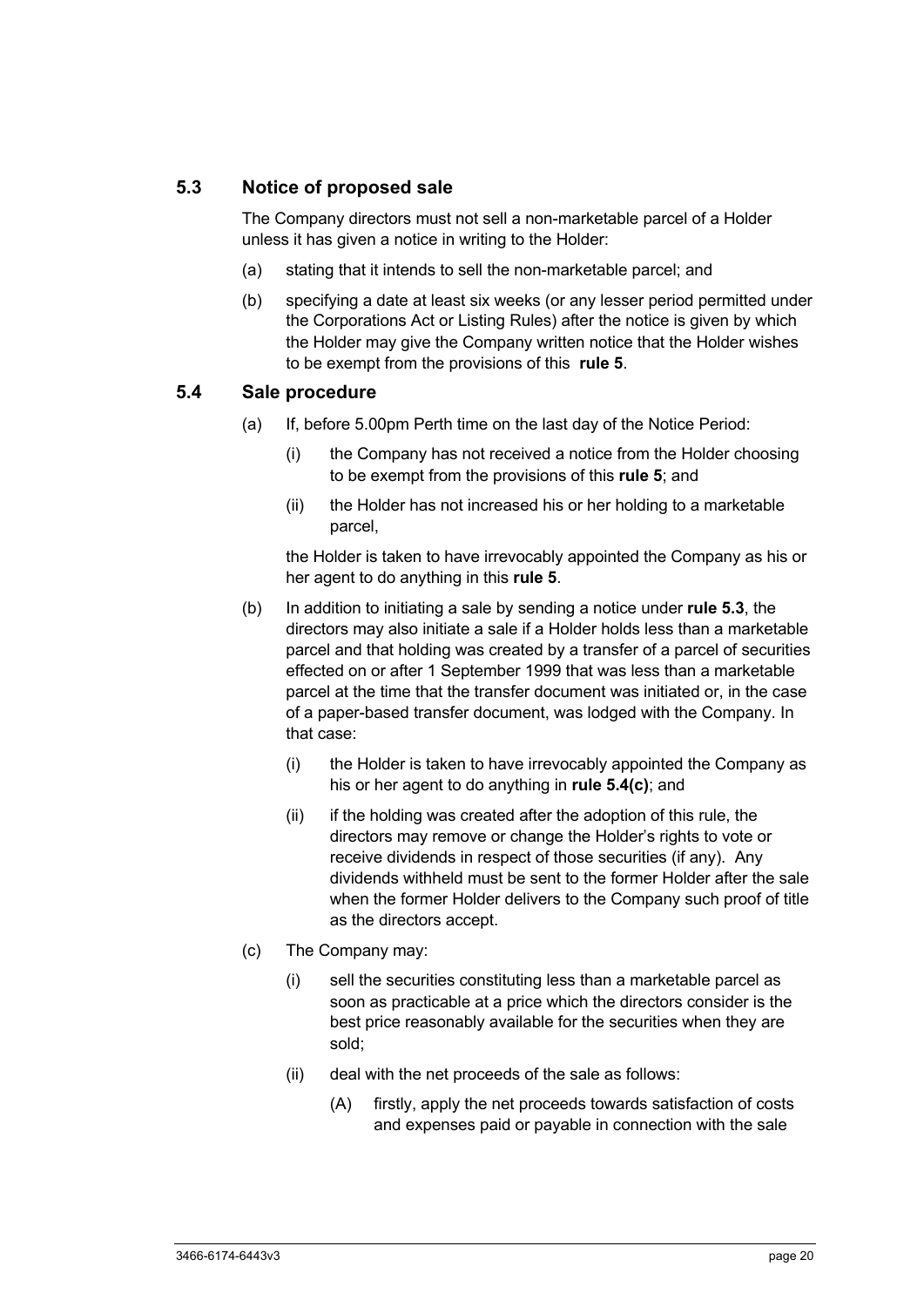### 5.3 Notice of proposed sale

The Company directors must not sell a non-marketable parcel of a Holder unless it has given a notice in writing to the Holder:

(a) stating that it intends to sell the non-marketable parcel; and

(b) specifying a date at least six weeks (or any lesser period permitted under the Corporations Act or Listing Rules) after the notice is given by which the Holder may give the Company written notice that the Holder wishes to be exempt from the provisions of this **rule 5**.

### 5.4 Sale procedure

(a) If, before 5.00pm Perth time on the last day of the Notice Period:

 (i) the Company has not received a notice from the Holder choosing to be exempt from the provisions of this **rule 5**; and

 (ii) the Holder has not increased his or her holding to a marketable parcel,

 the Holder is taken to have irrevocably appointed the Company as his or her agent to do anything in this **rule 5**.

(b) In addition to initiating a sale by sending a notice under **rule 5.3**, the directors may also initiate a sale if a Holder holds less than a marketable parcel and that holding was created by a transfer of a parcel of securities effected on or after 1 September 1999 that was less than a marketable parcel at the time that the transfer document was initiated or, in the case of a paper-based transfer document, was lodged with the Company. In that case:

 (i) the Holder is taken to have irrevocably appointed the Company as his or her agent to do anything in **rule 5.4(c)**; and

 (ii) if the holding was created after the adoption of this rule, the directors may remove or change the Holder's rights to vote or receive dividends in respect of those securities (if any). Any dividends withheld must be sent to the former Holder after the sale when the former Holder delivers to the Company such proof of title as the directors accept.

(c) The Company may:

 (i) sell the securities constituting less than a marketable parcel as soon as practicable at a price which the directors consider is the best price reasonably available for the securities when they are sold;

 (ii) deal with the net proceeds of the sale as follows:

  (A) firstly, apply the net proceeds towards satisfaction of costs and expenses paid or payable in connection with the sale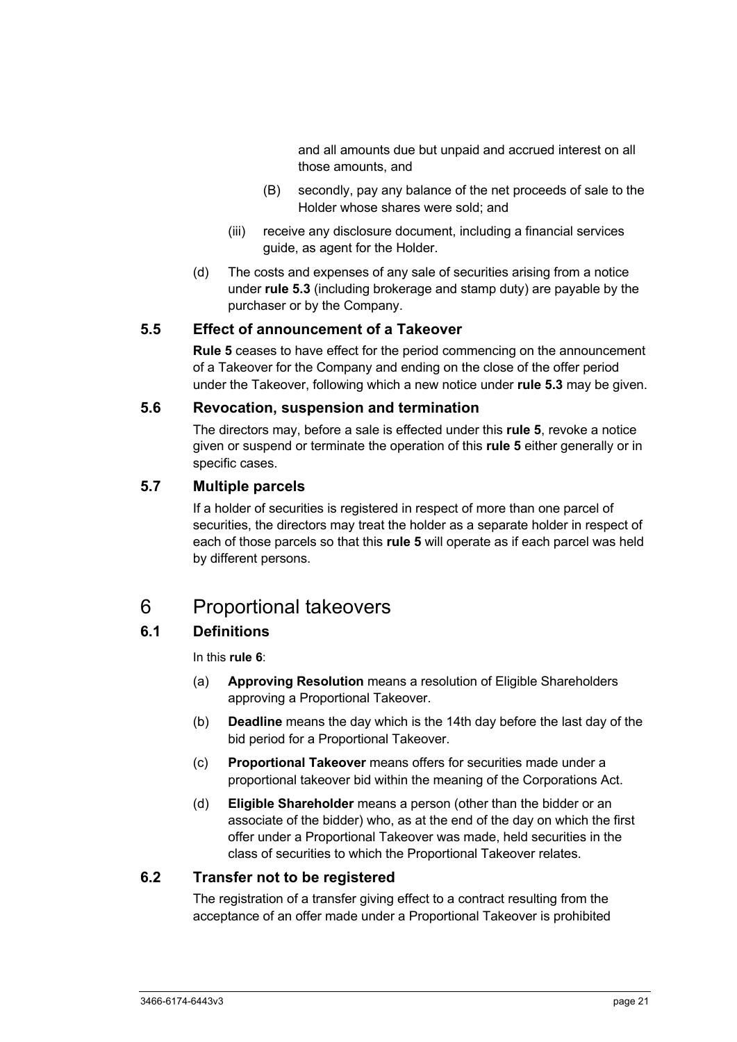and all amounts due but unpaid and accrued interest on all those amounts, and

(B) secondly, pay any balance of the net proceeds of sale to the Holder whose shares were sold; and

(iii) receive any disclosure document, including a financial services guide, as agent for the Holder.

(d) The costs and expenses of any sale of securities arising from a notice under **rule 5.3** (including brokerage and stamp duty) are payable by the purchaser or by the Company.

### 5.5 Effect of announcement of a Takeover

**Rule 5** ceases to have effect for the period commencing on the announcement of a Takeover for the Company and ending on the close of the offer period under the Takeover, following which a new notice under **rule 5.3** may be given.

### 5.6 Revocation, suspension and termination

The directors may, before a sale is effected under this **rule 5**, revoke a notice given or suspend or terminate the operation of this **rule 5** either generally or in specific cases.

### 5.7 Multiple parcels

If a holder of securities is registered in respect of more than one parcel of securities, the directors may treat the holder as a separate holder in respect of each of those parcels so that this **rule 5** will operate as if each parcel was held by different persons.

## 6 Proportional takeovers

### 6.1 Definitions

In this **rule 6**:

(a) **Approving Resolution** means a resolution of Eligible Shareholders approving a Proportional Takeover.

(b) **Deadline** means the day which is the 14th day before the last day of the bid period for a Proportional Takeover.

(c) **Proportional Takeover** means offers for securities made under a proportional takeover bid within the meaning of the Corporations Act.

(d) **Eligible Shareholder** means a person (other than the bidder or an associate of the bidder) who, as at the end of the day on which the first offer under a Proportional Takeover was made, held securities in the class of securities to which the Proportional Takeover relates.

### 6.2 Transfer not to be registered

The registration of a transfer giving effect to a contract resulting from the acceptance of an offer made under a Proportional Takeover is prohibited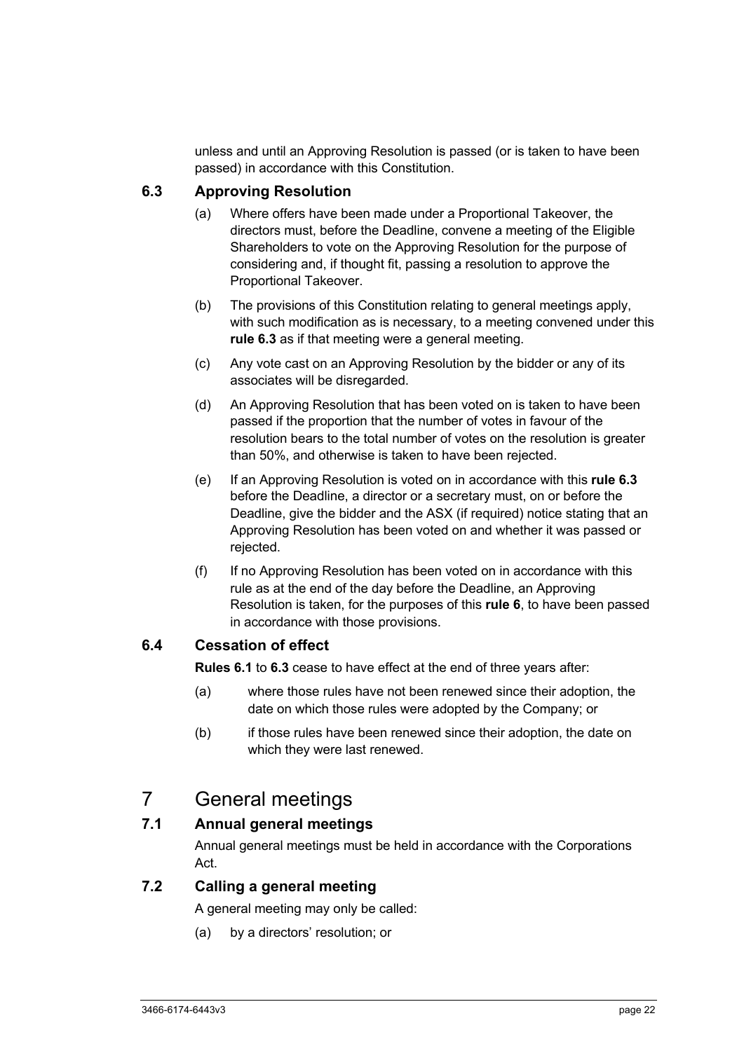unless and until an Approving Resolution is passed (or is taken to have been passed) in accordance with this Constitution.

### 6.3 Approving Resolution

(a) Where offers have been made under a Proportional Takeover, the directors must, before the Deadline, convene a meeting of the Eligible Shareholders to vote on the Approving Resolution for the purpose of considering and, if thought fit, passing a resolution to approve the Proportional Takeover.

(b) The provisions of this Constitution relating to general meetings apply, with such modification as is necessary, to a meeting convened under this **rule 6.3** as if that meeting were a general meeting.

(c) Any vote cast on an Approving Resolution by the bidder or any of its associates will be disregarded.

(d) An Approving Resolution that has been voted on is taken to have been passed if the proportion that the number of votes in favour of the resolution bears to the total number of votes on the resolution is greater than 50%, and otherwise is taken to have been rejected.

(e) If an Approving Resolution is voted on in accordance with this **rule 6.3** before the Deadline, a director or a secretary must, on or before the Deadline, give the bidder and the ASX (if required) notice stating that an Approving Resolution has been voted on and whether it was passed or rejected.

(f) If no Approving Resolution has been voted on in accordance with this rule as at the end of the day before the Deadline, an Approving Resolution is taken, for the purposes of this **rule 6**, to have been passed in accordance with those provisions.

### 6.4 Cessation of effect

**Rules 6.1** to **6.3** cease to have effect at the end of three years after:

(a) where those rules have not been renewed since their adoption, the date on which those rules were adopted by the Company; or

(b) if those rules have been renewed since their adoption, the date on which they were last renewed.

## 7 General meetings

### 7.1 Annual general meetings

Annual general meetings must be held in accordance with the Corporations Act.

### 7.2 Calling a general meeting

A general meeting may only be called:

(a) by a directors' resolution; or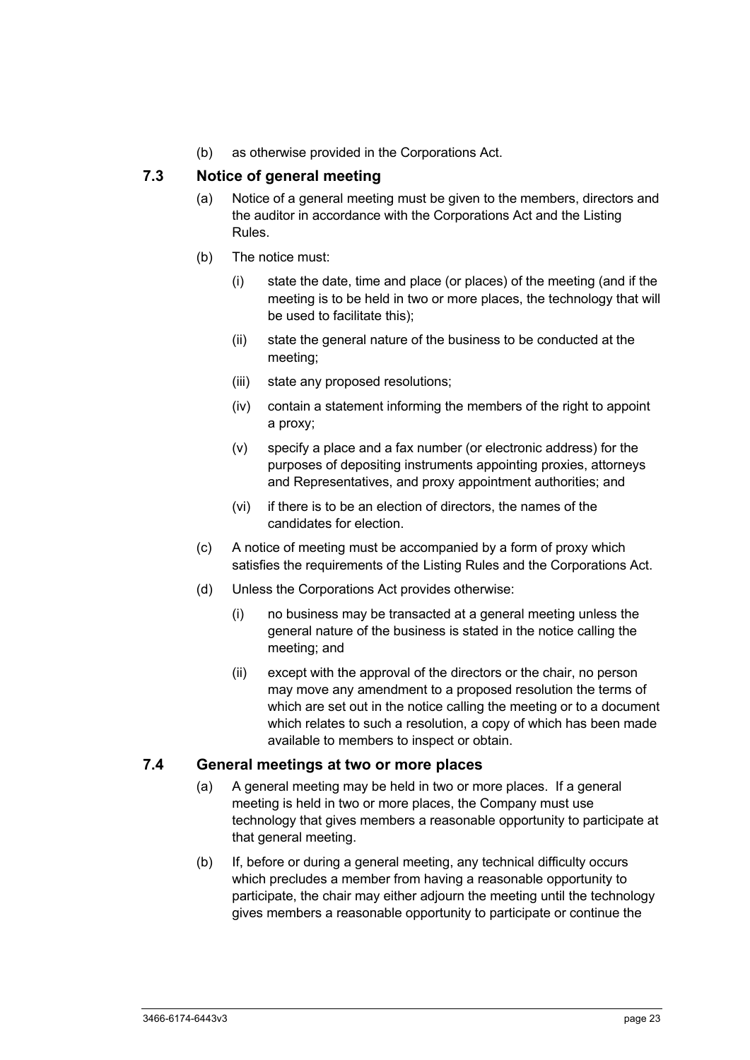(b) as otherwise provided in the Corporations Act.

### 7.3 Notice of general meeting

(a) Notice of a general meeting must be given to the members, directors and the auditor in accordance with the Corporations Act and the Listing Rules.

(b) The notice must:

  (i) state the date, time and place (or places) of the meeting (and if the meeting is to be held in two or more places, the technology that will be used to facilitate this);

  (ii) state the general nature of the business to be conducted at the meeting;

  (iii) state any proposed resolutions;

  (iv) contain a statement informing the members of the right to appoint a proxy;

  (v) specify a place and a fax number (or electronic address) for the purposes of depositing instruments appointing proxies, attorneys and Representatives, and proxy appointment authorities; and

  (vi) if there is to be an election of directors, the names of the candidates for election.

(c) A notice of meeting must be accompanied by a form of proxy which satisfies the requirements of the Listing Rules and the Corporations Act.

(d) Unless the Corporations Act provides otherwise:

  (i) no business may be transacted at a general meeting unless the general nature of the business is stated in the notice calling the meeting; and

  (ii) except with the approval of the directors or the chair, no person may move any amendment to a proposed resolution the terms of which are set out in the notice calling the meeting or to a document which relates to such a resolution, a copy of which has been made available to members to inspect or obtain.

### 7.4 General meetings at two or more places

(a) A general meeting may be held in two or more places. If a general meeting is held in two or more places, the Company must use technology that gives members a reasonable opportunity to participate at that general meeting.

(b) If, before or during a general meeting, any technical difficulty occurs which precludes a member from having a reasonable opportunity to participate, the chair may either adjourn the meeting until the technology gives members a reasonable opportunity to participate or continue the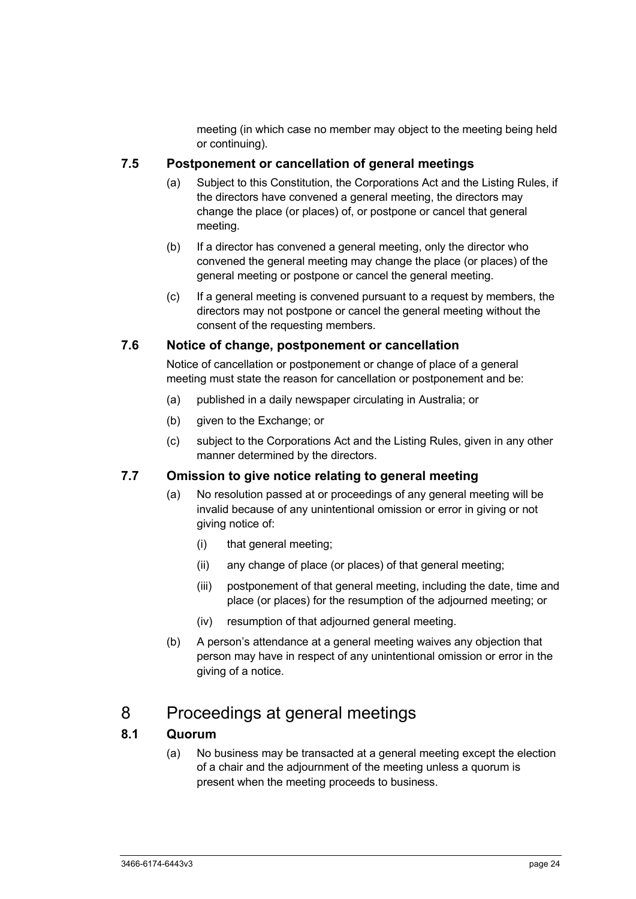meeting (in which case no member may object to the meeting being held or continuing).

### 7.5 Postponement or cancellation of general meetings

(a) Subject to this Constitution, the Corporations Act and the Listing Rules, if the directors have convened a general meeting, the directors may change the place (or places) of, or postpone or cancel that general meeting.

(b) If a director has convened a general meeting, only the director who convened the general meeting may change the place (or places) of the general meeting or postpone or cancel the general meeting.

(c) If a general meeting is convened pursuant to a request by members, the directors may not postpone or cancel the general meeting without the consent of the requesting members.

### 7.6 Notice of change, postponement or cancellation

Notice of cancellation or postponement or change of place of a general meeting must state the reason for cancellation or postponement and be:

(a) published in a daily newspaper circulating in Australia; or

(b) given to the Exchange; or

(c) subject to the Corporations Act and the Listing Rules, given in any other manner determined by the directors.

### 7.7 Omission to give notice relating to general meeting

(a) No resolution passed at or proceedings of any general meeting will be invalid because of any unintentional omission or error in giving or not giving notice of:

(i) that general meeting;

(ii) any change of place (or places) of that general meeting;

(iii) postponement of that general meeting, including the date, time and place (or places) for the resumption of the adjourned meeting; or

(iv) resumption of that adjourned general meeting.

(b) A person's attendance at a general meeting waives any objection that person may have in respect of any unintentional omission or error in the giving of a notice.

## 8 Proceedings at general meetings

### 8.1 Quorum

(a) No business may be transacted at a general meeting except the election of a chair and the adjournment of the meeting unless a quorum is present when the meeting proceeds to business.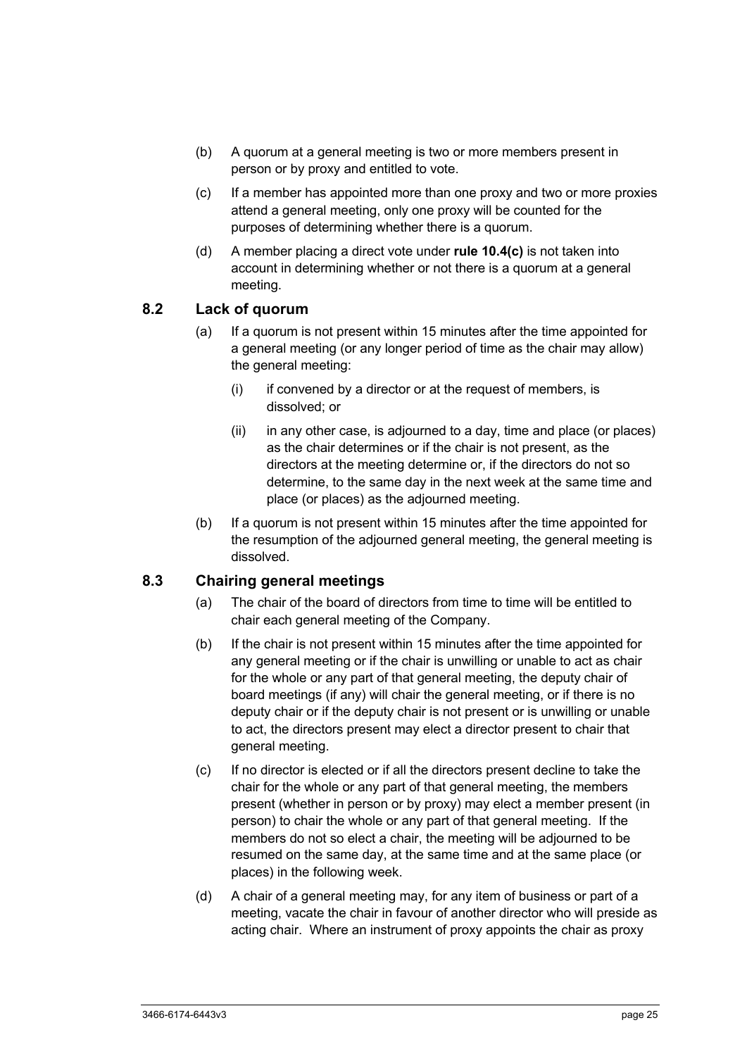(b) A quorum at a general meeting is two or more members present in person or by proxy and entitled to vote.

(c) If a member has appointed more than one proxy and two or more proxies attend a general meeting, only one proxy will be counted for the purposes of determining whether there is a quorum.

(d) A member placing a direct vote under **rule 10.4(c)** is not taken into account in determining whether or not there is a quorum at a general meeting.

## 8.2 Lack of quorum

(a) If a quorum is not present within 15 minutes after the time appointed for a general meeting (or any longer period of time as the chair may allow) the general meeting:

   (i) if convened by a director or at the request of members, is dissolved; or

   (ii) in any other case, is adjourned to a day, time and place (or places) as the chair determines or if the chair is not present, as the directors at the meeting determine or, if the directors do not so determine, to the same day in the next week at the same time and place (or places) as the adjourned meeting.

(b) If a quorum is not present within 15 minutes after the time appointed for the resumption of the adjourned general meeting, the general meeting is dissolved.

## 8.3 Chairing general meetings

(a) The chair of the board of directors from time to time will be entitled to chair each general meeting of the Company.

(b) If the chair is not present within 15 minutes after the time appointed for any general meeting or if the chair is unwilling or unable to act as chair for the whole or any part of that general meeting, the deputy chair of board meetings (if any) will chair the general meeting, or if there is no deputy chair or if the deputy chair is not present or is unwilling or unable to act, the directors present may elect a director present to chair that general meeting.

(c) If no director is elected or if all the directors present decline to take the chair for the whole or any part of that general meeting, the members present (whether in person or by proxy) may elect a member present (in person) to chair the whole or any part of that general meeting. If the members do not so elect a chair, the meeting will be adjourned to be resumed on the same day, at the same time and at the same place (or places) in the following week.

(d) A chair of a general meeting may, for any item of business or part of a meeting, vacate the chair in favour of another director who will preside as acting chair. Where an instrument of proxy appoints the chair as proxy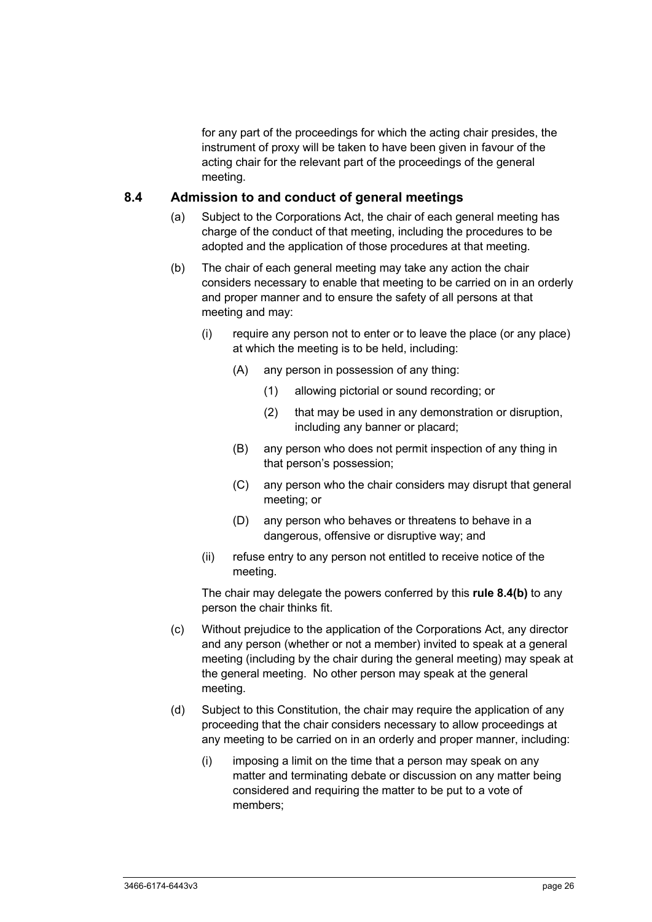for any part of the proceedings for which the acting chair presides, the instrument of proxy will be taken to have been given in favour of the acting chair for the relevant part of the proceedings of the general meeting.

### 8.4 Admission to and conduct of general meetings

(a) Subject to the Corporations Act, the chair of each general meeting has charge of the conduct of that meeting, including the procedures to be adopted and the application of those procedures at that meeting.

(b) The chair of each general meeting may take any action the chair considers necessary to enable that meeting to be carried on in an orderly and proper manner and to ensure the safety of all persons at that meeting and may:

  (i) require any person not to enter or to leave the place (or any place) at which the meeting is to be held, including:

    (A) any person in possession of any thing:

      (1) allowing pictorial or sound recording; or

      (2) that may be used in any demonstration or disruption, including any banner or placard;

    (B) any person who does not permit inspection of any thing in that person's possession;

    (C) any person who the chair considers may disrupt that general meeting; or

    (D) any person who behaves or threatens to behave in a dangerous, offensive or disruptive way; and

  (ii) refuse entry to any person not entitled to receive notice of the meeting.

  The chair may delegate the powers conferred by this **rule 8.4(b)** to any person the chair thinks fit.

(c) Without prejudice to the application of the Corporations Act, any director and any person (whether or not a member) invited to speak at a general meeting (including by the chair during the general meeting) may speak at the general meeting. No other person may speak at the general meeting.

(d) Subject to this Constitution, the chair may require the application of any proceeding that the chair considers necessary to allow proceedings at any meeting to be carried on in an orderly and proper manner, including:

  (i) imposing a limit on the time that a person may speak on any matter and terminating debate or discussion on any matter being considered and requiring the matter to be put to a vote of members;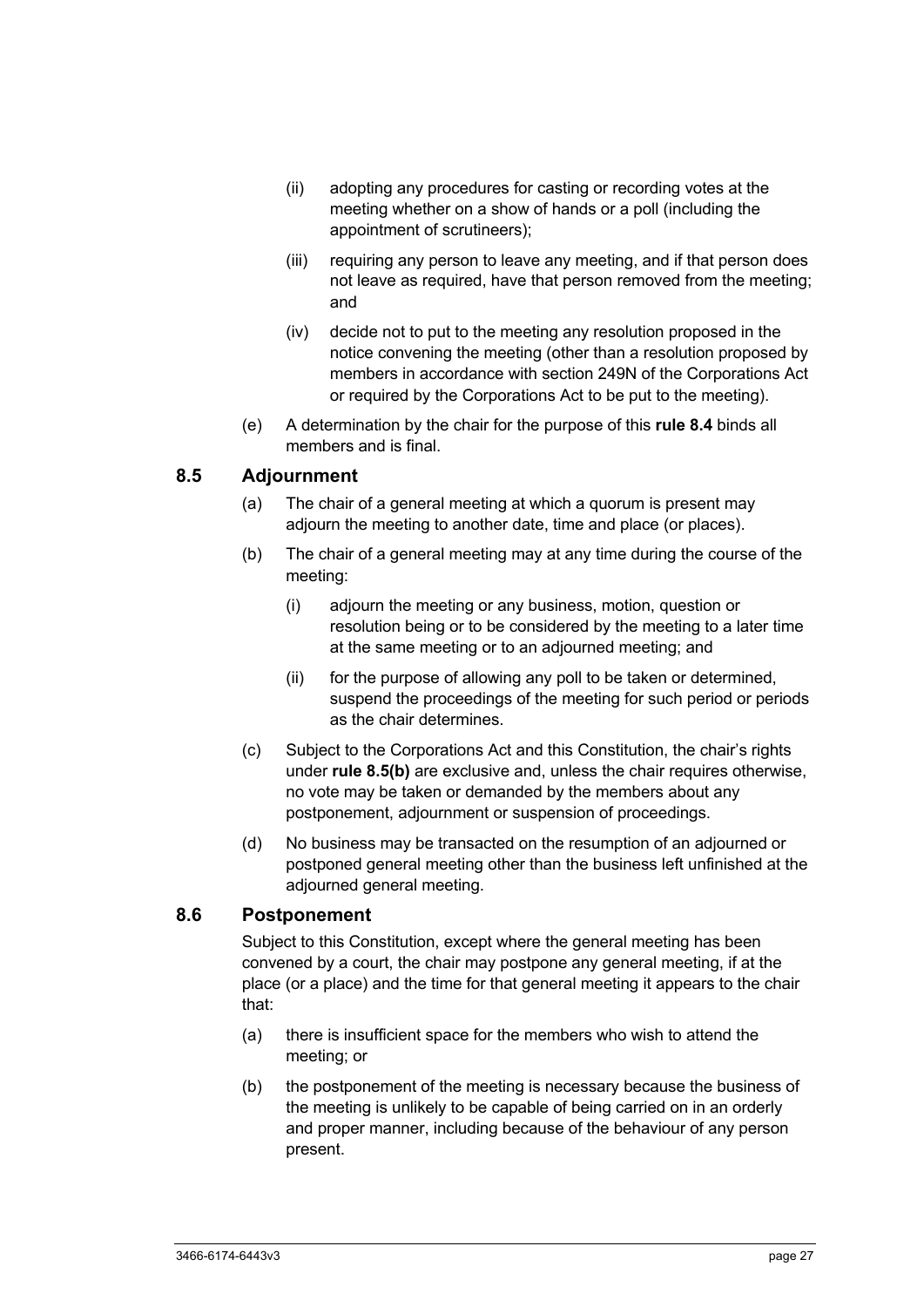(ii) adopting any procedures for casting or recording votes at the meeting whether on a show of hands or a poll (including the appointment of scrutineers);

(iii) requiring any person to leave any meeting, and if that person does not leave as required, have that person removed from the meeting; and

(iv) decide not to put to the meeting any resolution proposed in the notice convening the meeting (other than a resolution proposed by members in accordance with section 249N of the Corporations Act or required by the Corporations Act to be put to the meeting).

(e) A determination by the chair for the purpose of this **rule 8.4** binds all members and is final.

## 8.5 Adjournment

(a) The chair of a general meeting at which a quorum is present may adjourn the meeting to another date, time and place (or places).

(b) The chair of a general meeting may at any time during the course of the meeting:

(i) adjourn the meeting or any business, motion, question or resolution being or to be considered by the meeting to a later time at the same meeting or to an adjourned meeting; and

(ii) for the purpose of allowing any poll to be taken or determined, suspend the proceedings of the meeting for such period or periods as the chair determines.

(c) Subject to the Corporations Act and this Constitution, the chair's rights under **rule 8.5(b)** are exclusive and, unless the chair requires otherwise, no vote may be taken or demanded by the members about any postponement, adjournment or suspension of proceedings.

(d) No business may be transacted on the resumption of an adjourned or postponed general meeting other than the business left unfinished at the adjourned general meeting.

## 8.6 Postponement

Subject to this Constitution, except where the general meeting has been convened by a court, the chair may postpone any general meeting, if at the place (or a place) and the time for that general meeting it appears to the chair that:

(a) there is insufficient space for the members who wish to attend the meeting; or

(b) the postponement of the meeting is necessary because the business of the meeting is unlikely to be capable of being carried on in an orderly and proper manner, including because of the behaviour of any person present.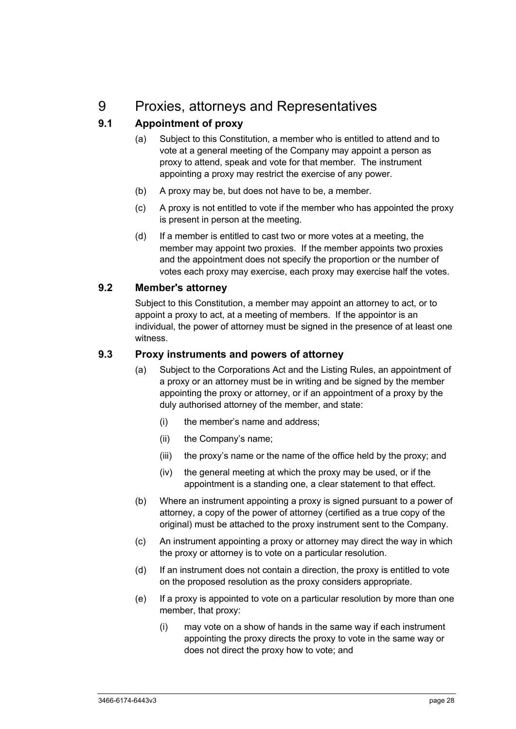# 9 Proxies, attorneys and Representatives

## 9.1 Appointment of proxy

(a) Subject to this Constitution, a member who is entitled to attend and to vote at a general meeting of the Company may appoint a person as proxy to attend, speak and vote for that member. The instrument appointing a proxy may restrict the exercise of any power.

(b) A proxy may be, but does not have to be, a member.

(c) A proxy is not entitled to vote if the member who has appointed the proxy is present in person at the meeting.

(d) If a member is entitled to cast two or more votes at a meeting, the member may appoint two proxies. If the member appoints two proxies and the appointment does not specify the proportion or the number of votes each proxy may exercise, each proxy may exercise half the votes.

## 9.2 Member's attorney

Subject to this Constitution, a member may appoint an attorney to act, or to appoint a proxy to act, at a meeting of members. If the appointor is an individual, the power of attorney must be signed in the presence of at least one witness.

## 9.3 Proxy instruments and powers of attorney

(a) Subject to the Corporations Act and the Listing Rules, an appointment of a proxy or an attorney must be in writing and be signed by the member appointing the proxy or attorney, or if an appointment of a proxy by the duly authorised attorney of the member, and state:

(i) the member's name and address;

(ii) the Company's name;

(iii) the proxy's name or the name of the office held by the proxy; and

(iv) the general meeting at which the proxy may be used, or if the appointment is a standing one, a clear statement to that effect.

(b) Where an instrument appointing a proxy is signed pursuant to a power of attorney, a copy of the power of attorney (certified as a true copy of the original) must be attached to the proxy instrument sent to the Company.

(c) An instrument appointing a proxy or attorney may direct the way in which the proxy or attorney is to vote on a particular resolution.

(d) If an instrument does not contain a direction, the proxy is entitled to vote on the proposed resolution as the proxy considers appropriate.

(e) If a proxy is appointed to vote on a particular resolution by more than one member, that proxy:

(i) may vote on a show of hands in the same way if each instrument appointing the proxy directs the proxy to vote in the same way or does not direct the proxy how to vote; and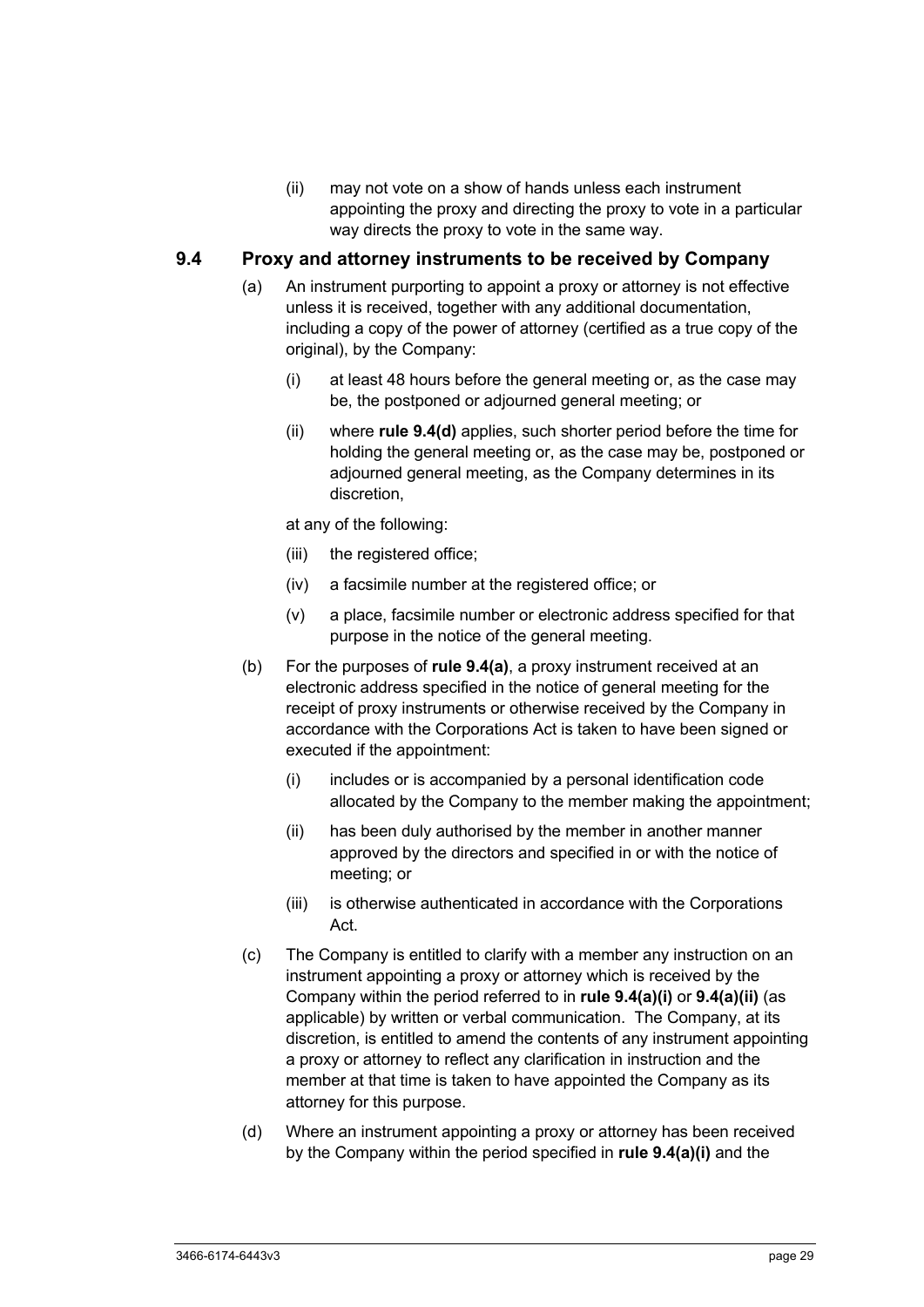(ii) may not vote on a show of hands unless each instrument appointing the proxy and directing the proxy to vote in a particular way directs the proxy to vote in the same way.

### 9.4 Proxy and attorney instruments to be received by Company

(a) An instrument purporting to appoint a proxy or attorney is not effective unless it is received, together with any additional documentation, including a copy of the power of attorney (certified as a true copy of the original), by the Company:

(i) at least 48 hours before the general meeting or, as the case may be, the postponed or adjourned general meeting; or

(ii) where **rule 9.4(d)** applies, such shorter period before the time for holding the general meeting or, as the case may be, postponed or adjourned general meeting, as the Company determines in its discretion,

at any of the following:

(iii) the registered office;

(iv) a facsimile number at the registered office; or

(v) a place, facsimile number or electronic address specified for that purpose in the notice of the general meeting.

(b) For the purposes of **rule 9.4(a)**, a proxy instrument received at an electronic address specified in the notice of general meeting for the receipt of proxy instruments or otherwise received by the Company in accordance with the Corporations Act is taken to have been signed or executed if the appointment:

(i) includes or is accompanied by a personal identification code allocated by the Company to the member making the appointment;

(ii) has been duly authorised by the member in another manner approved by the directors and specified in or with the notice of meeting; or

(iii) is otherwise authenticated in accordance with the Corporations Act.

(c) The Company is entitled to clarify with a member any instruction on an instrument appointing a proxy or attorney which is received by the Company within the period referred to in **rule 9.4(a)(i)** or **9.4(a)(ii)** (as applicable) by written or verbal communication. The Company, at its discretion, is entitled to amend the contents of any instrument appointing a proxy or attorney to reflect any clarification in instruction and the member at that time is taken to have appointed the Company as its attorney for this purpose.

(d) Where an instrument appointing a proxy or attorney has been received by the Company within the period specified in **rule 9.4(a)(i)** and the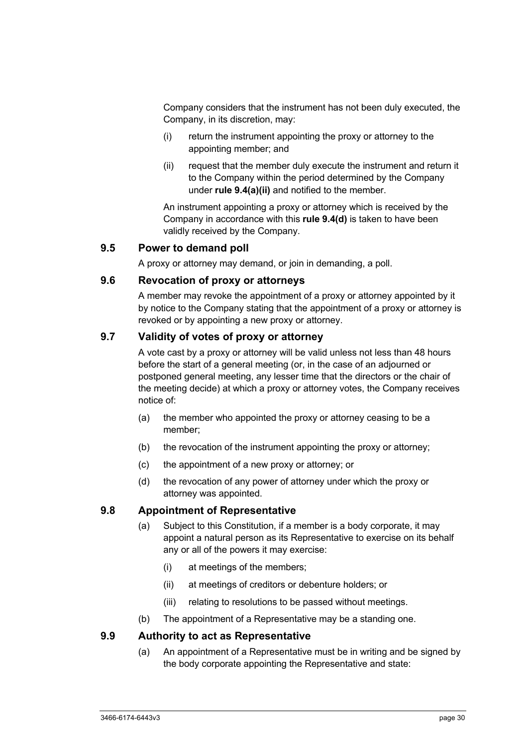Company considers that the instrument has not been duly executed, the Company, in its discretion, may:

(i) return the instrument appointing the proxy or attorney to the appointing member; and

(ii) request that the member duly execute the instrument and return it to the Company within the period determined by the Company under **rule 9.4(a)(ii)** and notified to the member.

An instrument appointing a proxy or attorney which is received by the Company in accordance with this **rule 9.4(d)** is taken to have been validly received by the Company.

### 9.5 Power to demand poll

A proxy or attorney may demand, or join in demanding, a poll.

### 9.6 Revocation of proxy or attorneys

A member may revoke the appointment of a proxy or attorney appointed by it by notice to the Company stating that the appointment of a proxy or attorney is revoked or by appointing a new proxy or attorney.

### 9.7 Validity of votes of proxy or attorney

A vote cast by a proxy or attorney will be valid unless not less than 48 hours before the start of a general meeting (or, in the case of an adjourned or postponed general meeting, any lesser time that the directors or the chair of the meeting decide) at which a proxy or attorney votes, the Company receives notice of:

(a) the member who appointed the proxy or attorney ceasing to be a member;

(b) the revocation of the instrument appointing the proxy or attorney;

(c) the appointment of a new proxy or attorney; or

(d) the revocation of any power of attorney under which the proxy or attorney was appointed.

### 9.8 Appointment of Representative

(a) Subject to this Constitution, if a member is a body corporate, it may appoint a natural person as its Representative to exercise on its behalf any or all of the powers it may exercise:

(i) at meetings of the members;

(ii) at meetings of creditors or debenture holders; or

(iii) relating to resolutions to be passed without meetings.

(b) The appointment of a Representative may be a standing one.

### 9.9 Authority to act as Representative

(a) An appointment of a Representative must be in writing and be signed by the body corporate appointing the Representative and state: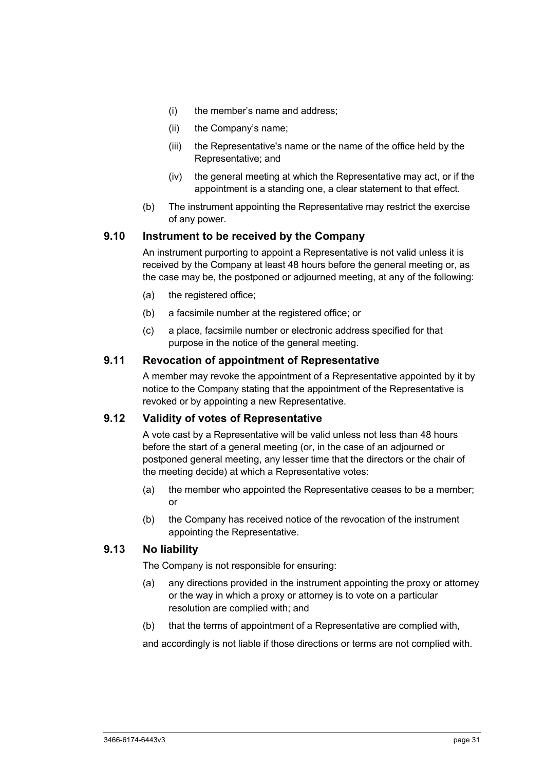(i) the member's name and address;

(ii) the Company's name;

(iii) the Representative's name or the name of the office held by the Representative; and

(iv) the general meeting at which the Representative may act, or if the appointment is a standing one, a clear statement to that effect.

(b) The instrument appointing the Representative may restrict the exercise of any power.

### 9.10 Instrument to be received by the Company

An instrument purporting to appoint a Representative is not valid unless it is received by the Company at least 48 hours before the general meeting or, as the case may be, the postponed or adjourned meeting, at any of the following:

(a) the registered office;

(b) a facsimile number at the registered office; or

(c) a place, facsimile number or electronic address specified for that purpose in the notice of the general meeting.

### 9.11 Revocation of appointment of Representative

A member may revoke the appointment of a Representative appointed by it by notice to the Company stating that the appointment of the Representative is revoked or by appointing a new Representative.

### 9.12 Validity of votes of Representative

A vote cast by a Representative will be valid unless not less than 48 hours before the start of a general meeting (or, in the case of an adjourned or postponed general meeting, any lesser time that the directors or the chair of the meeting decide) at which a Representative votes:

(a) the member who appointed the Representative ceases to be a member; or

(b) the Company has received notice of the revocation of the instrument appointing the Representative.

### 9.13 No liability

The Company is not responsible for ensuring:

(a) any directions provided in the instrument appointing the proxy or attorney or the way in which a proxy or attorney is to vote on a particular resolution are complied with; and

(b) that the terms of appointment of a Representative are complied with,

and accordingly is not liable if those directions or terms are not complied with.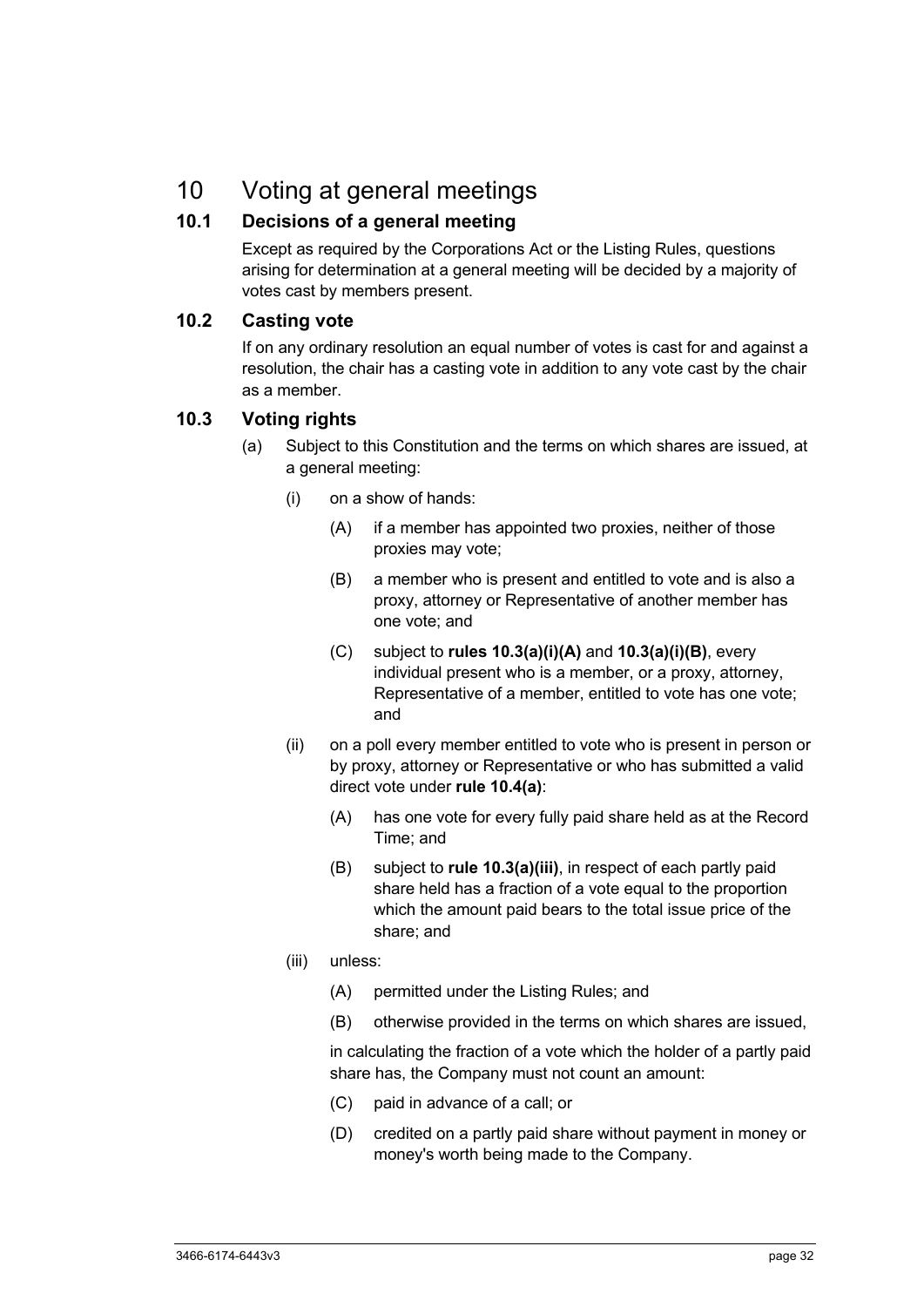# 10 Voting at general meetings

## 10.1 Decisions of a general meeting

Except as required by the Corporations Act or the Listing Rules, questions arising for determination at a general meeting will be decided by a majority of votes cast by members present.

## 10.2 Casting vote

If on any ordinary resolution an equal number of votes is cast for and against a resolution, the chair has a casting vote in addition to any vote cast by the chair as a member.

## 10.3 Voting rights

(a) Subject to this Constitution and the terms on which shares are issued, at a general meeting:

  (i) on a show of hands:

    (A) if a member has appointed two proxies, neither of those proxies may vote;

    (B) a member who is present and entitled to vote and is also a proxy, attorney or Representative of another member has one vote; and

    (C) subject to **rules 10.3(a)(i)(A)** and **10.3(a)(i)(B)**, every individual present who is a member, or a proxy, attorney, Representative of a member, entitled to vote has one vote; and

  (ii) on a poll every member entitled to vote who is present in person or by proxy, attorney or Representative or who has submitted a valid direct vote under **rule 10.4(a)**:

    (A) has one vote for every fully paid share held as at the Record Time; and

    (B) subject to **rule 10.3(a)(iii)**, in respect of each partly paid share held has a fraction of a vote equal to the proportion which the amount paid bears to the total issue price of the share; and

  (iii) unless:

    (A) permitted under the Listing Rules; and

    (B) otherwise provided in the terms on which shares are issued,

  in calculating the fraction of a vote which the holder of a partly paid share has, the Company must not count an amount:

    (C) paid in advance of a call; or

    (D) credited on a partly paid share without payment in money or money's worth being made to the Company.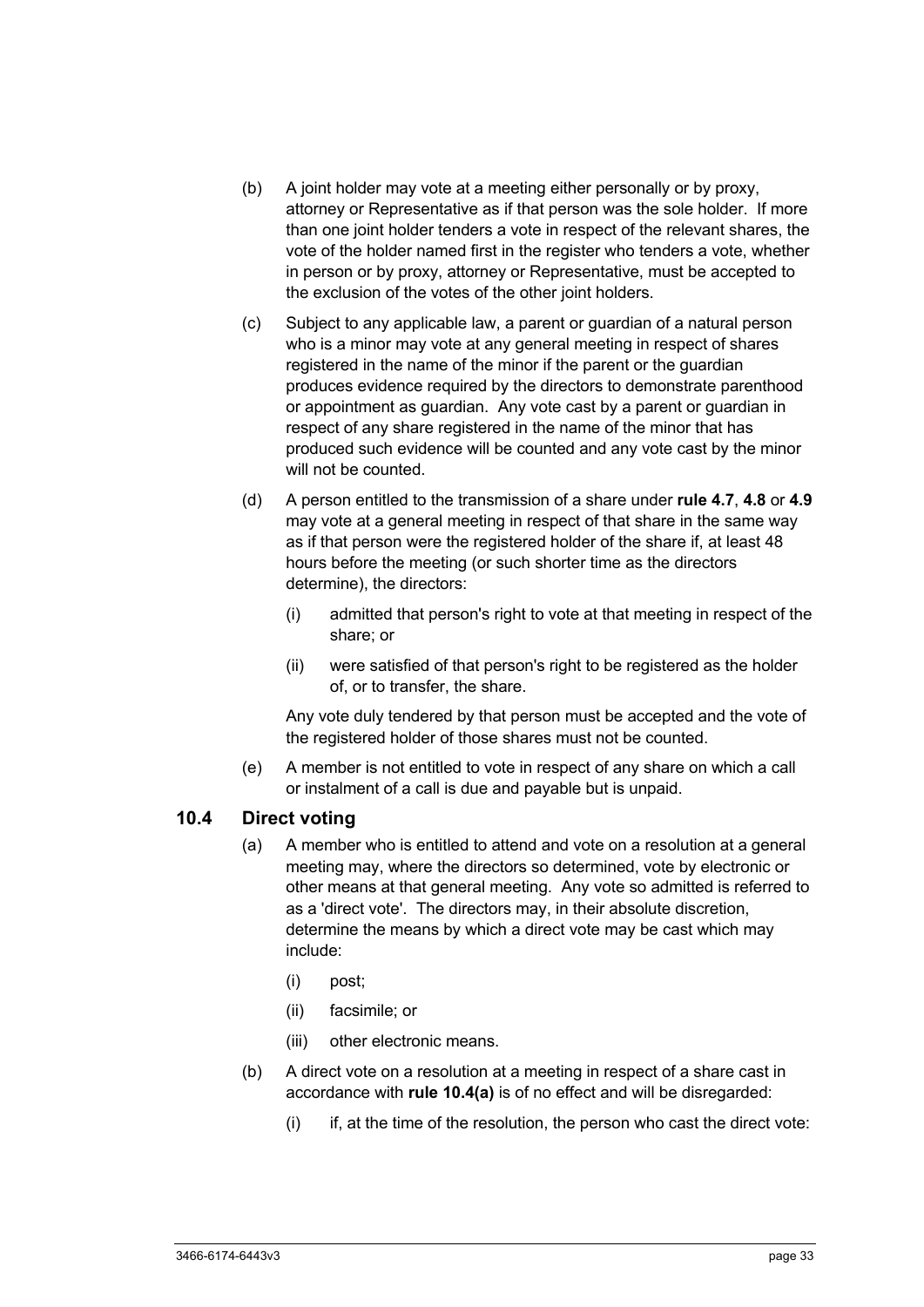(b) A joint holder may vote at a meeting either personally or by proxy, attorney or Representative as if that person was the sole holder. If more than one joint holder tenders a vote in respect of the relevant shares, the vote of the holder named first in the register who tenders a vote, whether in person or by proxy, attorney or Representative, must be accepted to the exclusion of the votes of the other joint holders.

(c) Subject to any applicable law, a parent or guardian of a natural person who is a minor may vote at any general meeting in respect of shares registered in the name of the minor if the parent or the guardian produces evidence required by the directors to demonstrate parenthood or appointment as guardian. Any vote cast by a parent or guardian in respect of any share registered in the name of the minor that has produced such evidence will be counted and any vote cast by the minor will not be counted.

(d) A person entitled to the transmission of a share under **rule 4.7**, **4.8** or **4.9** may vote at a general meeting in respect of that share in the same way as if that person were the registered holder of the share if, at least 48 hours before the meeting (or such shorter time as the directors determine), the directors:

  (i) admitted that person's right to vote at that meeting in respect of the share; or

  (ii) were satisfied of that person's right to be registered as the holder of, or to transfer, the share.

  Any vote duly tendered by that person must be accepted and the vote of the registered holder of those shares must not be counted.

(e) A member is not entitled to vote in respect of any share on which a call or instalment of a call is due and payable but is unpaid.

### 10.4 Direct voting

(a) A member who is entitled to attend and vote on a resolution at a general meeting may, where the directors so determined, vote by electronic or other means at that general meeting. Any vote so admitted is referred to as a 'direct vote'. The directors may, in their absolute discretion, determine the means by which a direct vote may be cast which may include:

  (i) post;

  (ii) facsimile; or

  (iii) other electronic means.

(b) A direct vote on a resolution at a meeting in respect of a share cast in accordance with **rule 10.4(a)** is of no effect and will be disregarded:

  (i) if, at the time of the resolution, the person who cast the direct vote: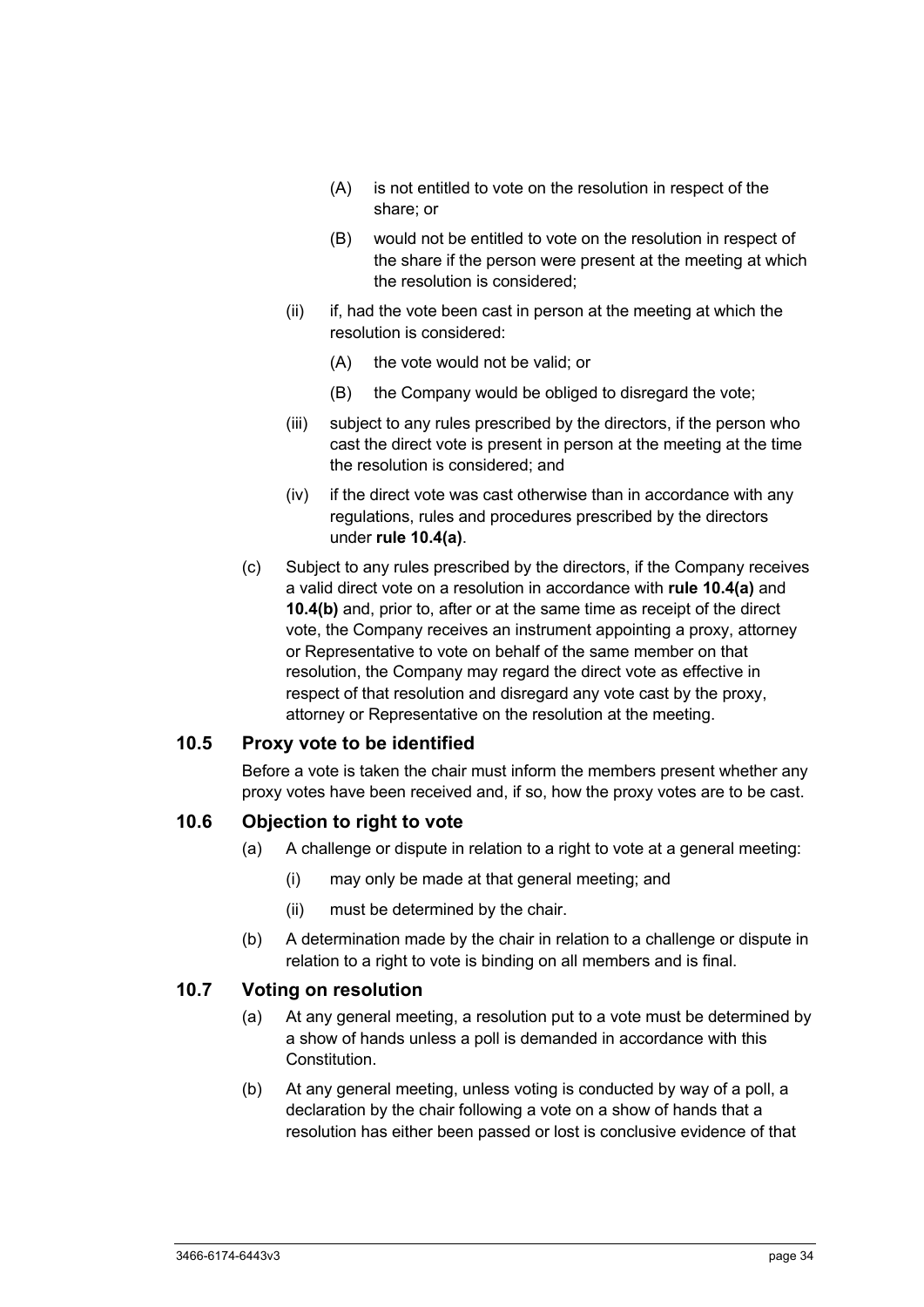(A) is not entitled to vote on the resolution in respect of the share; or

(B) would not be entitled to vote on the resolution in respect of the share if the person were present at the meeting at which the resolution is considered;

(ii) if, had the vote been cast in person at the meeting at which the resolution is considered:

(A) the vote would not be valid; or

(B) the Company would be obliged to disregard the vote;

(iii) subject to any rules prescribed by the directors, if the person who cast the direct vote is present in person at the meeting at the time the resolution is considered; and

(iv) if the direct vote was cast otherwise than in accordance with any regulations, rules and procedures prescribed by the directors under **rule 10.4(a)**.

(c) Subject to any rules prescribed by the directors, if the Company receives a valid direct vote on a resolution in accordance with **rule 10.4(a)** and **10.4(b)** and, prior to, after or at the same time as receipt of the direct vote, the Company receives an instrument appointing a proxy, attorney or Representative to vote on behalf of the same member on that resolution, the Company may regard the direct vote as effective in respect of that resolution and disregard any vote cast by the proxy, attorney or Representative on the resolution at the meeting.

### 10.5 Proxy vote to be identified

Before a vote is taken the chair must inform the members present whether any proxy votes have been received and, if so, how the proxy votes are to be cast.

### 10.6 Objection to right to vote

(a) A challenge or dispute in relation to a right to vote at a general meeting:

(i) may only be made at that general meeting; and

(ii) must be determined by the chair.

(b) A determination made by the chair in relation to a challenge or dispute in relation to a right to vote is binding on all members and is final.

### 10.7 Voting on resolution

(a) At any general meeting, a resolution put to a vote must be determined by a show of hands unless a poll is demanded in accordance with this Constitution.

(b) At any general meeting, unless voting is conducted by way of a poll, a declaration by the chair following a vote on a show of hands that a resolution has either been passed or lost is conclusive evidence of that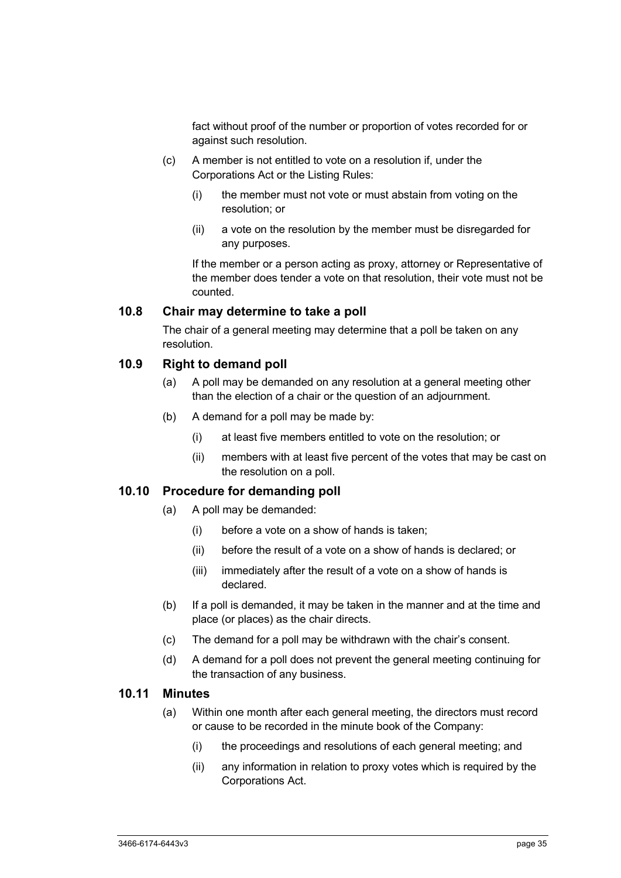fact without proof of the number or proportion of votes recorded for or against such resolution.

(c) A member is not entitled to vote on a resolution if, under the Corporations Act or the Listing Rules:

  (i) the member must not vote or must abstain from voting on the resolution; or

  (ii) a vote on the resolution by the member must be disregarded for any purposes.

If the member or a person acting as proxy, attorney or Representative of the member does tender a vote on that resolution, their vote must not be counted.

### 10.8 Chair may determine to take a poll

The chair of a general meeting may determine that a poll be taken on any resolution.

### 10.9 Right to demand poll

(a) A poll may be demanded on any resolution at a general meeting other than the election of a chair or the question of an adjournment.

(b) A demand for a poll may be made by:

  (i) at least five members entitled to vote on the resolution; or

  (ii) members with at least five percent of the votes that may be cast on the resolution on a poll.

### 10.10 Procedure for demanding poll

(a) A poll may be demanded:

  (i) before a vote on a show of hands is taken;

  (ii) before the result of a vote on a show of hands is declared; or

  (iii) immediately after the result of a vote on a show of hands is declared.

(b) If a poll is demanded, it may be taken in the manner and at the time and place (or places) as the chair directs.

(c) The demand for a poll may be withdrawn with the chair's consent.

(d) A demand for a poll does not prevent the general meeting continuing for the transaction of any business.

### 10.11 Minutes

(a) Within one month after each general meeting, the directors must record or cause to be recorded in the minute book of the Company:

  (i) the proceedings and resolutions of each general meeting; and

  (ii) any information in relation to proxy votes which is required by the Corporations Act.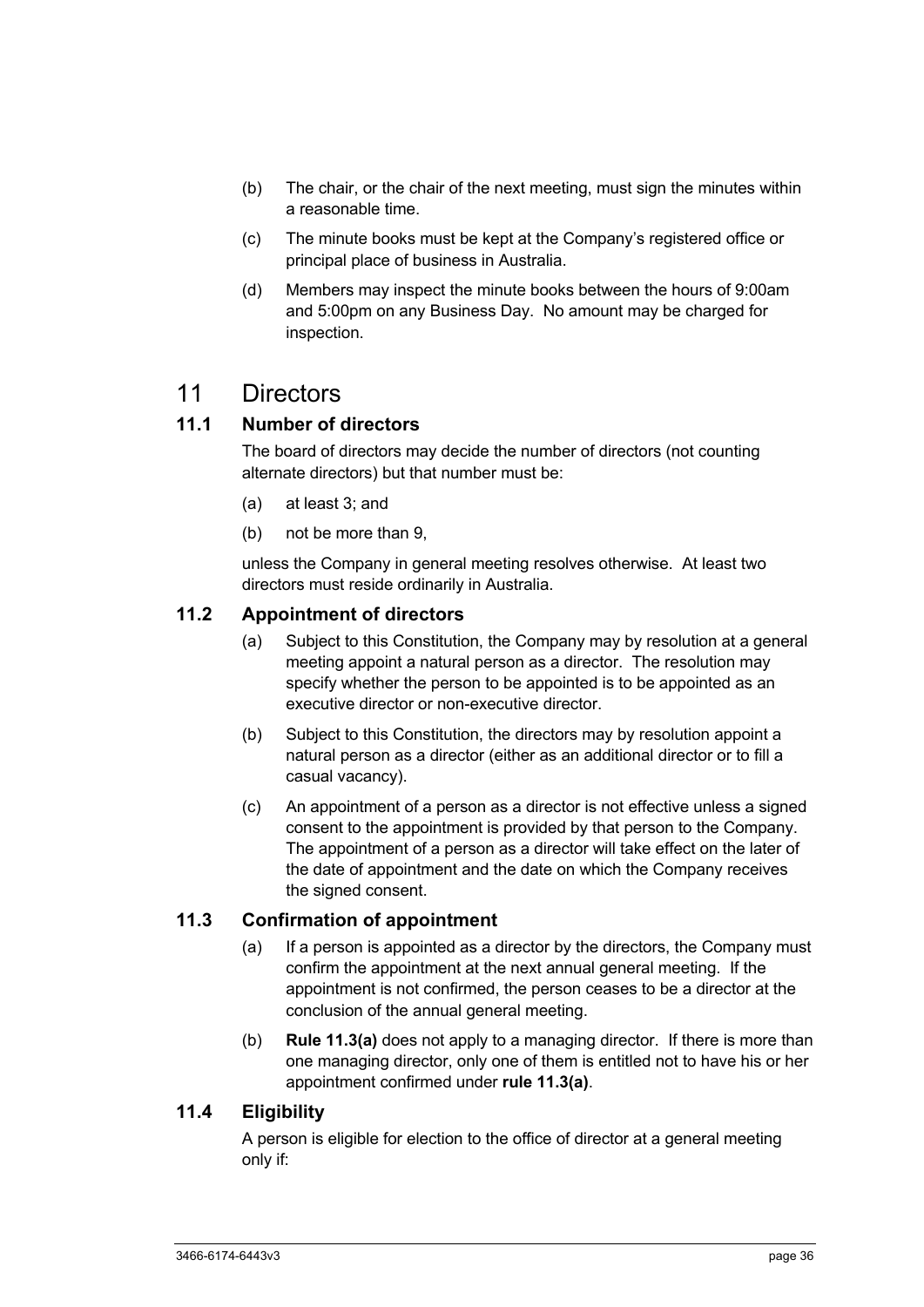(b) The chair, or the chair of the next meeting, must sign the minutes within a reasonable time.

(c) The minute books must be kept at the Company's registered office or principal place of business in Australia.

(d) Members may inspect the minute books between the hours of 9:00am and 5:00pm on any Business Day. No amount may be charged for inspection.

# 11 Directors

## 11.1 Number of directors

The board of directors may decide the number of directors (not counting alternate directors) but that number must be:

(a) at least 3; and

(b) not be more than 9,

unless the Company in general meeting resolves otherwise. At least two directors must reside ordinarily in Australia.

## 11.2 Appointment of directors

(a) Subject to this Constitution, the Company may by resolution at a general meeting appoint a natural person as a director. The resolution may specify whether the person to be appointed is to be appointed as an executive director or non-executive director.

(b) Subject to this Constitution, the directors may by resolution appoint a natural person as a director (either as an additional director or to fill a casual vacancy).

(c) An appointment of a person as a director is not effective unless a signed consent to the appointment is provided by that person to the Company. The appointment of a person as a director will take effect on the later of the date of appointment and the date on which the Company receives the signed consent.

## 11.3 Confirmation of appointment

(a) If a person is appointed as a director by the directors, the Company must confirm the appointment at the next annual general meeting. If the appointment is not confirmed, the person ceases to be a director at the conclusion of the annual general meeting.

(b) **Rule 11.3(a)** does not apply to a managing director. If there is more than one managing director, only one of them is entitled not to have his or her appointment confirmed under **rule 11.3(a)**.

## 11.4 Eligibility

A person is eligible for election to the office of director at a general meeting only if: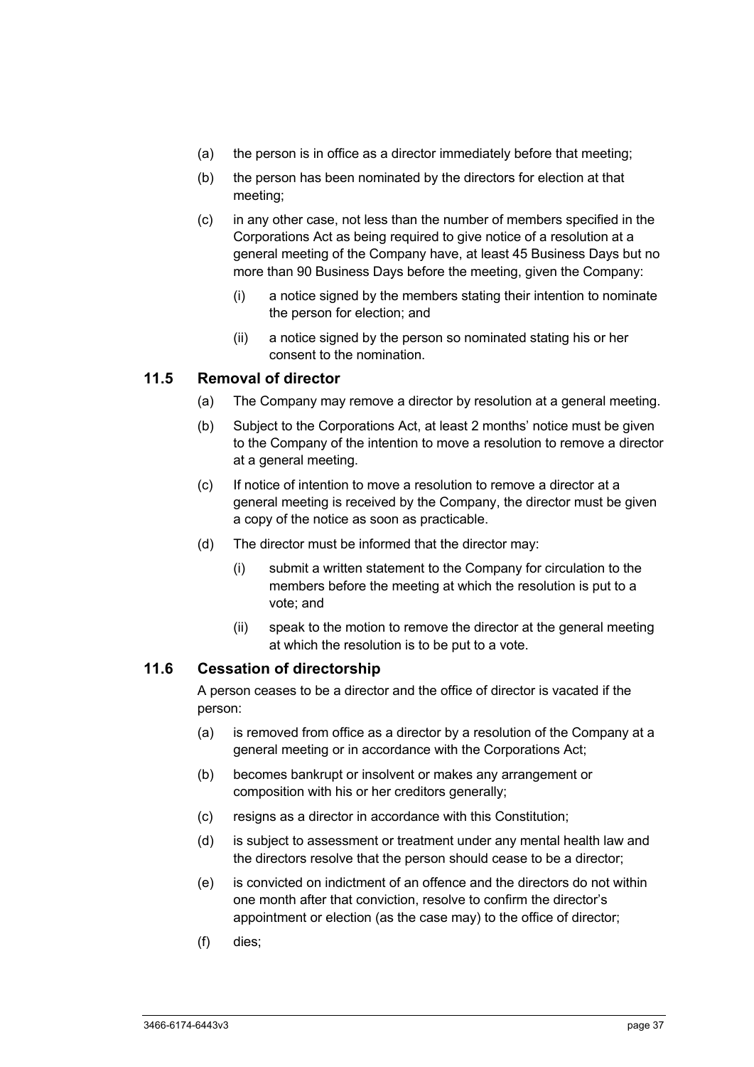(a) the person is in office as a director immediately before that meeting;

(b) the person has been nominated by the directors for election at that meeting;

(c) in any other case, not less than the number of members specified in the Corporations Act as being required to give notice of a resolution at a general meeting of the Company have, at least 45 Business Days but no more than 90 Business Days before the meeting, given the Company:

   (i) a notice signed by the members stating their intention to nominate the person for election; and

   (ii) a notice signed by the person so nominated stating his or her consent to the nomination.

### 11.5 Removal of director

(a) The Company may remove a director by resolution at a general meeting.

(b) Subject to the Corporations Act, at least 2 months' notice must be given to the Company of the intention to move a resolution to remove a director at a general meeting.

(c) If notice of intention to move a resolution to remove a director at a general meeting is received by the Company, the director must be given a copy of the notice as soon as practicable.

(d) The director must be informed that the director may:

   (i) submit a written statement to the Company for circulation to the members before the meeting at which the resolution is put to a vote; and

   (ii) speak to the motion to remove the director at the general meeting at which the resolution is to be put to a vote.

### 11.6 Cessation of directorship

A person ceases to be a director and the office of director is vacated if the person:

(a) is removed from office as a director by a resolution of the Company at a general meeting or in accordance with the Corporations Act;

(b) becomes bankrupt or insolvent or makes any arrangement or composition with his or her creditors generally;

(c) resigns as a director in accordance with this Constitution;

(d) is subject to assessment or treatment under any mental health law and the directors resolve that the person should cease to be a director;

(e) is convicted on indictment of an offence and the directors do not within one month after that conviction, resolve to confirm the director's appointment or election (as the case may) to the office of director;

(f) dies;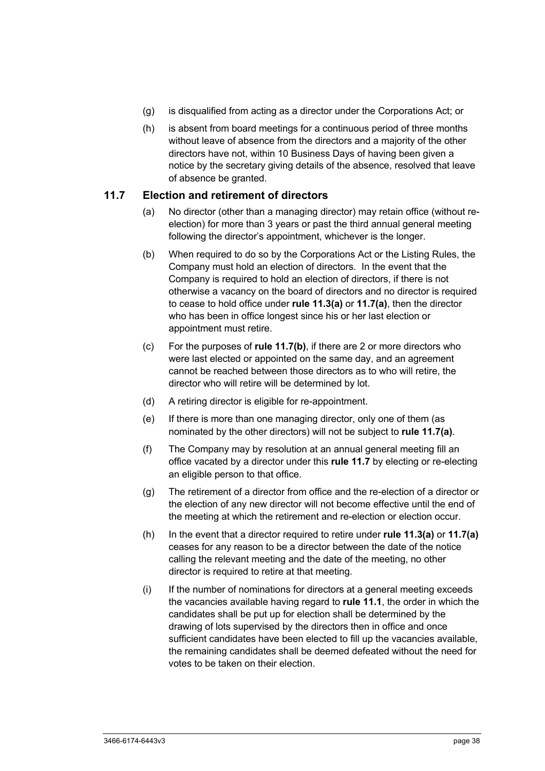(g) is disqualified from acting as a director under the Corporations Act; or

(h) is absent from board meetings for a continuous period of three months without leave of absence from the directors and a majority of the other directors have not, within 10 Business Days of having been given a notice by the secretary giving details of the absence, resolved that leave of absence be granted.

### 11.7 Election and retirement of directors

(a) No director (other than a managing director) may retain office (without re-election) for more than 3 years or past the third annual general meeting following the director's appointment, whichever is the longer.

(b) When required to do so by the Corporations Act or the Listing Rules, the Company must hold an election of directors. In the event that the Company is required to hold an election of directors, if there is not otherwise a vacancy on the board of directors and no director is required to cease to hold office under **rule 11.3(a)** or **11.7(a)**, then the director who has been in office longest since his or her last election or appointment must retire.

(c) For the purposes of **rule 11.7(b)**, if there are 2 or more directors who were last elected or appointed on the same day, and an agreement cannot be reached between those directors as to who will retire, the director who will retire will be determined by lot.

(d) A retiring director is eligible for re-appointment.

(e) If there is more than one managing director, only one of them (as nominated by the other directors) will not be subject to **rule 11.7(a)**.

(f) The Company may by resolution at an annual general meeting fill an office vacated by a director under this **rule 11.7** by electing or re-electing an eligible person to that office.

(g) The retirement of a director from office and the re-election of a director or the election of any new director will not become effective until the end of the meeting at which the retirement and re-election or election occur.

(h) In the event that a director required to retire under **rule 11.3(a)** or **11.7(a)** ceases for any reason to be a director between the date of the notice calling the relevant meeting and the date of the meeting, no other director is required to retire at that meeting.

(i) If the number of nominations for directors at a general meeting exceeds the vacancies available having regard to **rule 11.1**, the order in which the candidates shall be put up for election shall be determined by the drawing of lots supervised by the directors then in office and once sufficient candidates have been elected to fill up the vacancies available, the remaining candidates shall be deemed defeated without the need for votes to be taken on their election.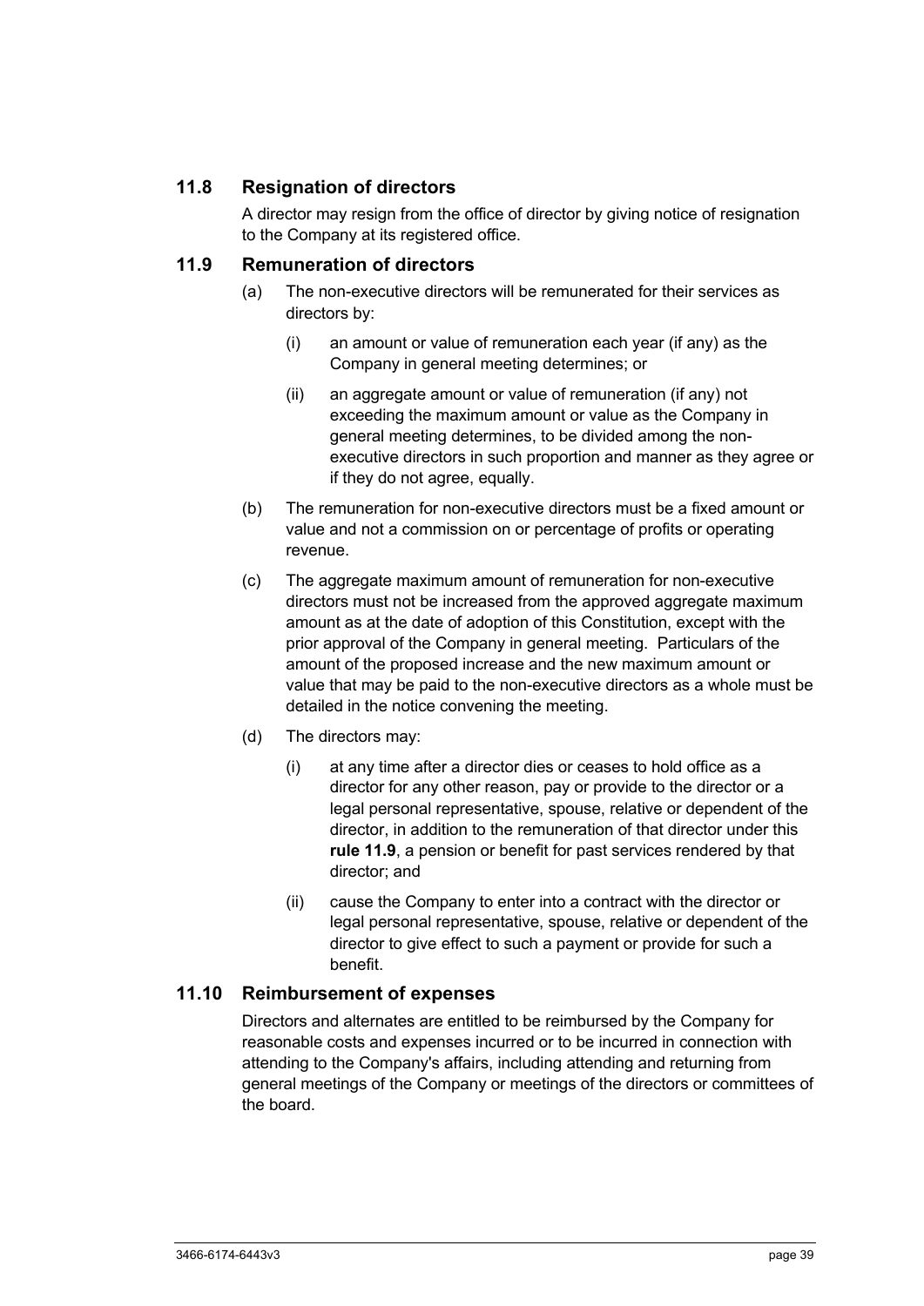### 11.8 Resignation of directors

A director may resign from the office of director by giving notice of resignation to the Company at its registered office.

### 11.9 Remuneration of directors

(a) The non-executive directors will be remunerated for their services as directors by:

   (i) an amount or value of remuneration each year (if any) as the Company in general meeting determines; or

   (ii) an aggregate amount or value of remuneration (if any) not exceeding the maximum amount or value as the Company in general meeting determines, to be divided among the non-executive directors in such proportion and manner as they agree or if they do not agree, equally.

(b) The remuneration for non-executive directors must be a fixed amount or value and not a commission on or percentage of profits or operating revenue.

(c) The aggregate maximum amount of remuneration for non-executive directors must not be increased from the approved aggregate maximum amount as at the date of adoption of this Constitution, except with the prior approval of the Company in general meeting. Particulars of the amount of the proposed increase and the new maximum amount or value that may be paid to the non-executive directors as a whole must be detailed in the notice convening the meeting.

(d) The directors may:

   (i) at any time after a director dies or ceases to hold office as a director for any other reason, pay or provide to the director or a legal personal representative, spouse, relative or dependent of the director, in addition to the remuneration of that director under this **rule 11.9**, a pension or benefit for past services rendered by that director; and

   (ii) cause the Company to enter into a contract with the director or legal personal representative, spouse, relative or dependent of the director to give effect to such a payment or provide for such a benefit.

### 11.10 Reimbursement of expenses

Directors and alternates are entitled to be reimbursed by the Company for reasonable costs and expenses incurred or to be incurred in connection with attending to the Company's affairs, including attending and returning from general meetings of the Company or meetings of the directors or committees of the board.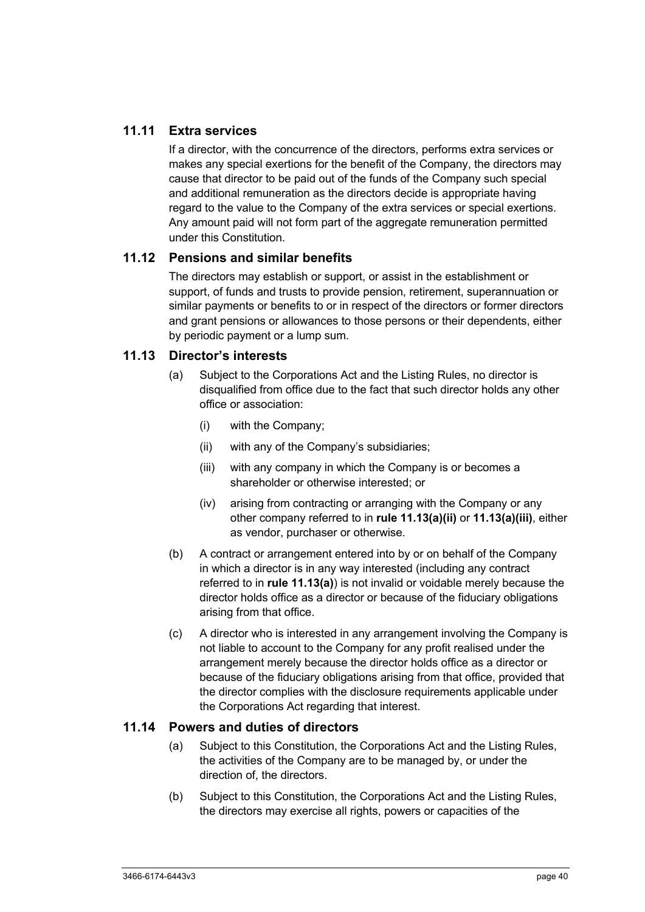## 11.11 Extra services

If a director, with the concurrence of the directors, performs extra services or makes any special exertions for the benefit of the Company, the directors may cause that director to be paid out of the funds of the Company such special and additional remuneration as the directors decide is appropriate having regard to the value to the Company of the extra services or special exertions. Any amount paid will not form part of the aggregate remuneration permitted under this Constitution.

## 11.12 Pensions and similar benefits

The directors may establish or support, or assist in the establishment or support, of funds and trusts to provide pension, retirement, superannuation or similar payments or benefits to or in respect of the directors or former directors and grant pensions or allowances to those persons or their dependents, either by periodic payment or a lump sum.

## 11.13 Director's interests

(a) Subject to the Corporations Act and the Listing Rules, no director is disqualified from office due to the fact that such director holds any other office or association:

(i) with the Company;

(ii) with any of the Company's subsidiaries;

(iii) with any company in which the Company is or becomes a shareholder or otherwise interested; or

(iv) arising from contracting or arranging with the Company or any other company referred to in **rule 11.13(a)(ii)** or **11.13(a)(iii)**, either as vendor, purchaser or otherwise.

(b) A contract or arrangement entered into by or on behalf of the Company in which a director is in any way interested (including any contract referred to in **rule 11.13(a)**) is not invalid or voidable merely because the director holds office as a director or because of the fiduciary obligations arising from that office.

(c) A director who is interested in any arrangement involving the Company is not liable to account to the Company for any profit realised under the arrangement merely because the director holds office as a director or because of the fiduciary obligations arising from that office, provided that the director complies with the disclosure requirements applicable under the Corporations Act regarding that interest.

## 11.14 Powers and duties of directors

(a) Subject to this Constitution, the Corporations Act and the Listing Rules, the activities of the Company are to be managed by, or under the direction of, the directors.

(b) Subject to this Constitution, the Corporations Act and the Listing Rules, the directors may exercise all rights, powers or capacities of the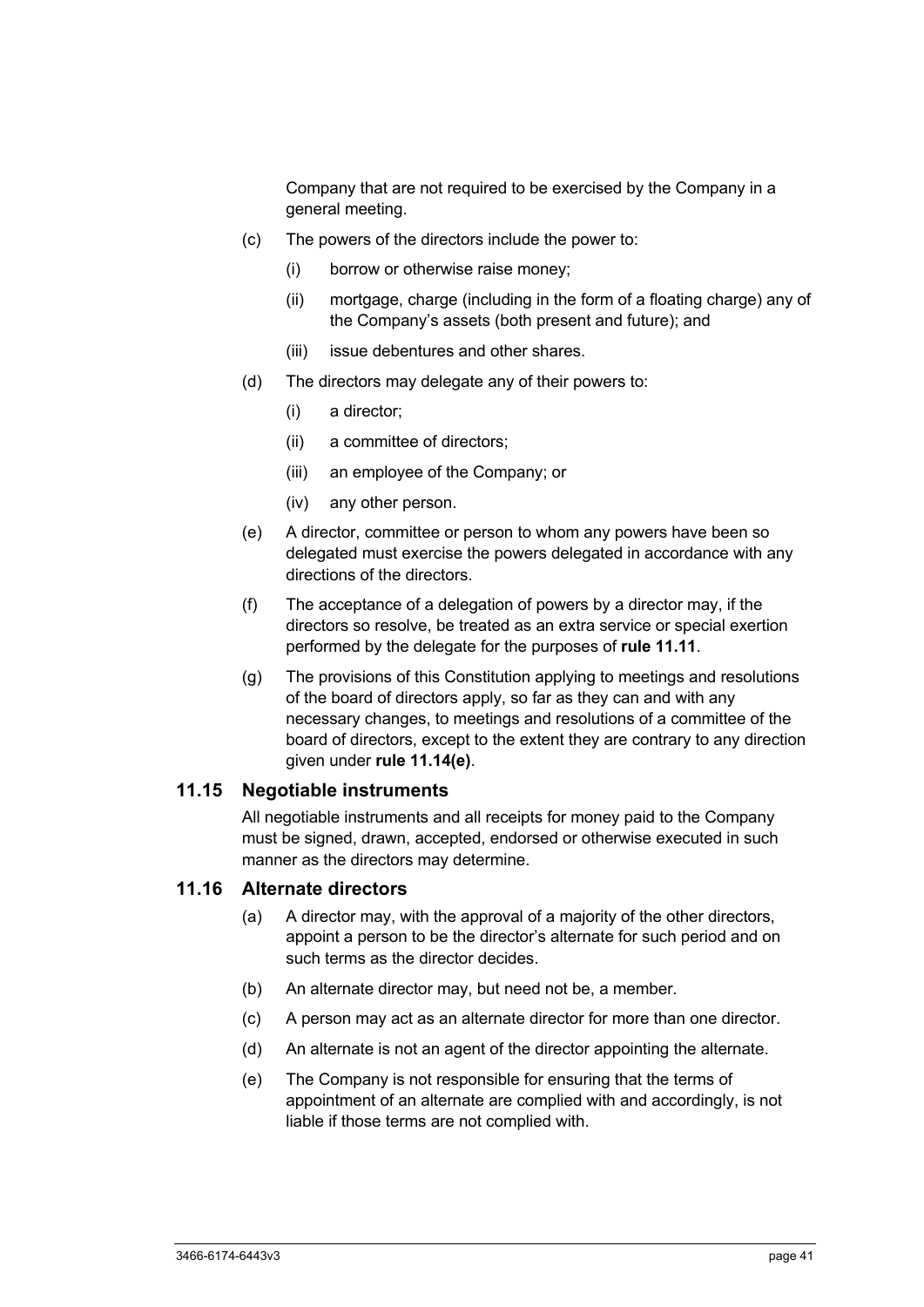Company that are not required to be exercised by the Company in a general meeting.

(c) The powers of the directors include the power to:

  (i) borrow or otherwise raise money;

  (ii) mortgage, charge (including in the form of a floating charge) any of the Company's assets (both present and future); and

  (iii) issue debentures and other shares.

(d) The directors may delegate any of their powers to:

  (i) a director;

  (ii) a committee of directors;

  (iii) an employee of the Company; or

  (iv) any other person.

(e) A director, committee or person to whom any powers have been so delegated must exercise the powers delegated in accordance with any directions of the directors.

(f) The acceptance of a delegation of powers by a director may, if the directors so resolve, be treated as an extra service or special exertion performed by the delegate for the purposes of **rule 11.11**.

(g) The provisions of this Constitution applying to meetings and resolutions of the board of directors apply, so far as they can and with any necessary changes, to meetings and resolutions of a committee of the board of directors, except to the extent they are contrary to any direction given under **rule 11.14(e)**.

### 11.15 Negotiable instruments

All negotiable instruments and all receipts for money paid to the Company must be signed, drawn, accepted, endorsed or otherwise executed in such manner as the directors may determine.

### 11.16 Alternate directors

(a) A director may, with the approval of a majority of the other directors, appoint a person to be the director's alternate for such period and on such terms as the director decides.

(b) An alternate director may, but need not be, a member.

(c) A person may act as an alternate director for more than one director.

(d) An alternate is not an agent of the director appointing the alternate.

(e) The Company is not responsible for ensuring that the terms of appointment of an alternate are complied with and accordingly, is not liable if those terms are not complied with.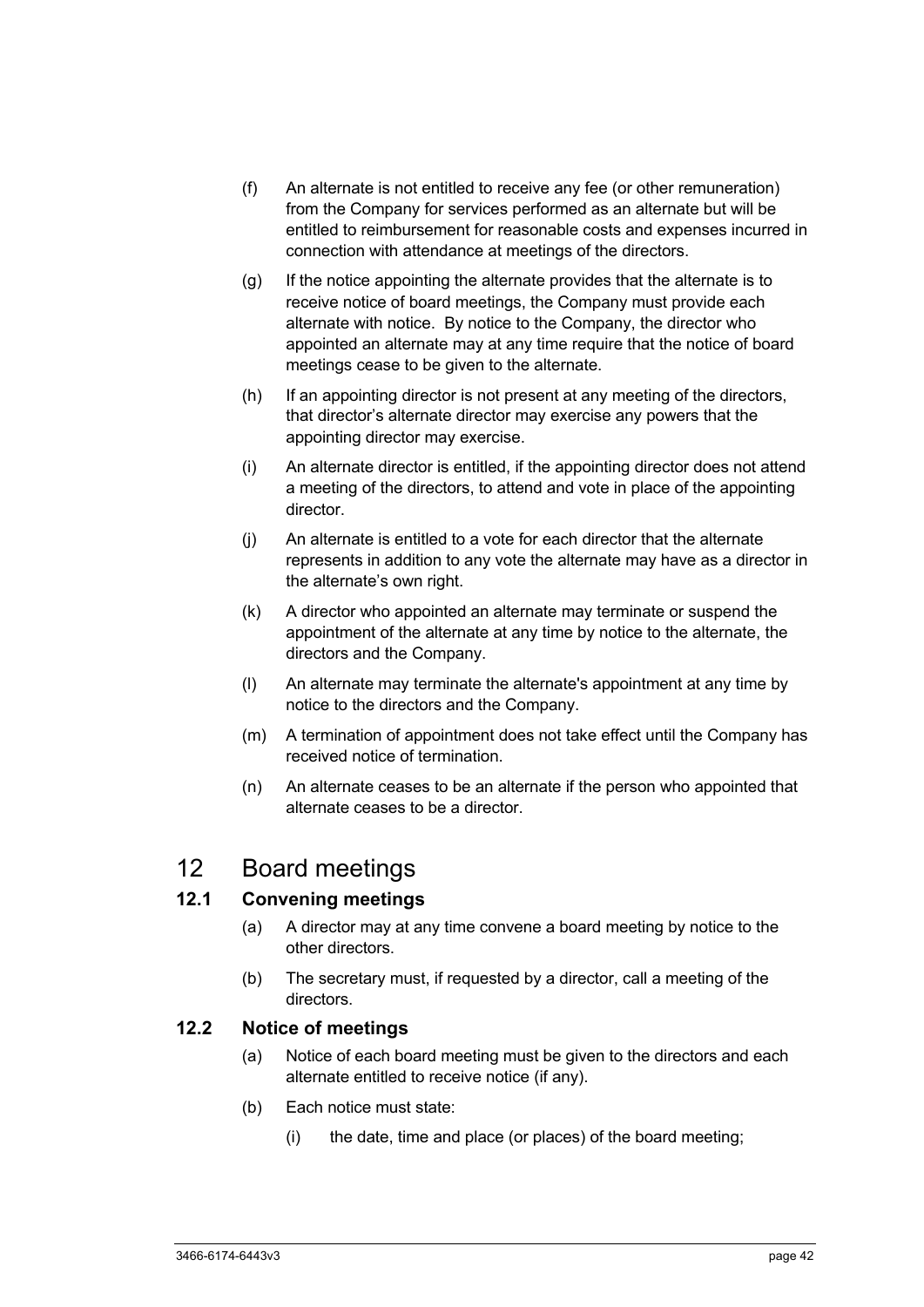(f) An alternate is not entitled to receive any fee (or other remuneration) from the Company for services performed as an alternate but will be entitled to reimbursement for reasonable costs and expenses incurred in connection with attendance at meetings of the directors.

(g) If the notice appointing the alternate provides that the alternate is to receive notice of board meetings, the Company must provide each alternate with notice. By notice to the Company, the director who appointed an alternate may at any time require that the notice of board meetings cease to be given to the alternate.

(h) If an appointing director is not present at any meeting of the directors, that director's alternate director may exercise any powers that the appointing director may exercise.

(i) An alternate director is entitled, if the appointing director does not attend a meeting of the directors, to attend and vote in place of the appointing director.

(j) An alternate is entitled to a vote for each director that the alternate represents in addition to any vote the alternate may have as a director in the alternate's own right.

(k) A director who appointed an alternate may terminate or suspend the appointment of the alternate at any time by notice to the alternate, the directors and the Company.

(l) An alternate may terminate the alternate's appointment at any time by notice to the directors and the Company.

(m) A termination of appointment does not take effect until the Company has received notice of termination.

(n) An alternate ceases to be an alternate if the person who appointed that alternate ceases to be a director.

# 12 Board meetings

## 12.1 Convening meetings

(a) A director may at any time convene a board meeting by notice to the other directors.

(b) The secretary must, if requested by a director, call a meeting of the directors.

## 12.2 Notice of meetings

(a) Notice of each board meeting must be given to the directors and each alternate entitled to receive notice (if any).

(b) Each notice must state:

(i) the date, time and place (or places) of the board meeting;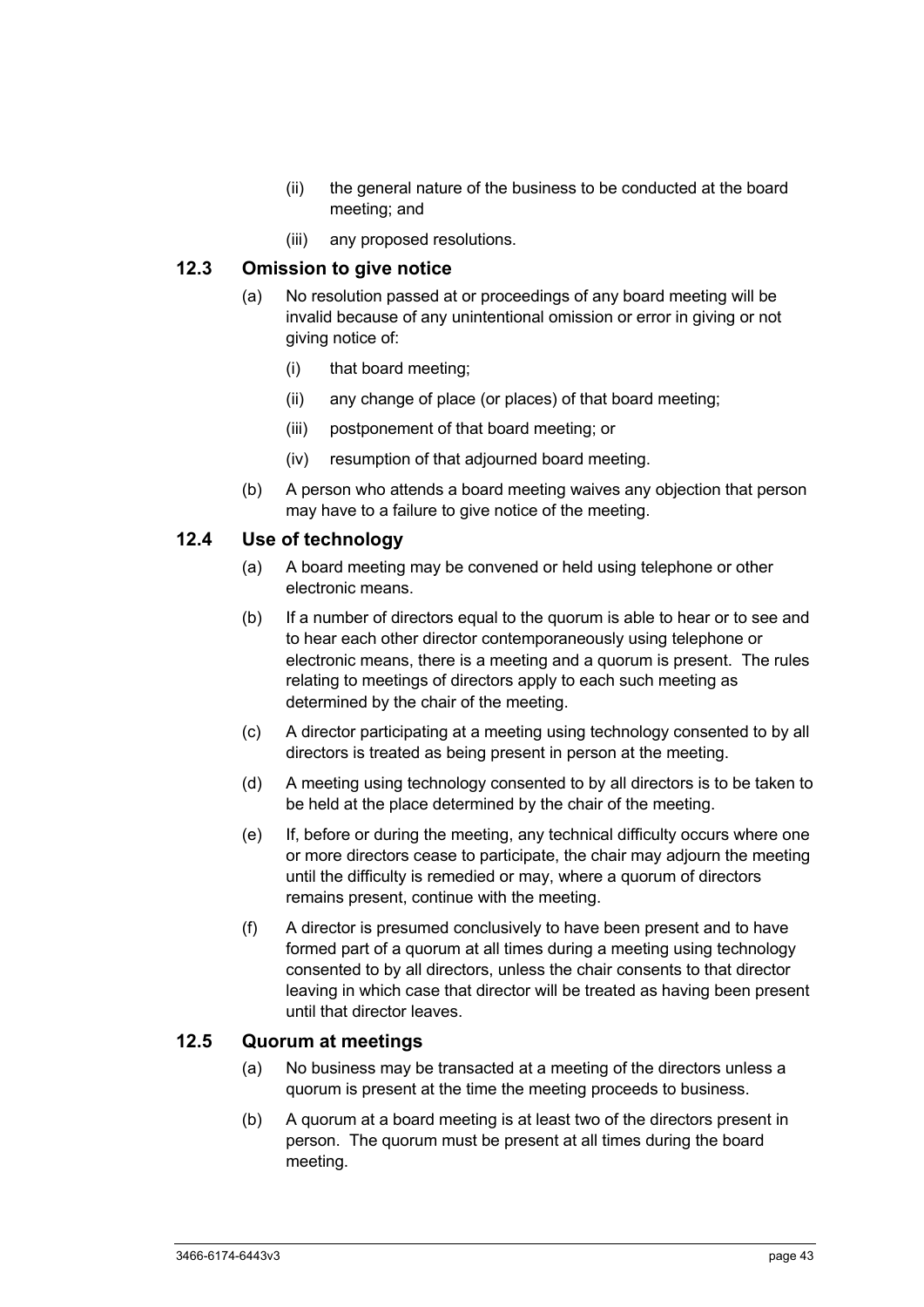(ii) the general nature of the business to be conducted at the board meeting; and

(iii) any proposed resolutions.

### 12.3 Omission to give notice

(a) No resolution passed at or proceedings of any board meeting will be invalid because of any unintentional omission or error in giving or not giving notice of:

(i) that board meeting;

(ii) any change of place (or places) of that board meeting;

(iii) postponement of that board meeting; or

(iv) resumption of that adjourned board meeting.

(b) A person who attends a board meeting waives any objection that person may have to a failure to give notice of the meeting.

### 12.4 Use of technology

(a) A board meeting may be convened or held using telephone or other electronic means.

(b) If a number of directors equal to the quorum is able to hear or to see and to hear each other director contemporaneously using telephone or electronic means, there is a meeting and a quorum is present. The rules relating to meetings of directors apply to each such meeting as determined by the chair of the meeting.

(c) A director participating at a meeting using technology consented to by all directors is treated as being present in person at the meeting.

(d) A meeting using technology consented to by all directors is to be taken to be held at the place determined by the chair of the meeting.

(e) If, before or during the meeting, any technical difficulty occurs where one or more directors cease to participate, the chair may adjourn the meeting until the difficulty is remedied or may, where a quorum of directors remains present, continue with the meeting.

(f) A director is presumed conclusively to have been present and to have formed part of a quorum at all times during a meeting using technology consented to by all directors, unless the chair consents to that director leaving in which case that director will be treated as having been present until that director leaves.

### 12.5 Quorum at meetings

(a) No business may be transacted at a meeting of the directors unless a quorum is present at the time the meeting proceeds to business.

(b) A quorum at a board meeting is at least two of the directors present in person. The quorum must be present at all times during the board meeting.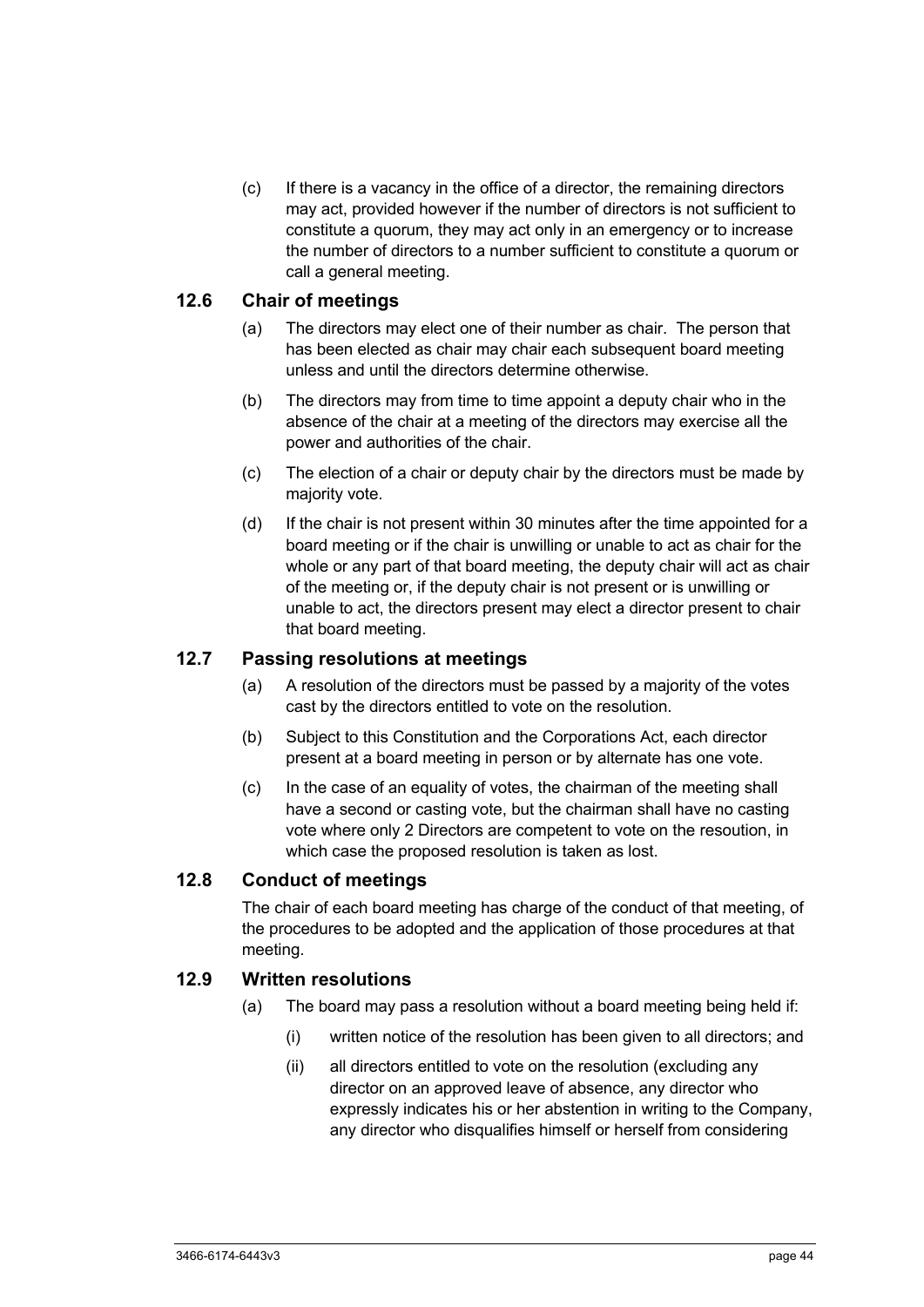(c) If there is a vacancy in the office of a director, the remaining directors may act, provided however if the number of directors is not sufficient to constitute a quorum, they may act only in an emergency or to increase the number of directors to a number sufficient to constitute a quorum or call a general meeting.

### 12.6 Chair of meetings

(a) The directors may elect one of their number as chair. The person that has been elected as chair may chair each subsequent board meeting unless and until the directors determine otherwise.

(b) The directors may from time to time appoint a deputy chair who in the absence of the chair at a meeting of the directors may exercise all the power and authorities of the chair.

(c) The election of a chair or deputy chair by the directors must be made by majority vote.

(d) If the chair is not present within 30 minutes after the time appointed for a board meeting or if the chair is unwilling or unable to act as chair for the whole or any part of that board meeting, the deputy chair will act as chair of the meeting or, if the deputy chair is not present or is unwilling or unable to act, the directors present may elect a director present to chair that board meeting.

### 12.7 Passing resolutions at meetings

(a) A resolution of the directors must be passed by a majority of the votes cast by the directors entitled to vote on the resolution.

(b) Subject to this Constitution and the Corporations Act, each director present at a board meeting in person or by alternate has one vote.

(c) In the case of an equality of votes, the chairman of the meeting shall have a second or casting vote, but the chairman shall have no casting vote where only 2 Directors are competent to vote on the resoution, in which case the proposed resolution is taken as lost.

### 12.8 Conduct of meetings

The chair of each board meeting has charge of the conduct of that meeting, of the procedures to be adopted and the application of those procedures at that meeting.

### 12.9 Written resolutions

(a) The board may pass a resolution without a board meeting being held if:

   (i) written notice of the resolution has been given to all directors; and

   (ii) all directors entitled to vote on the resolution (excluding any director on an approved leave of absence, any director who expressly indicates his or her abstention in writing to the Company, any director who disqualifies himself or herself from considering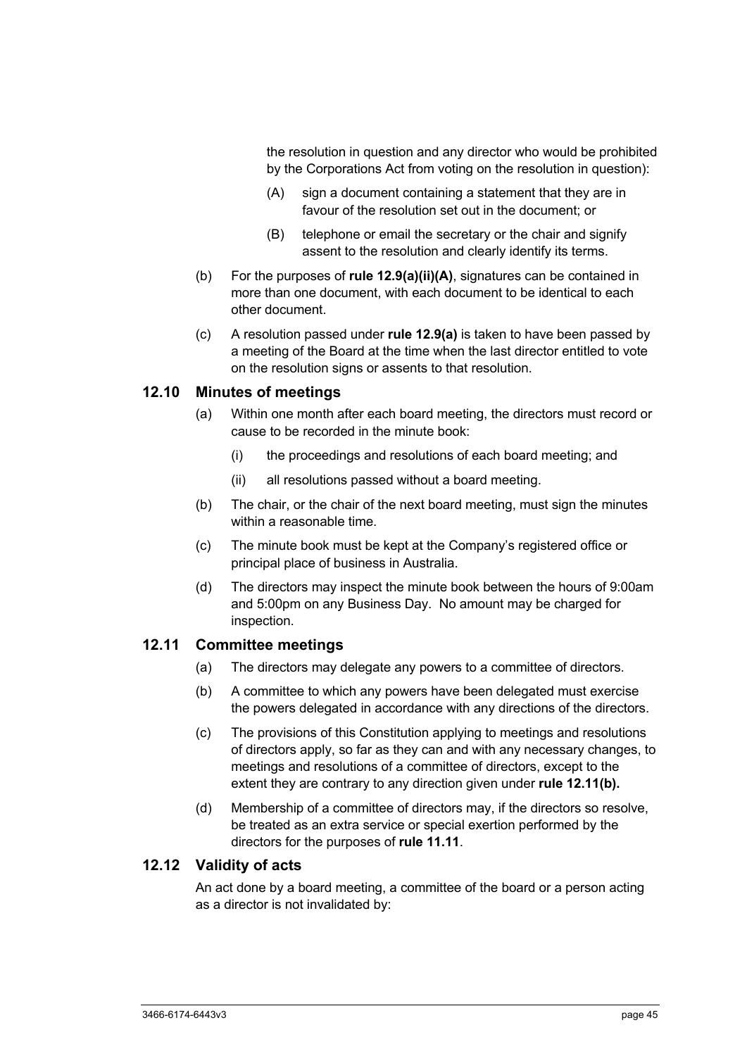the resolution in question and any director who would be prohibited by the Corporations Act from voting on the resolution in question):

(A) sign a document containing a statement that they are in favour of the resolution set out in the document; or

(B) telephone or email the secretary or the chair and signify assent to the resolution and clearly identify its terms.

(b) For the purposes of **rule 12.9(a)(ii)(A)**, signatures can be contained in more than one document, with each document to be identical to each other document.

(c) A resolution passed under **rule 12.9(a)** is taken to have been passed by a meeting of the Board at the time when the last director entitled to vote on the resolution signs or assents to that resolution.

## 12.10 Minutes of meetings

(a) Within one month after each board meeting, the directors must record or cause to be recorded in the minute book:

(i) the proceedings and resolutions of each board meeting; and

(ii) all resolutions passed without a board meeting.

(b) The chair, or the chair of the next board meeting, must sign the minutes within a reasonable time.

(c) The minute book must be kept at the Company's registered office or principal place of business in Australia.

(d) The directors may inspect the minute book between the hours of 9:00am and 5:00pm on any Business Day. No amount may be charged for inspection.

## 12.11 Committee meetings

(a) The directors may delegate any powers to a committee of directors.

(b) A committee to which any powers have been delegated must exercise the powers delegated in accordance with any directions of the directors.

(c) The provisions of this Constitution applying to meetings and resolutions of directors apply, so far as they can and with any necessary changes, to meetings and resolutions of a committee of directors, except to the extent they are contrary to any direction given under **rule 12.11(b).**

(d) Membership of a committee of directors may, if the directors so resolve, be treated as an extra service or special exertion performed by the directors for the purposes of **rule 11.11**.

## 12.12 Validity of acts

An act done by a board meeting, a committee of the board or a person acting as a director is not invalidated by: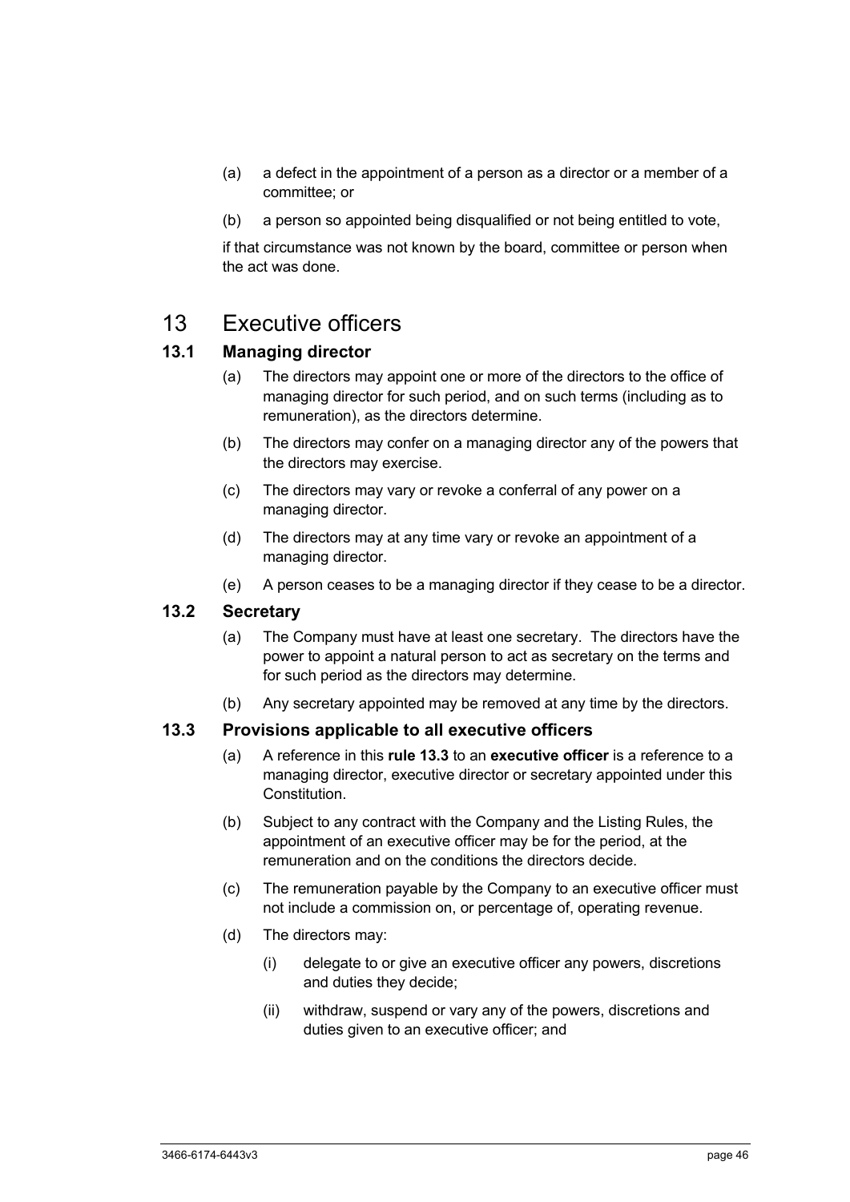(a) a defect in the appointment of a person as a director or a member of a committee; or

(b) a person so appointed being disqualified or not being entitled to vote,

if that circumstance was not known by the board, committee or person when the act was done.

# 13 Executive officers

## 13.1 Managing director

(a) The directors may appoint one or more of the directors to the office of managing director for such period, and on such terms (including as to remuneration), as the directors determine.

(b) The directors may confer on a managing director any of the powers that the directors may exercise.

(c) The directors may vary or revoke a conferral of any power on a managing director.

(d) The directors may at any time vary or revoke an appointment of a managing director.

(e) A person ceases to be a managing director if they cease to be a director.

## 13.2 Secretary

(a) The Company must have at least one secretary. The directors have the power to appoint a natural person to act as secretary on the terms and for such period as the directors may determine.

(b) Any secretary appointed may be removed at any time by the directors.

## 13.3 Provisions applicable to all executive officers

(a) A reference in this **rule 13.3** to an **executive officer** is a reference to a managing director, executive director or secretary appointed under this Constitution.

(b) Subject to any contract with the Company and the Listing Rules, the appointment of an executive officer may be for the period, at the remuneration and on the conditions the directors decide.

(c) The remuneration payable by the Company to an executive officer must not include a commission on, or percentage of, operating revenue.

(d) The directors may:

  (i) delegate to or give an executive officer any powers, discretions and duties they decide;

  (ii) withdraw, suspend or vary any of the powers, discretions and duties given to an executive officer; and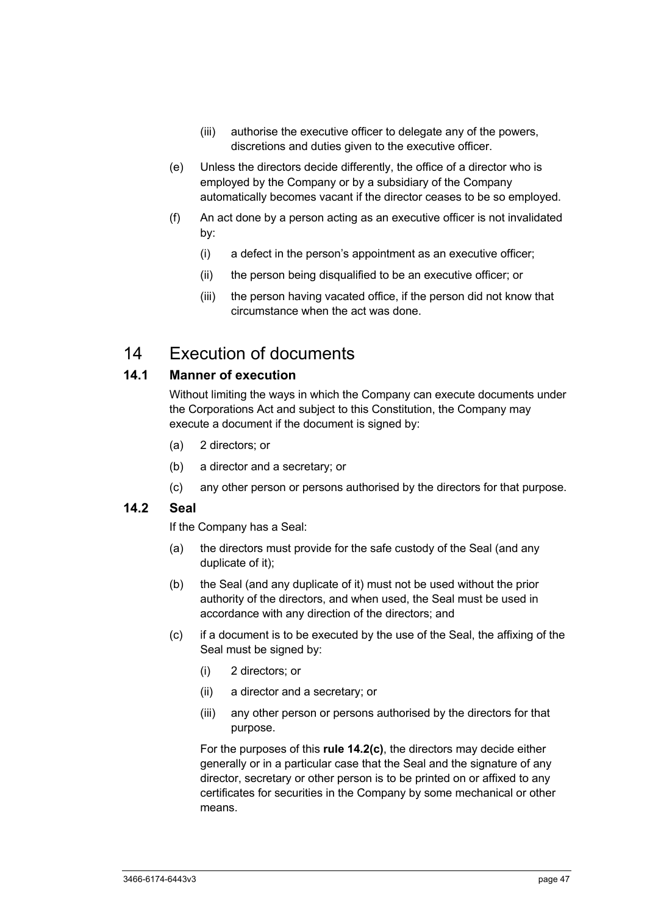(iii) authorise the executive officer to delegate any of the powers, discretions and duties given to the executive officer.

(e) Unless the directors decide differently, the office of a director who is employed by the Company or by a subsidiary of the Company automatically becomes vacant if the director ceases to be so employed.

(f) An act done by a person acting as an executive officer is not invalidated by:

(i) a defect in the person's appointment as an executive officer;

(ii) the person being disqualified to be an executive officer; or

(iii) the person having vacated office, if the person did not know that circumstance when the act was done.

# 14 Execution of documents

## 14.1 Manner of execution

Without limiting the ways in which the Company can execute documents under the Corporations Act and subject to this Constitution, the Company may execute a document if the document is signed by:

(a) 2 directors; or

(b) a director and a secretary; or

(c) any other person or persons authorised by the directors for that purpose.

## 14.2 Seal

If the Company has a Seal:

(a) the directors must provide for the safe custody of the Seal (and any duplicate of it);

(b) the Seal (and any duplicate of it) must not be used without the prior authority of the directors, and when used, the Seal must be used in accordance with any direction of the directors; and

(c) if a document is to be executed by the use of the Seal, the affixing of the Seal must be signed by:

(i) 2 directors; or

(ii) a director and a secretary; or

(iii) any other person or persons authorised by the directors for that purpose.

For the purposes of this **rule 14.2(c)**, the directors may decide either generally or in a particular case that the Seal and the signature of any director, secretary or other person is to be printed on or affixed to any certificates for securities in the Company by some mechanical or other means.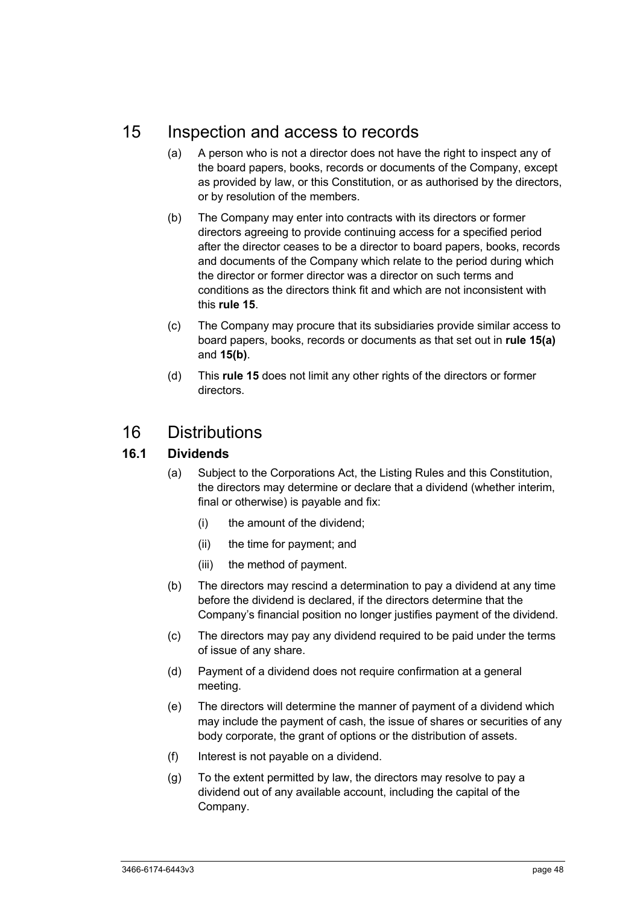# 15 Inspection and access to records

(a) A person who is not a director does not have the right to inspect any of the board papers, books, records or documents of the Company, except as provided by law, or this Constitution, or as authorised by the directors, or by resolution of the members.

(b) The Company may enter into contracts with its directors or former directors agreeing to provide continuing access for a specified period after the director ceases to be a director to board papers, books, records and documents of the Company which relate to the period during which the director or former director was a director on such terms and conditions as the directors think fit and which are not inconsistent with this **rule 15**.

(c) The Company may procure that its subsidiaries provide similar access to board papers, books, records or documents as that set out in **rule 15(a)** and **15(b)**.

(d) This **rule 15** does not limit any other rights of the directors or former directors.

# 16 Distributions

## 16.1 Dividends

(a) Subject to the Corporations Act, the Listing Rules and this Constitution, the directors may determine or declare that a dividend (whether interim, final or otherwise) is payable and fix:

  (i) the amount of the dividend;

  (ii) the time for payment; and

  (iii) the method of payment.

(b) The directors may rescind a determination to pay a dividend at any time before the dividend is declared, if the directors determine that the Company's financial position no longer justifies payment of the dividend.

(c) The directors may pay any dividend required to be paid under the terms of issue of any share.

(d) Payment of a dividend does not require confirmation at a general meeting.

(e) The directors will determine the manner of payment of a dividend which may include the payment of cash, the issue of shares or securities of any body corporate, the grant of options or the distribution of assets.

(f) Interest is not payable on a dividend.

(g) To the extent permitted by law, the directors may resolve to pay a dividend out of any available account, including the capital of the Company.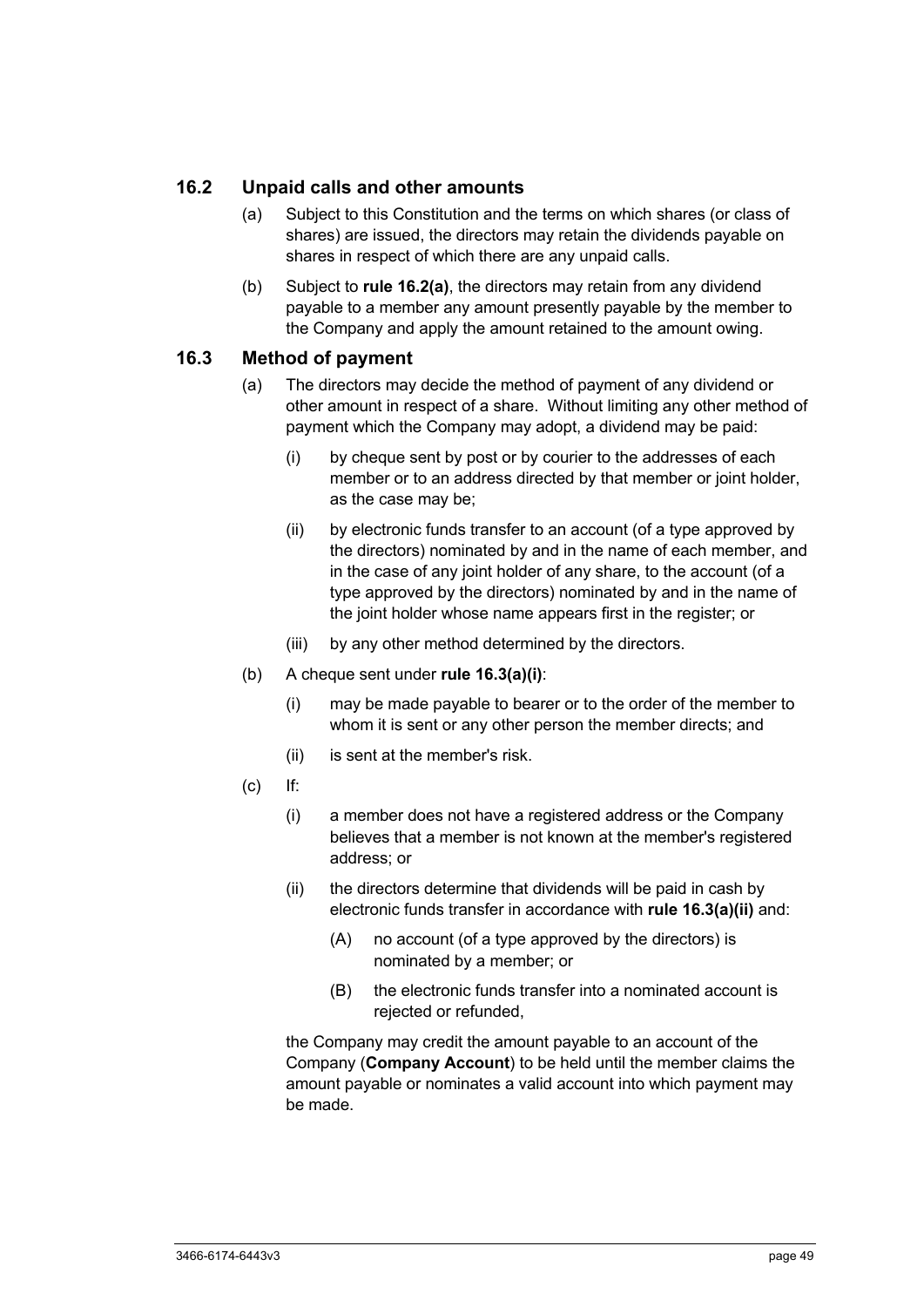### 16.2 Unpaid calls and other amounts

(a) Subject to this Constitution and the terms on which shares (or class of shares) are issued, the directors may retain the dividends payable on shares in respect of which there are any unpaid calls.

(b) Subject to **rule 16.2(a)**, the directors may retain from any dividend payable to a member any amount presently payable by the member to the Company and apply the amount retained to the amount owing.

### 16.3 Method of payment

(a) The directors may decide the method of payment of any dividend or other amount in respect of a share. Without limiting any other method of payment which the Company may adopt, a dividend may be paid:

  (i) by cheque sent by post or by courier to the addresses of each member or to an address directed by that member or joint holder, as the case may be;

  (ii) by electronic funds transfer to an account (of a type approved by the directors) nominated by and in the name of each member, and in the case of any joint holder of any share, to the account (of a type approved by the directors) nominated by and in the name of the joint holder whose name appears first in the register; or

  (iii) by any other method determined by the directors.

(b) A cheque sent under **rule 16.3(a)(i)**:

  (i) may be made payable to bearer or to the order of the member to whom it is sent or any other person the member directs; and

  (ii) is sent at the member's risk.

(c) If:

  (i) a member does not have a registered address or the Company believes that a member is not known at the member's registered address; or

  (ii) the directors determine that dividends will be paid in cash by electronic funds transfer in accordance with **rule 16.3(a)(ii)** and:

    (A) no account (of a type approved by the directors) is nominated by a member; or

    (B) the electronic funds transfer into a nominated account is rejected or refunded,

  the Company may credit the amount payable to an account of the Company (**Company Account**) to be held until the member claims the amount payable or nominates a valid account into which payment may be made.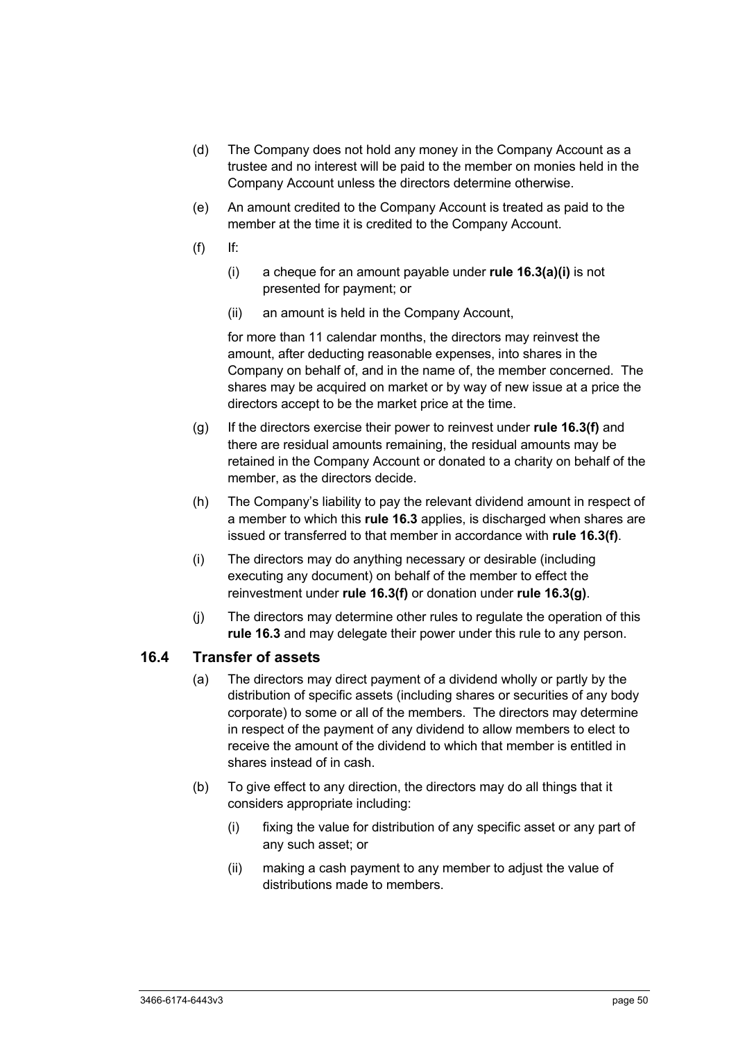(d) The Company does not hold any money in the Company Account as a trustee and no interest will be paid to the member on monies held in the Company Account unless the directors determine otherwise.

(e) An amount credited to the Company Account is treated as paid to the member at the time it is credited to the Company Account.

(f) If:

   (i) a cheque for an amount payable under **rule 16.3(a)(i)** is not presented for payment; or

   (ii) an amount is held in the Company Account,

   for more than 11 calendar months, the directors may reinvest the amount, after deducting reasonable expenses, into shares in the Company on behalf of, and in the name of, the member concerned. The shares may be acquired on market or by way of new issue at a price the directors accept to be the market price at the time.

(g) If the directors exercise their power to reinvest under **rule 16.3(f)** and there are residual amounts remaining, the residual amounts may be retained in the Company Account or donated to a charity on behalf of the member, as the directors decide.

(h) The Company's liability to pay the relevant dividend amount in respect of a member to which this **rule 16.3** applies, is discharged when shares are issued or transferred to that member in accordance with **rule 16.3(f)**.

(i) The directors may do anything necessary or desirable (including executing any document) on behalf of the member to effect the reinvestment under **rule 16.3(f)** or donation under **rule 16.3(g)**.

(j) The directors may determine other rules to regulate the operation of this **rule 16.3** and may delegate their power under this rule to any person.

## 16.4 Transfer of assets

(a) The directors may direct payment of a dividend wholly or partly by the distribution of specific assets (including shares or securities of any body corporate) to some or all of the members. The directors may determine in respect of the payment of any dividend to allow members to elect to receive the amount of the dividend to which that member is entitled in shares instead of in cash.

(b) To give effect to any direction, the directors may do all things that it considers appropriate including:

   (i) fixing the value for distribution of any specific asset or any part of any such asset; or

   (ii) making a cash payment to any member to adjust the value of distributions made to members.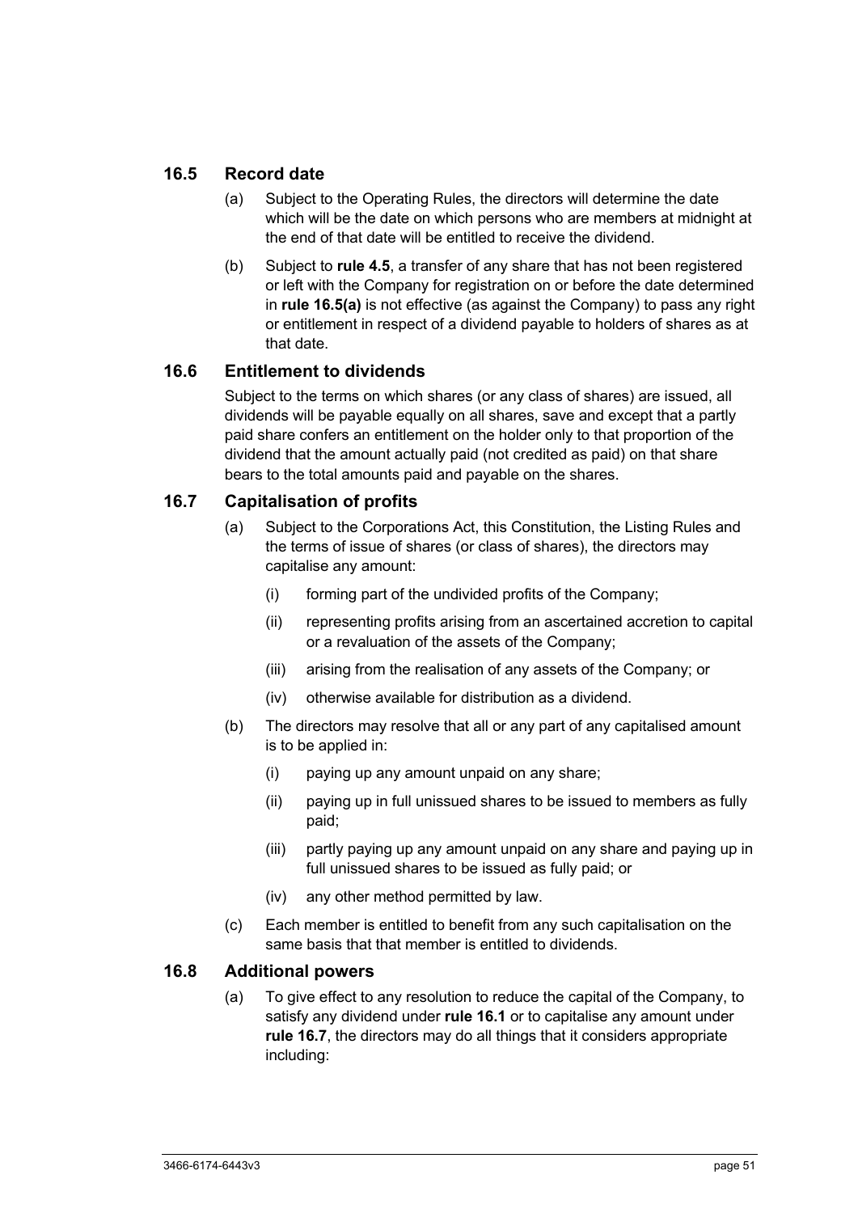## 16.5 Record date

(a) Subject to the Operating Rules, the directors will determine the date which will be the date on which persons who are members at midnight at the end of that date will be entitled to receive the dividend.

(b) Subject to **rule 4.5**, a transfer of any share that has not been registered or left with the Company for registration on or before the date determined in **rule 16.5(a)** is not effective (as against the Company) to pass any right or entitlement in respect of a dividend payable to holders of shares as at that date.

## 16.6 Entitlement to dividends

Subject to the terms on which shares (or any class of shares) are issued, all dividends will be payable equally on all shares, save and except that a partly paid share confers an entitlement on the holder only to that proportion of the dividend that the amount actually paid (not credited as paid) on that share bears to the total amounts paid and payable on the shares.

## 16.7 Capitalisation of profits

(a) Subject to the Corporations Act, this Constitution, the Listing Rules and the terms of issue of shares (or class of shares), the directors may capitalise any amount:

(i) forming part of the undivided profits of the Company;

(ii) representing profits arising from an ascertained accretion to capital or a revaluation of the assets of the Company;

(iii) arising from the realisation of any assets of the Company; or

(iv) otherwise available for distribution as a dividend.

(b) The directors may resolve that all or any part of any capitalised amount is to be applied in:

(i) paying up any amount unpaid on any share;

(ii) paying up in full unissued shares to be issued to members as fully paid;

(iii) partly paying up any amount unpaid on any share and paying up in full unissued shares to be issued as fully paid; or

(iv) any other method permitted by law.

(c) Each member is entitled to benefit from any such capitalisation on the same basis that that member is entitled to dividends.

## 16.8 Additional powers

(a) To give effect to any resolution to reduce the capital of the Company, to satisfy any dividend under **rule 16.1** or to capitalise any amount under **rule 16.7**, the directors may do all things that it considers appropriate including: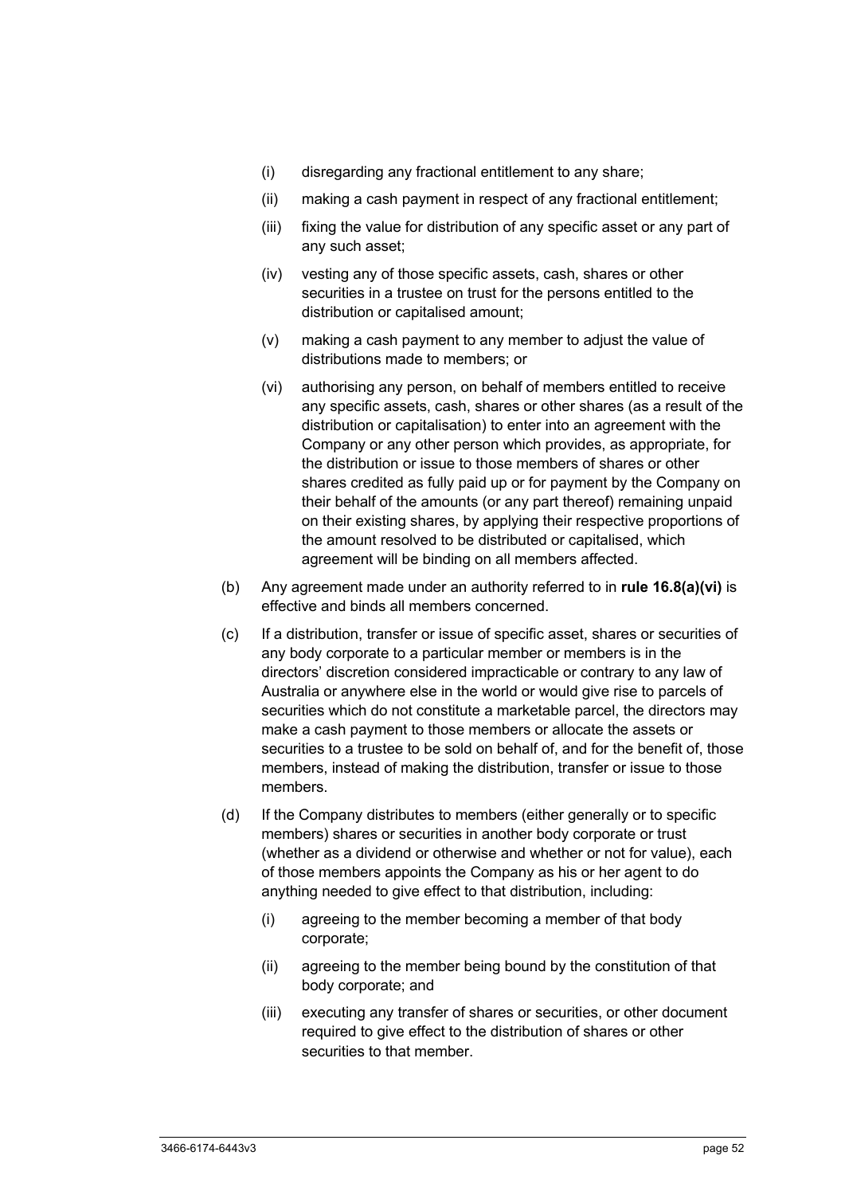(i) disregarding any fractional entitlement to any share;

(ii) making a cash payment in respect of any fractional entitlement;

(iii) fixing the value for distribution of any specific asset or any part of any such asset;

(iv) vesting any of those specific assets, cash, shares or other securities in a trustee on trust for the persons entitled to the distribution or capitalised amount;

(v) making a cash payment to any member to adjust the value of distributions made to members; or

(vi) authorising any person, on behalf of members entitled to receive any specific assets, cash, shares or other shares (as a result of the distribution or capitalisation) to enter into an agreement with the Company or any other person which provides, as appropriate, for the distribution or issue to those members of shares or other shares credited as fully paid up or for payment by the Company on their behalf of the amounts (or any part thereof) remaining unpaid on their existing shares, by applying their respective proportions of the amount resolved to be distributed or capitalised, which agreement will be binding on all members affected.

(b) Any agreement made under an authority referred to in **rule 16.8(a)(vi)** is effective and binds all members concerned.

(c) If a distribution, transfer or issue of specific asset, shares or securities of any body corporate to a particular member or members is in the directors' discretion considered impracticable or contrary to any law of Australia or anywhere else in the world or would give rise to parcels of securities which do not constitute a marketable parcel, the directors may make a cash payment to those members or allocate the assets or securities to a trustee to be sold on behalf of, and for the benefit of, those members, instead of making the distribution, transfer or issue to those members.

(d) If the Company distributes to members (either generally or to specific members) shares or securities in another body corporate or trust (whether as a dividend or otherwise and whether or not for value), each of those members appoints the Company as his or her agent to do anything needed to give effect to that distribution, including:

(i) agreeing to the member becoming a member of that body corporate;

(ii) agreeing to the member being bound by the constitution of that body corporate; and

(iii) executing any transfer of shares or securities, or other document required to give effect to the distribution of shares or other securities to that member.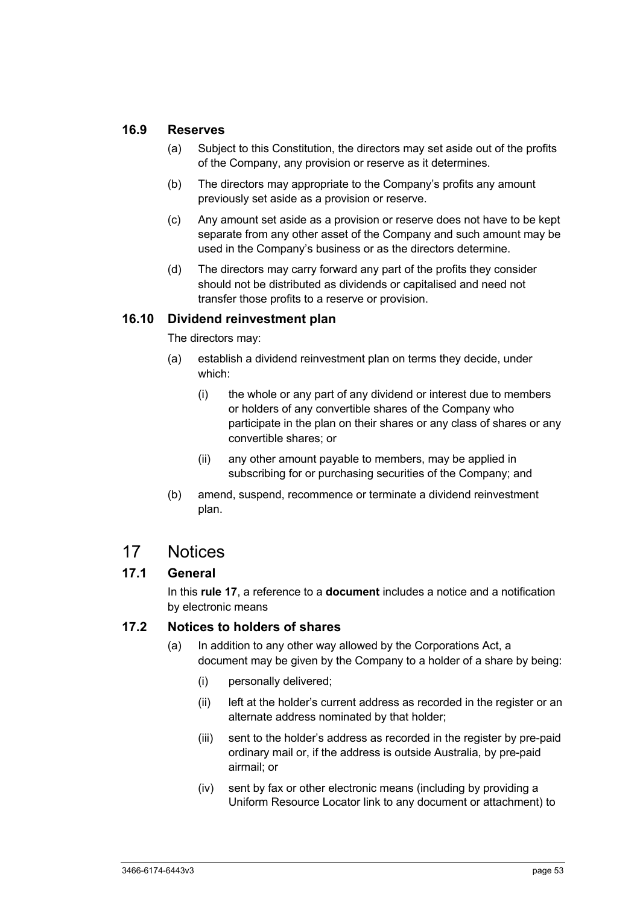### 16.9 Reserves

(a) Subject to this Constitution, the directors may set aside out of the profits of the Company, any provision or reserve as it determines.

(b) The directors may appropriate to the Company's profits any amount previously set aside as a provision or reserve.

(c) Any amount set aside as a provision or reserve does not have to be kept separate from any other asset of the Company and such amount may be used in the Company's business or as the directors determine.

(d) The directors may carry forward any part of the profits they consider should not be distributed as dividends or capitalised and need not transfer those profits to a reserve or provision.

### 16.10 Dividend reinvestment plan

The directors may:

(a) establish a dividend reinvestment plan on terms they decide, under which:

   (i) the whole or any part of any dividend or interest due to members or holders of any convertible shares of the Company who participate in the plan on their shares or any class of shares or any convertible shares; or

   (ii) any other amount payable to members, may be applied in subscribing for or purchasing securities of the Company; and

(b) amend, suspend, recommence or terminate a dividend reinvestment plan.

## 17 Notices

### 17.1 General

In this **rule 17**, a reference to a **document** includes a notice and a notification by electronic means

### 17.2 Notices to holders of shares

(a) In addition to any other way allowed by the Corporations Act, a document may be given by the Company to a holder of a share by being:

   (i) personally delivered;

   (ii) left at the holder's current address as recorded in the register or an alternate address nominated by that holder;

   (iii) sent to the holder's address as recorded in the register by pre-paid ordinary mail or, if the address is outside Australia, by pre-paid airmail; or

   (iv) sent by fax or other electronic means (including by providing a Uniform Resource Locator link to any document or attachment) to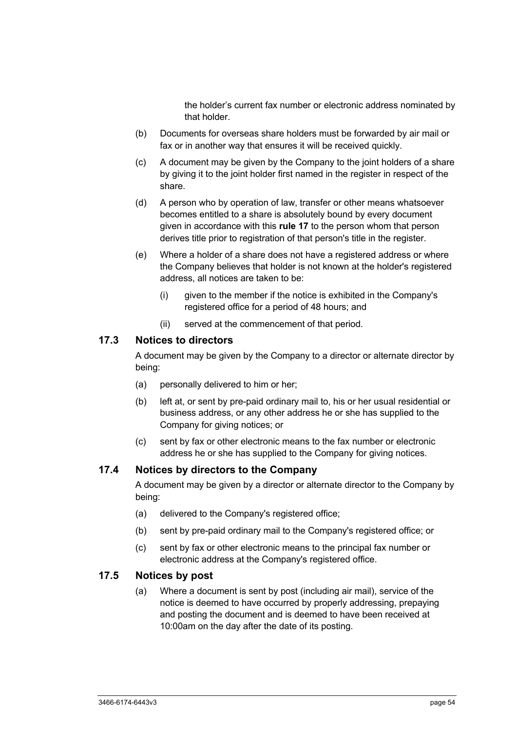the holder's current fax number or electronic address nominated by that holder.

(b) Documents for overseas share holders must be forwarded by air mail or fax or in another way that ensures it will be received quickly.

(c) A document may be given by the Company to the joint holders of a share by giving it to the joint holder first named in the register in respect of the share.

(d) A person who by operation of law, transfer or other means whatsoever becomes entitled to a share is absolutely bound by every document given in accordance with this **rule 17** to the person whom that person derives title prior to registration of that person's title in the register.

(e) Where a holder of a share does not have a registered address or where the Company believes that holder is not known at the holder's registered address, all notices are taken to be:

(i) given to the member if the notice is exhibited in the Company's registered office for a period of 48 hours; and

(ii) served at the commencement of that period.

## 17.3 Notices to directors

A document may be given by the Company to a director or alternate director by being:

(a) personally delivered to him or her;

(b) left at, or sent by pre-paid ordinary mail to, his or her usual residential or business address, or any other address he or she has supplied to the Company for giving notices; or

(c) sent by fax or other electronic means to the fax number or electronic address he or she has supplied to the Company for giving notices.

## 17.4 Notices by directors to the Company

A document may be given by a director or alternate director to the Company by being:

(a) delivered to the Company's registered office;

(b) sent by pre-paid ordinary mail to the Company's registered office; or

(c) sent by fax or other electronic means to the principal fax number or electronic address at the Company's registered office.

## 17.5 Notices by post

(a) Where a document is sent by post (including air mail), service of the notice is deemed to have occurred by properly addressing, prepaying and posting the document and is deemed to have been received at 10:00am on the day after the date of its posting.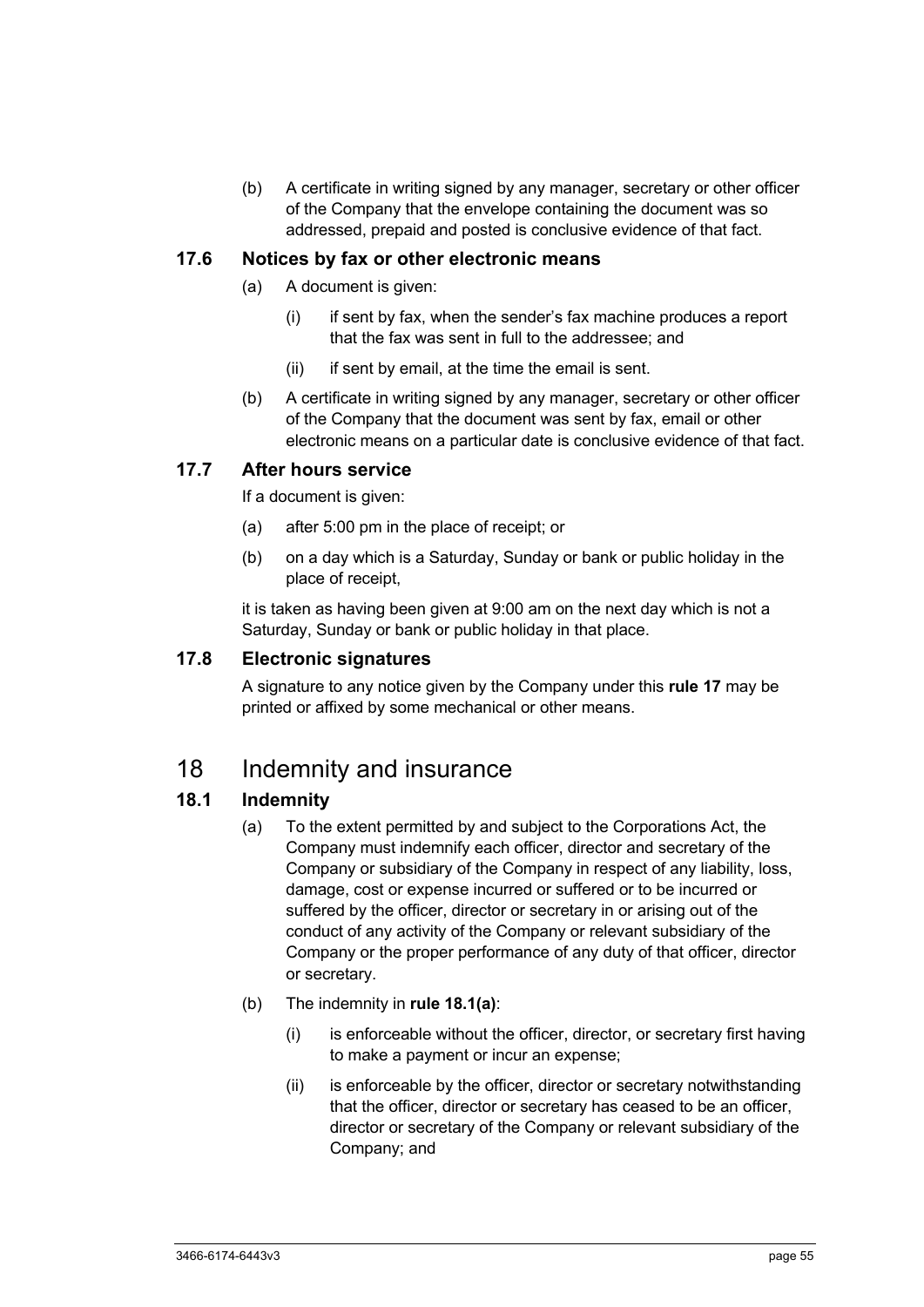(b) A certificate in writing signed by any manager, secretary or other officer of the Company that the envelope containing the document was so addressed, prepaid and posted is conclusive evidence of that fact.

### 17.6 Notices by fax or other electronic means

(a) A document is given:

(i) if sent by fax, when the sender's fax machine produces a report that the fax was sent in full to the addressee; and

(ii) if sent by email, at the time the email is sent.

(b) A certificate in writing signed by any manager, secretary or other officer of the Company that the document was sent by fax, email or other electronic means on a particular date is conclusive evidence of that fact.

### 17.7 After hours service

If a document is given:

(a) after 5:00 pm in the place of receipt; or

(b) on a day which is a Saturday, Sunday or bank or public holiday in the place of receipt,

it is taken as having been given at 9:00 am on the next day which is not a Saturday, Sunday or bank or public holiday in that place.

### 17.8 Electronic signatures

A signature to any notice given by the Company under this **rule 17** may be printed or affixed by some mechanical or other means.

## 18 Indemnity and insurance

### 18.1 Indemnity

(a) To the extent permitted by and subject to the Corporations Act, the Company must indemnify each officer, director and secretary of the Company or subsidiary of the Company in respect of any liability, loss, damage, cost or expense incurred or suffered or to be incurred or suffered by the officer, director or secretary in or arising out of the conduct of any activity of the Company or relevant subsidiary of the Company or the proper performance of any duty of that officer, director or secretary.

(b) The indemnity in **rule 18.1(a)**:

(i) is enforceable without the officer, director, or secretary first having to make a payment or incur an expense;

(ii) is enforceable by the officer, director or secretary notwithstanding that the officer, director or secretary has ceased to be an officer, director or secretary of the Company or relevant subsidiary of the Company; and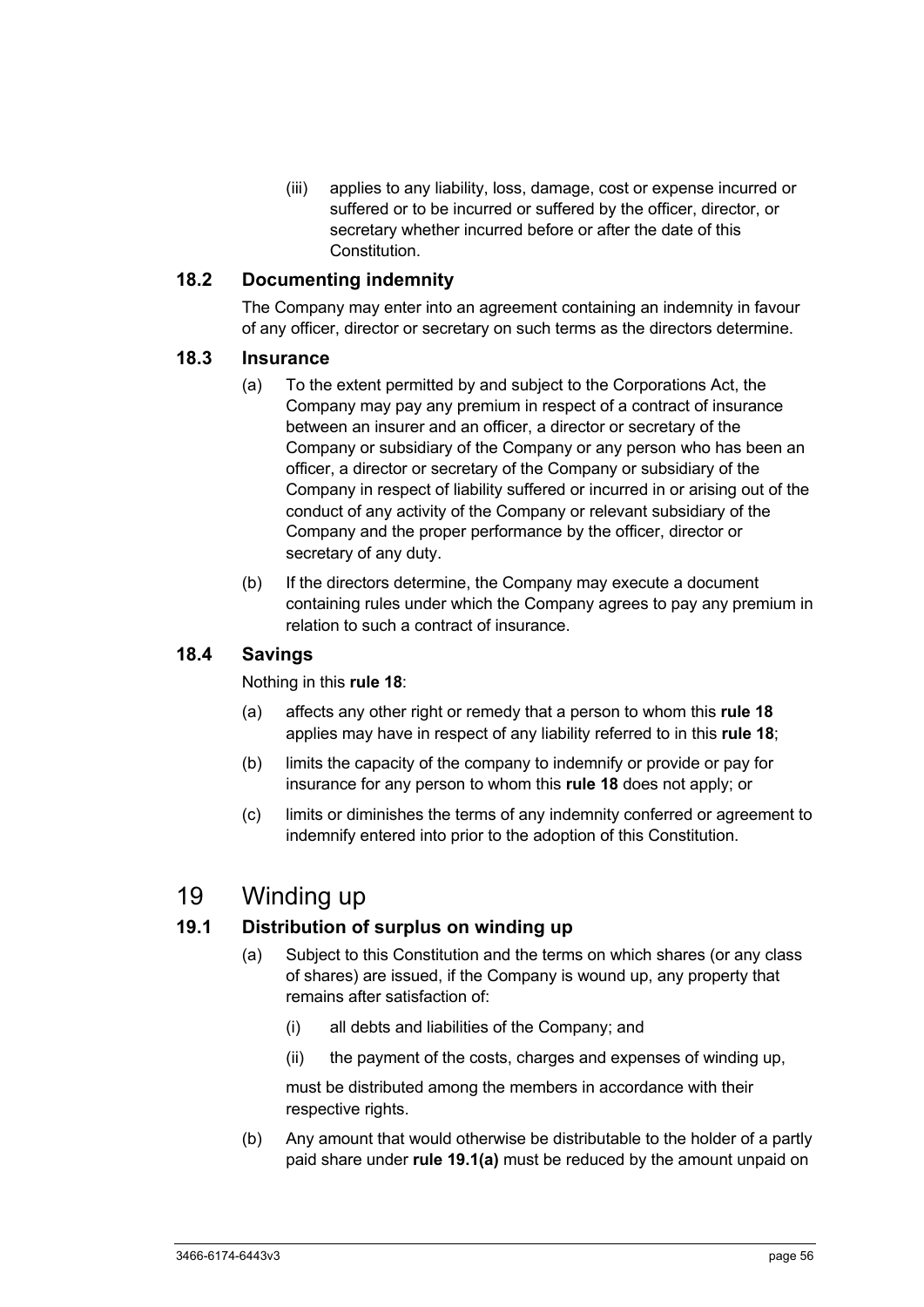(iii) applies to any liability, loss, damage, cost or expense incurred or suffered or to be incurred or suffered by the officer, director, or secretary whether incurred before or after the date of this Constitution.

### 18.2 Documenting indemnity

The Company may enter into an agreement containing an indemnity in favour of any officer, director or secretary on such terms as the directors determine.

### 18.3 Insurance

(a) To the extent permitted by and subject to the Corporations Act, the Company may pay any premium in respect of a contract of insurance between an insurer and an officer, a director or secretary of the Company or subsidiary of the Company or any person who has been an officer, a director or secretary of the Company or subsidiary of the Company in respect of liability suffered or incurred in or arising out of the conduct of any activity of the Company or relevant subsidiary of the Company and the proper performance by the officer, director or secretary of any duty.

(b) If the directors determine, the Company may execute a document containing rules under which the Company agrees to pay any premium in relation to such a contract of insurance.

### 18.4 Savings

Nothing in this **rule 18**:

(a) affects any other right or remedy that a person to whom this **rule 18** applies may have in respect of any liability referred to in this **rule 18**;

(b) limits the capacity of the company to indemnify or provide or pay for insurance for any person to whom this **rule 18** does not apply; or

(c) limits or diminishes the terms of any indemnity conferred or agreement to indemnify entered into prior to the adoption of this Constitution.

## 19 Winding up

### 19.1 Distribution of surplus on winding up

(a) Subject to this Constitution and the terms on which shares (or any class of shares) are issued, if the Company is wound up, any property that remains after satisfaction of:

(i) all debts and liabilities of the Company; and

(ii) the payment of the costs, charges and expenses of winding up,

must be distributed among the members in accordance with their respective rights.

(b) Any amount that would otherwise be distributable to the holder of a partly paid share under **rule 19.1(a)** must be reduced by the amount unpaid on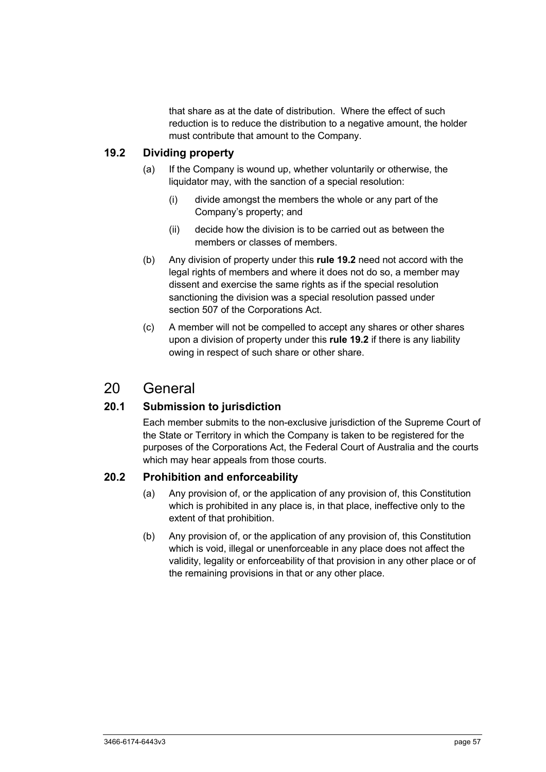that share as at the date of distribution. Where the effect of such reduction is to reduce the distribution to a negative amount, the holder must contribute that amount to the Company.

### 19.2 Dividing property

(a) If the Company is wound up, whether voluntarily or otherwise, the liquidator may, with the sanction of a special resolution:

(i) divide amongst the members the whole or any part of the Company's property; and

(ii) decide how the division is to be carried out as between the members or classes of members.

(b) Any division of property under this **rule 19.2** need not accord with the legal rights of members and where it does not do so, a member may dissent and exercise the same rights as if the special resolution sanctioning the division was a special resolution passed under section 507 of the Corporations Act.

(c) A member will not be compelled to accept any shares or other shares upon a division of property under this **rule 19.2** if there is any liability owing in respect of such share or other share.

## 20 General

### 20.1 Submission to jurisdiction

Each member submits to the non-exclusive jurisdiction of the Supreme Court of the State or Territory in which the Company is taken to be registered for the purposes of the Corporations Act, the Federal Court of Australia and the courts which may hear appeals from those courts.

### 20.2 Prohibition and enforceability

(a) Any provision of, or the application of any provision of, this Constitution which is prohibited in any place is, in that place, ineffective only to the extent of that prohibition.

(b) Any provision of, or the application of any provision of, this Constitution which is void, illegal or unenforceable in any place does not affect the validity, legality or enforceability of that provision in any other place or of the remaining provisions in that or any other place.